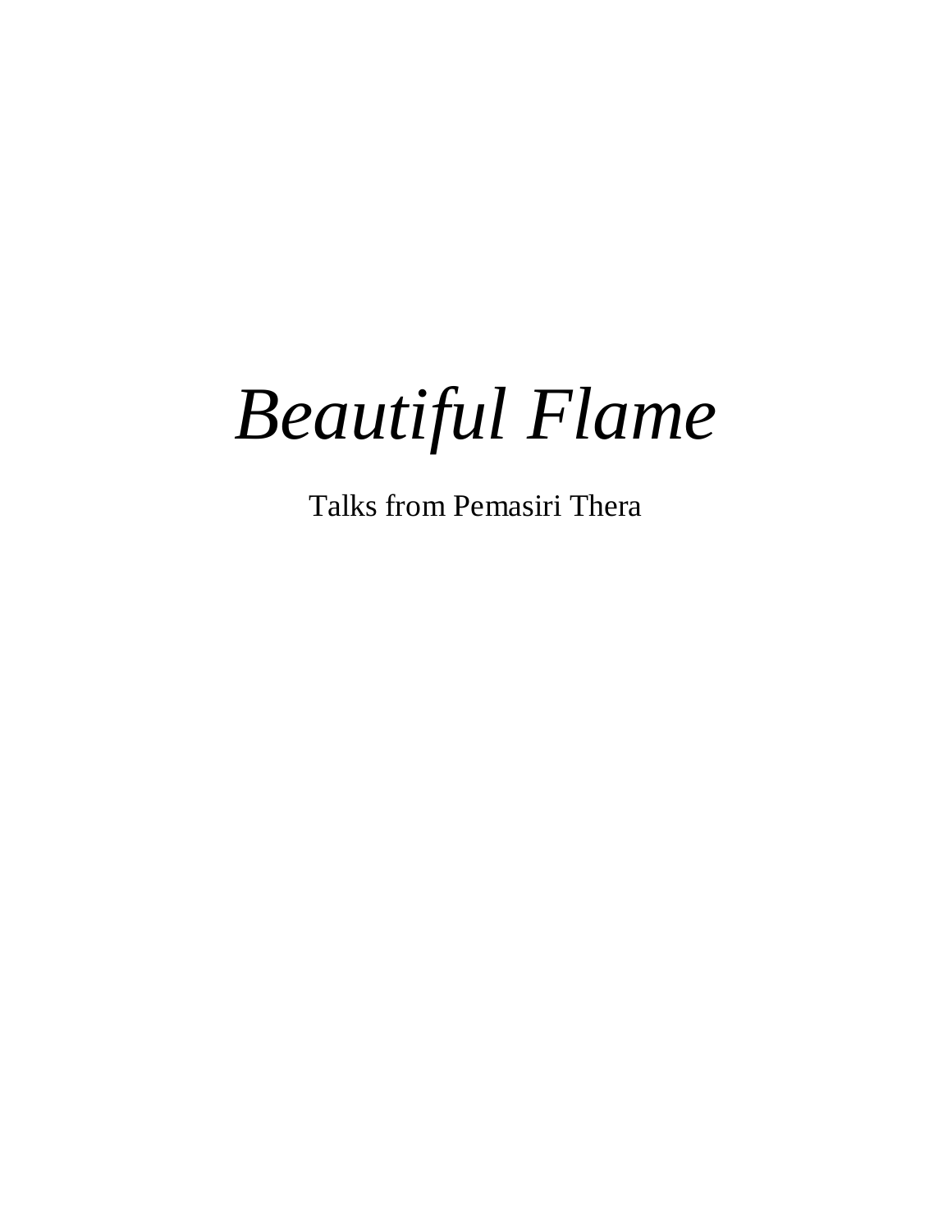# *Beautiful Flame*

Talks from Pemasiri Thera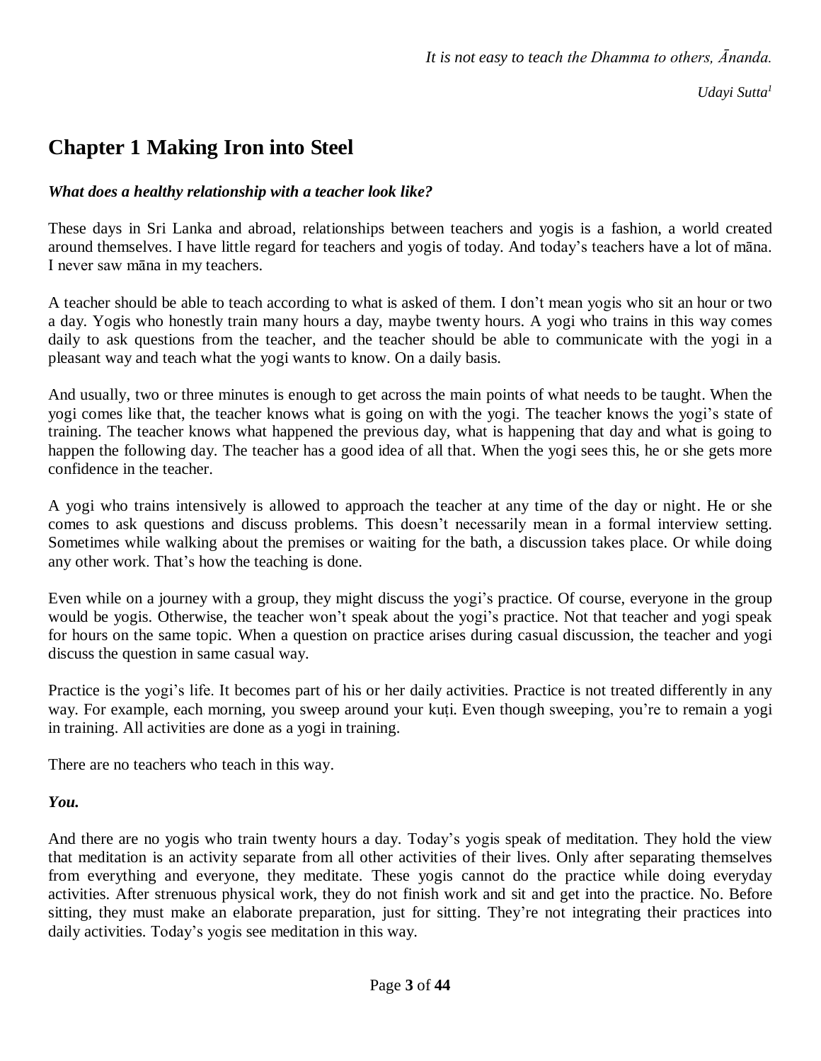*It is not easy to teach the Dhamma to others, Ānanda.*

*Udayi Sutta*[1]

# Chapter 1 Making Iron into Steel

***What does a healthy relationship with a teacher look like?***

These days in Sri Lanka and abroad, relationships between teachers and yogis is a fashion, a world created around themselves. I have little regard for teachers and yogis of today. And today's teachers have a lot of māna. I never saw māna in my teachers.

A teacher should be able to teach according to what is asked of them. I don't mean yogis who sit an hour or two a day. Yogis who honestly train many hours a day, maybe twenty hours. A yogi who trains in this way comes daily to ask questions from the teacher, and the teacher should be able to communicate with the yogi in a pleasant way and teach what the yogi wants to know. On a daily basis.

And usually, two or three minutes is enough to get across the main points of what needs to be taught. When the yogi comes like that, the teacher knows what is going on with the yogi. The teacher knows the yogi's state of training. The teacher knows what happened the previous day, what is happening that day and what is going to happen the following day. The teacher has a good idea of all that. When the yogi sees this, he or she gets more confidence in the teacher.

A yogi who trains intensively is allowed to approach the teacher at any time of the day or night. He or she comes to ask questions and discuss problems. This doesn't necessarily mean in a formal interview setting. Sometimes while walking about the premises or waiting for the bath, a discussion takes place. Or while doing any other work. That's how the teaching is done.

Even while on a journey with a group, they might discuss the yogi's practice. Of course, everyone in the group would be yogis. Otherwise, the teacher won't speak about the yogi's practice. Not that teacher and yogi speak for hours on the same topic. When a question on practice arises during casual discussion, the teacher and yogi discuss the question in same casual way.

Practice is the yogi's life. It becomes part of his or her daily activities. Practice is not treated differently in any way. For example, each morning, you sweep around your kuṭi. Even though sweeping, you're to remain a yogi in training. All activities are done as a yogi in training.

There are no teachers who teach in this way.

***You.***

And there are no yogis who train twenty hours a day. Today's yogis speak of meditation. They hold the view that meditation is an activity separate from all other activities of their lives. Only after separating themselves from everything and everyone, they meditate. These yogis cannot do the practice while doing everyday activities. After strenuous physical work, they do not finish work and sit and get into the practice. No. Before sitting, they must make an elaborate preparation, just for sitting. They're not integrating their practices into daily activities. Today's yogis see meditation in this way.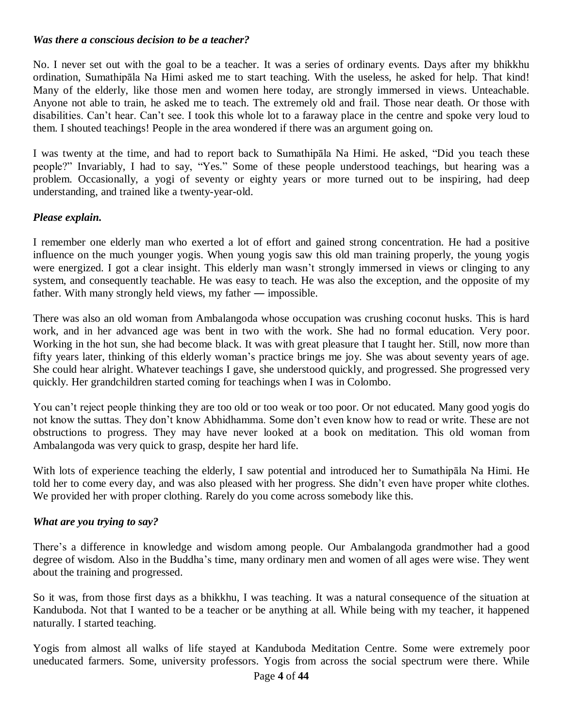***Was there a conscious decision to be a teacher?***

No. I never set out with the goal to be a teacher. It was a series of ordinary events. Days after my bhikkhu ordination, Sumathipāla Na Himi asked me to start teaching. With the useless, he asked for help. That kind! Many of the elderly, like those men and women here today, are strongly immersed in views. Unteachable. Anyone not able to train, he asked me to teach. The extremely old and frail. Those near death. Or those with disabilities. Can't hear. Can't see. I took this whole lot to a faraway place in the centre and spoke very loud to them. I shouted teachings! People in the area wondered if there was an argument going on.

I was twenty at the time, and had to report back to Sumathipāla Na Himi. He asked, "Did you teach these people?" Invariably, I had to say, "Yes." Some of these people understood teachings, but hearing was a problem. Occasionally, a yogi of seventy or eighty years or more turned out to be inspiring, had deep understanding, and trained like a twenty-year-old.

***Please explain.***

I remember one elderly man who exerted a lot of effort and gained strong concentration. He had a positive influence on the much younger yogis. When young yogis saw this old man training properly, the young yogis were energized. I got a clear insight. This elderly man wasn't strongly immersed in views or clinging to any system, and consequently teachable. He was easy to teach. He was also the exception, and the opposite of my father. With many strongly held views, my father ― impossible.

There was also an old woman from Ambalangoda whose occupation was crushing coconut husks. This is hard work, and in her advanced age was bent in two with the work. She had no formal education. Very poor. Working in the hot sun, she had become black. It was with great pleasure that I taught her. Still, now more than fifty years later, thinking of this elderly woman's practice brings me joy. She was about seventy years of age. She could hear alright. Whatever teachings I gave, she understood quickly, and progressed. She progressed very quickly. Her grandchildren started coming for teachings when I was in Colombo.

You can't reject people thinking they are too old or too weak or too poor. Or not educated. Many good yogis do not know the suttas. They don't know Abhidhamma. Some don't even know how to read or write. These are not obstructions to progress. They may have never looked at a book on meditation. This old woman from Ambalangoda was very quick to grasp, despite her hard life.

With lots of experience teaching the elderly, I saw potential and introduced her to Sumathipāla Na Himi. He told her to come every day, and was also pleased with her progress. She didn't even have proper white clothes. We provided her with proper clothing. Rarely do you come across somebody like this.

***What are you trying to say?***

There's a difference in knowledge and wisdom among people. Our Ambalangoda grandmother had a good degree of wisdom. Also in the Buddha's time, many ordinary men and women of all ages were wise. They went about the training and progressed.

So it was, from those first days as a bhikkhu, I was teaching. It was a natural consequence of the situation at Kanduboda. Not that I wanted to be a teacher or be anything at all. While being with my teacher, it happened naturally. I started teaching.

Yogis from almost all walks of life stayed at Kanduboda Meditation Centre. Some were extremely poor uneducated farmers. Some, university professors. Yogis from across the social spectrum were there. While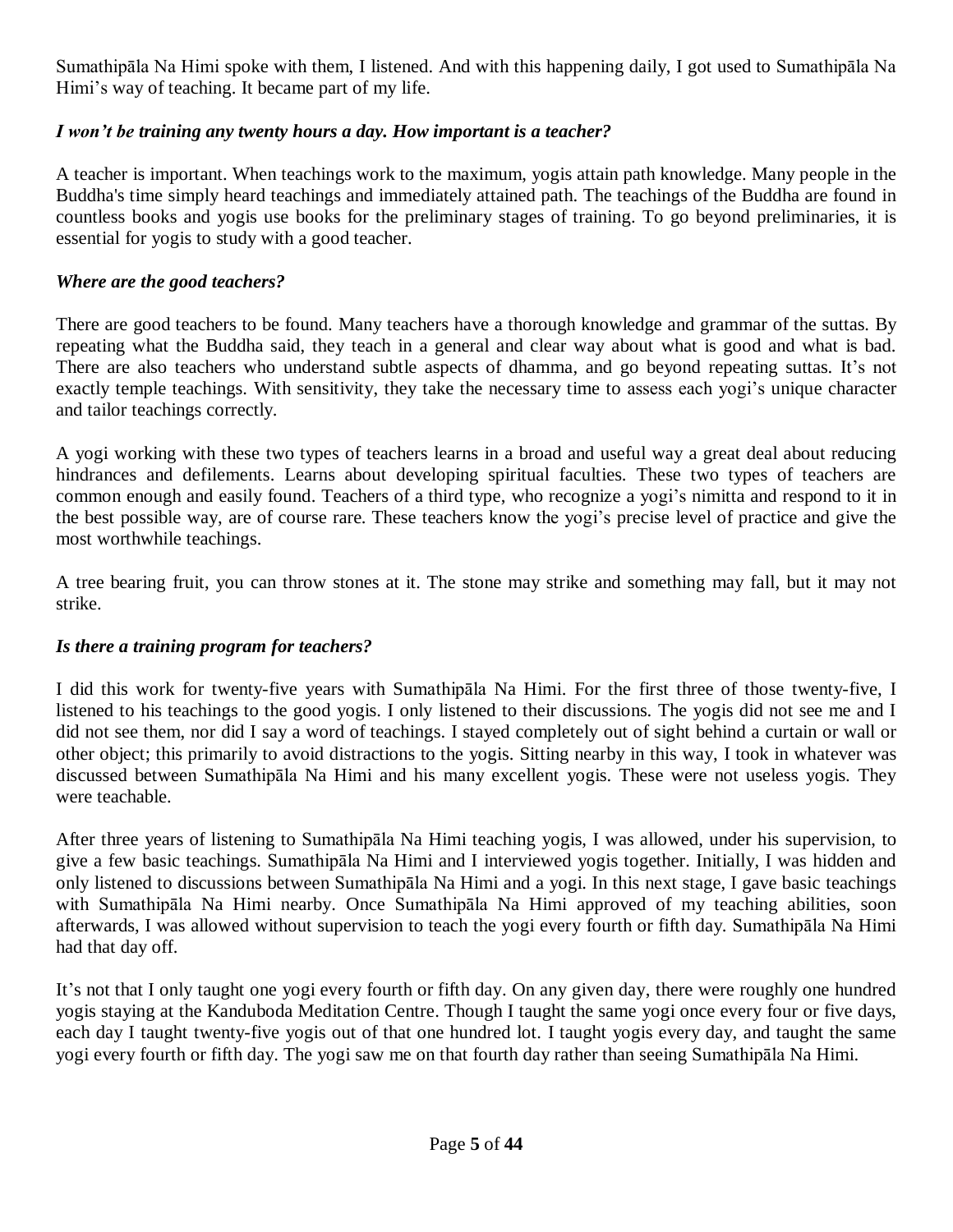Sumathipāla Na Himi spoke with them, I listened. And with this happening daily, I got used to Sumathipāla Na Himi's way of teaching. It became part of my life.

***I won't be training any twenty hours a day. How important is a teacher?***

A teacher is important. When teachings work to the maximum, yogis attain path knowledge. Many people in the Buddha's time simply heard teachings and immediately attained path. The teachings of the Buddha are found in countless books and yogis use books for the preliminary stages of training. To go beyond preliminaries, it is essential for yogis to study with a good teacher.

***Where are the good teachers?***

There are good teachers to be found. Many teachers have a thorough knowledge and grammar of the suttas. By repeating what the Buddha said, they teach in a general and clear way about what is good and what is bad. There are also teachers who understand subtle aspects of dhamma, and go beyond repeating suttas. It's not exactly temple teachings. With sensitivity, they take the necessary time to assess each yogi's unique character and tailor teachings correctly.

A yogi working with these two types of teachers learns in a broad and useful way a great deal about reducing hindrances and defilements. Learns about developing spiritual faculties. These two types of teachers are common enough and easily found. Teachers of a third type, who recognize a yogi's nimitta and respond to it in the best possible way, are of course rare. These teachers know the yogi's precise level of practice and give the most worthwhile teachings.

A tree bearing fruit, you can throw stones at it. The stone may strike and something may fall, but it may not strike.

***Is there a training program for teachers?***

I did this work for twenty-five years with Sumathipāla Na Himi. For the first three of those twenty-five, I listened to his teachings to the good yogis. I only listened to their discussions. The yogis did not see me and I did not see them, nor did I say a word of teachings. I stayed completely out of sight behind a curtain or wall or other object; this primarily to avoid distractions to the yogis. Sitting nearby in this way, I took in whatever was discussed between Sumathipāla Na Himi and his many excellent yogis. These were not useless yogis. They were teachable.

After three years of listening to Sumathipāla Na Himi teaching yogis, I was allowed, under his supervision, to give a few basic teachings. Sumathipāla Na Himi and I interviewed yogis together. Initially, I was hidden and only listened to discussions between Sumathipāla Na Himi and a yogi. In this next stage, I gave basic teachings with Sumathipāla Na Himi nearby. Once Sumathipāla Na Himi approved of my teaching abilities, soon afterwards, I was allowed without supervision to teach the yogi every fourth or fifth day. Sumathipāla Na Himi had that day off.

It's not that I only taught one yogi every fourth or fifth day. On any given day, there were roughly one hundred yogis staying at the Kanduboda Meditation Centre. Though I taught the same yogi once every four or five days, each day I taught twenty-five yogis out of that one hundred lot. I taught yogis every day, and taught the same yogi every fourth or fifth day. The yogi saw me on that fourth day rather than seeing Sumathipāla Na Himi.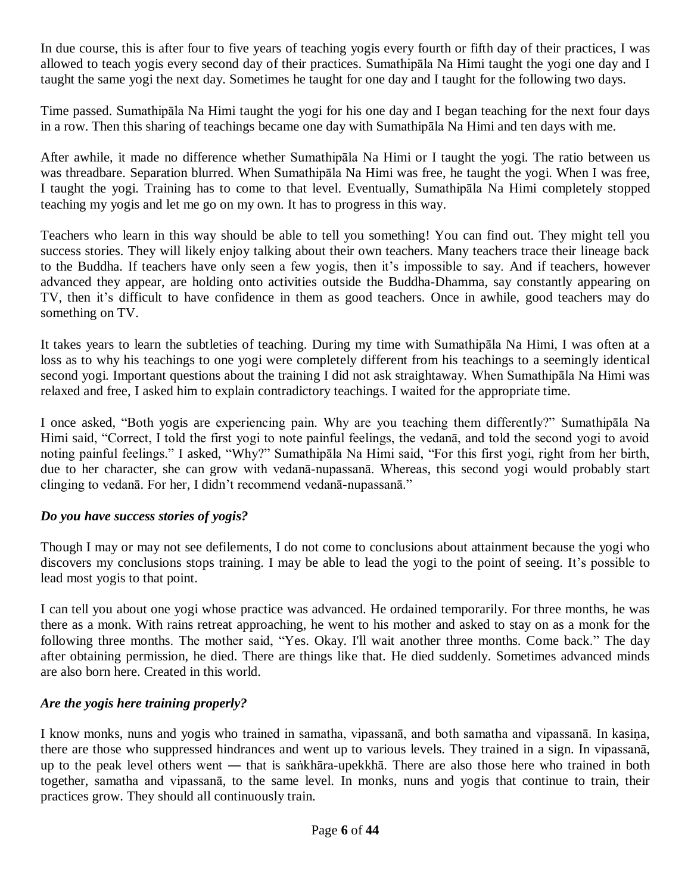In due course, this is after four to five years of teaching yogis every fourth or fifth day of their practices, I was allowed to teach yogis every second day of their practices. Sumathipāla Na Himi taught the yogi one day and I taught the same yogi the next day. Sometimes he taught for one day and I taught for the following two days.

Time passed. Sumathipāla Na Himi taught the yogi for his one day and I began teaching for the next four days in a row. Then this sharing of teachings became one day with Sumathipāla Na Himi and ten days with me.

After awhile, it made no difference whether Sumathipāla Na Himi or I taught the yogi. The ratio between us was threadbare. Separation blurred. When Sumathipāla Na Himi was free, he taught the yogi. When I was free, I taught the yogi. Training has to come to that level. Eventually, Sumathipāla Na Himi completely stopped teaching my yogis and let me go on my own. It has to progress in this way.

Teachers who learn in this way should be able to tell you something! You can find out. They might tell you success stories. They will likely enjoy talking about their own teachers. Many teachers trace their lineage back to the Buddha. If teachers have only seen a few yogis, then it's impossible to say. And if teachers, however advanced they appear, are holding onto activities outside the Buddha-Dhamma, say constantly appearing on TV, then it's difficult to have confidence in them as good teachers. Once in awhile, good teachers may do something on TV.

It takes years to learn the subtleties of teaching. During my time with Sumathipāla Na Himi, I was often at a loss as to why his teachings to one yogi were completely different from his teachings to a seemingly identical second yogi. Important questions about the training I did not ask straightaway. When Sumathipāla Na Himi was relaxed and free, I asked him to explain contradictory teachings. I waited for the appropriate time.

I once asked, "Both yogis are experiencing pain. Why are you teaching them differently?" Sumathipāla Na Himi said, "Correct, I told the first yogi to note painful feelings, the vedanā, and told the second yogi to avoid noting painful feelings." I asked, "Why?" Sumathipāla Na Himi said, "For this first yogi, right from her birth, due to her character, she can grow with vedanā-nupassanā. Whereas, this second yogi would probably start clinging to vedanā. For her, I didn't recommend vedanā-nupassanā."

***Do you have success stories of yogis?***

Though I may or may not see defilements, I do not come to conclusions about attainment because the yogi who discovers my conclusions stops training. I may be able to lead the yogi to the point of seeing. It's possible to lead most yogis to that point.

I can tell you about one yogi whose practice was advanced. He ordained temporarily. For three months, he was there as a monk. With rains retreat approaching, he went to his mother and asked to stay on as a monk for the following three months. The mother said, "Yes. Okay. I'll wait another three months. Come back." The day after obtaining permission, he died. There are things like that. He died suddenly. Sometimes advanced minds are also born here. Created in this world.

***Are the yogis here training properly?***

I know monks, nuns and yogis who trained in samatha, vipassanā, and both samatha and vipassanā. In kasiṇa, there are those who suppressed hindrances and went up to various levels. They trained in a sign. In vipassanā, up to the peak level others went ― that is saṅkhāra-upekkhā. There are also those here who trained in both together, samatha and vipassanā, to the same level. In monks, nuns and yogis that continue to train, their practices grow. They should all continuously train.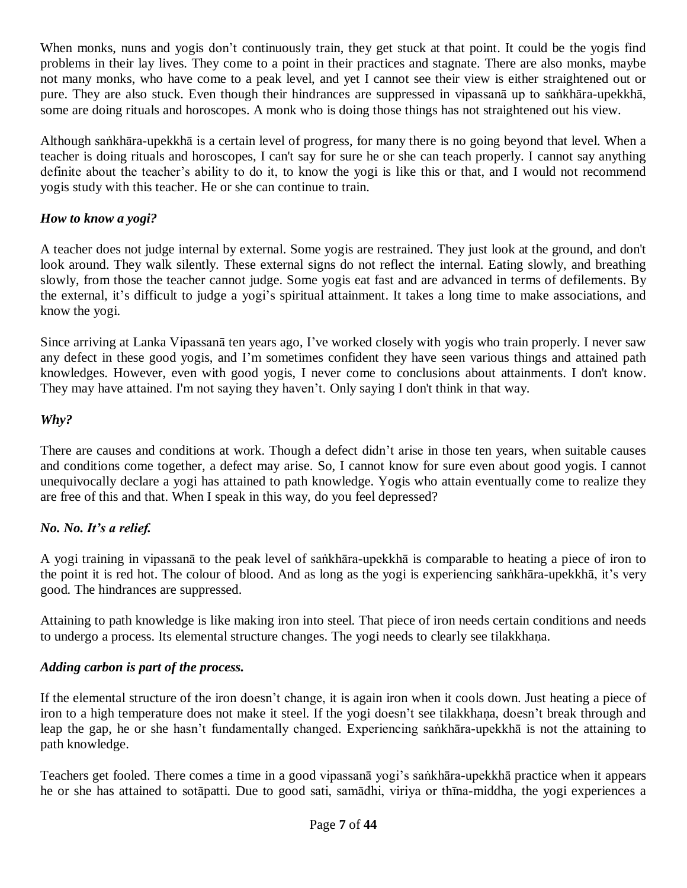When monks, nuns and yogis don't continuously train, they get stuck at that point. It could be the yogis find problems in their lay lives. They come to a point in their practices and stagnate. There are also monks, maybe not many monks, who have come to a peak level, and yet I cannot see their view is either straightened out or pure. They are also stuck. Even though their hindrances are suppressed in vipassanā up to saṅkhāra-upekkhā, some are doing rituals and horoscopes. A monk who is doing those things has not straightened out his view.

Although saṅkhāra-upekkhā is a certain level of progress, for many there is no going beyond that level. When a teacher is doing rituals and horoscopes, I can't say for sure he or she can teach properly. I cannot say anything definite about the teacher's ability to do it, to know the yogi is like this or that, and I would not recommend yogis study with this teacher. He or she can continue to train.

***How to know a yogi?***

A teacher does not judge internal by external. Some yogis are restrained. They just look at the ground, and don't look around. They walk silently. These external signs do not reflect the internal. Eating slowly, and breathing slowly, from those the teacher cannot judge. Some yogis eat fast and are advanced in terms of defilements. By the external, it's difficult to judge a yogi's spiritual attainment. It takes a long time to make associations, and know the yogi.

Since arriving at Lanka Vipassanā ten years ago, I've worked closely with yogis who train properly. I never saw any defect in these good yogis, and I'm sometimes confident they have seen various things and attained path knowledges. However, even with good yogis, I never come to conclusions about attainments. I don't know. They may have attained. I'm not saying they haven't. Only saying I don't think in that way.

***Why?***

There are causes and conditions at work. Though a defect didn't arise in those ten years, when suitable causes and conditions come together, a defect may arise. So, I cannot know for sure even about good yogis. I cannot unequivocally declare a yogi has attained to path knowledge. Yogis who attain eventually come to realize they are free of this and that. When I speak in this way, do you feel depressed?

***No. No. It's a relief.***

A yogi training in vipassanā to the peak level of saṅkhāra-upekkhā is comparable to heating a piece of iron to the point it is red hot. The colour of blood. And as long as the yogi is experiencing saṅkhāra-upekkhā, it's very good. The hindrances are suppressed.

Attaining to path knowledge is like making iron into steel. That piece of iron needs certain conditions and needs to undergo a process. Its elemental structure changes. The yogi needs to clearly see tilakkhaṇa.

***Adding carbon is part of the process.***

If the elemental structure of the iron doesn't change, it is again iron when it cools down. Just heating a piece of iron to a high temperature does not make it steel. If the yogi doesn't see tilakkhaṇa, doesn't break through and leap the gap, he or she hasn't fundamentally changed. Experiencing saṅkhāra-upekkhā is not the attaining to path knowledge.

Teachers get fooled. There comes a time in a good vipassanā yogi's saṅkhāra-upekkhā practice when it appears he or she has attained to sotāpatti. Due to good sati, samādhi, viriya or thīna-middha, the yogi experiences a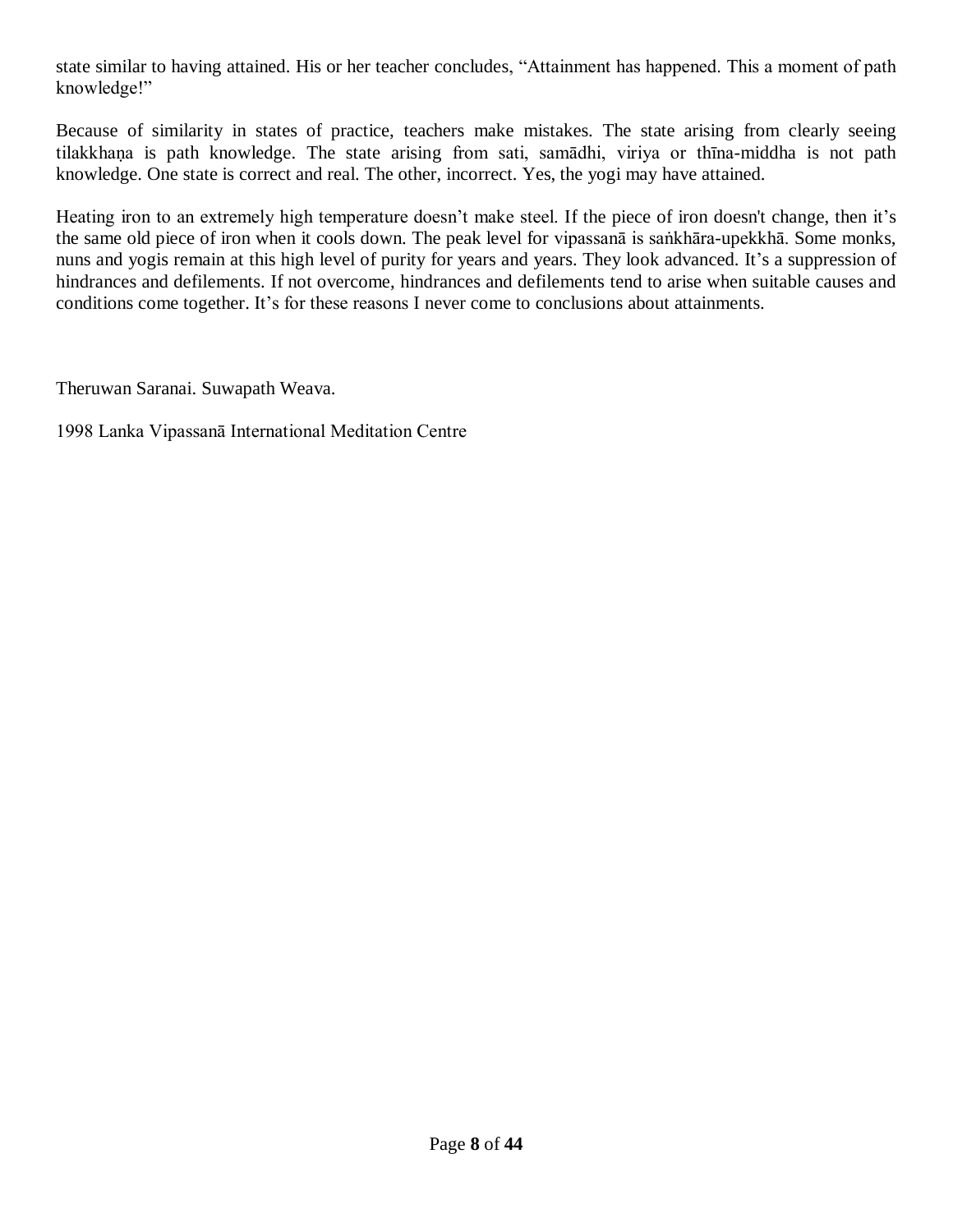state similar to having attained. His or her teacher concludes, “Attainment has happened. This a moment of path knowledge!”

Because of similarity in states of practice, teachers make mistakes. The state arising from clearly seeing tilakkhaṇa is path knowledge. The state arising from sati, samādhi, viriya or thīna-middha is not path knowledge. One state is correct and real. The other, incorrect. Yes, the yogi may have attained.

Heating iron to an extremely high temperature doesn’t make steel. If the piece of iron doesn't change, then it’s the same old piece of iron when it cools down. The peak level for vipassanā is saṅkhāra-upekkhā. Some monks, nuns and yogis remain at this high level of purity for years and years. They look advanced. It’s a suppression of hindrances and defilements. If not overcome, hindrances and defilements tend to arise when suitable causes and conditions come together. It’s for these reasons I never come to conclusions about attainments.

Theruwan Saranai. Suwapath Weava.

1998 Lanka Vipassanā International Meditation Centre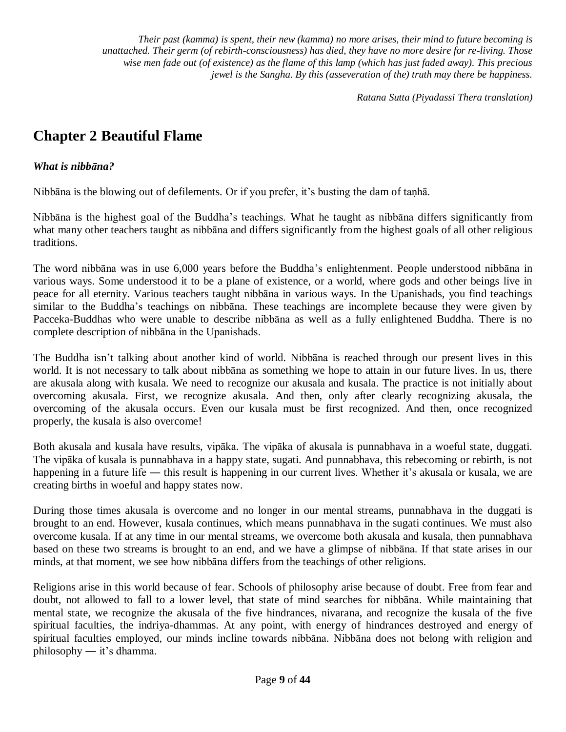*Their past (kamma) is spent, their new (kamma) no more arises, their mind to future becoming is unattached. Their germ (of rebirth-consciousness) has died, they have no more desire for re-living. Those wise men fade out (of existence) as the flame of this lamp (which has just faded away). This precious jewel is the Sangha. By this (asseveration of the) truth may there be happiness.*

*Ratana Sutta (Piyadassi Thera translation)*

# Chapter 2 Beautiful Flame

***What is nibbāna?***

Nibbāna is the blowing out of defilements. Or if you prefer, it's busting the dam of taṇhā.

Nibbāna is the highest goal of the Buddha's teachings. What he taught as nibbāna differs significantly from what many other teachers taught as nibbāna and differs significantly from the highest goals of all other religious traditions.

The word nibbāna was in use 6,000 years before the Buddha's enlightenment. People understood nibbāna in various ways. Some understood it to be a plane of existence, or a world, where gods and other beings live in peace for all eternity. Various teachers taught nibbāna in various ways. In the Upanishads, you find teachings similar to the Buddha's teachings on nibbāna. These teachings are incomplete because they were given by Pacceka-Buddhas who were unable to describe nibbāna as well as a fully enlightened Buddha. There is no complete description of nibbāna in the Upanishads.

The Buddha isn't talking about another kind of world. Nibbāna is reached through our present lives in this world. It is not necessary to talk about nibbāna as something we hope to attain in our future lives. In us, there are akusala along with kusala. We need to recognize our akusala and kusala. The practice is not initially about overcoming akusala. First, we recognize akusala. And then, only after clearly recognizing akusala, the overcoming of the akusala occurs. Even our kusala must be first recognized. And then, once recognized properly, the kusala is also overcome!

Both akusala and kusala have results, vipāka. The vipāka of akusala is punnabhava in a woeful state, duggati. The vipāka of kusala is punnabhava in a happy state, sugati. And punnabhava, this rebecoming or rebirth, is not happening in a future life ― this result is happening in our current lives. Whether it's akusala or kusala, we are creating births in woeful and happy states now.

During those times akusala is overcome and no longer in our mental streams, punnabhava in the duggati is brought to an end. However, kusala continues, which means punnabhava in the sugati continues. We must also overcome kusala. If at any time in our mental streams, we overcome both akusala and kusala, then punnabhava based on these two streams is brought to an end, and we have a glimpse of nibbāna. If that state arises in our minds, at that moment, we see how nibbāna differs from the teachings of other religions.

Religions arise in this world because of fear. Schools of philosophy arise because of doubt. Free from fear and doubt, not allowed to fall to a lower level, that state of mind searches for nibbāna. While maintaining that mental state, we recognize the akusala of the five hindrances, nivarana, and recognize the kusala of the five spiritual faculties, the indriya-dhammas. At any point, with energy of hindrances destroyed and energy of spiritual faculties employed, our minds incline towards nibbāna. Nibbāna does not belong with religion and philosophy ― it's dhamma.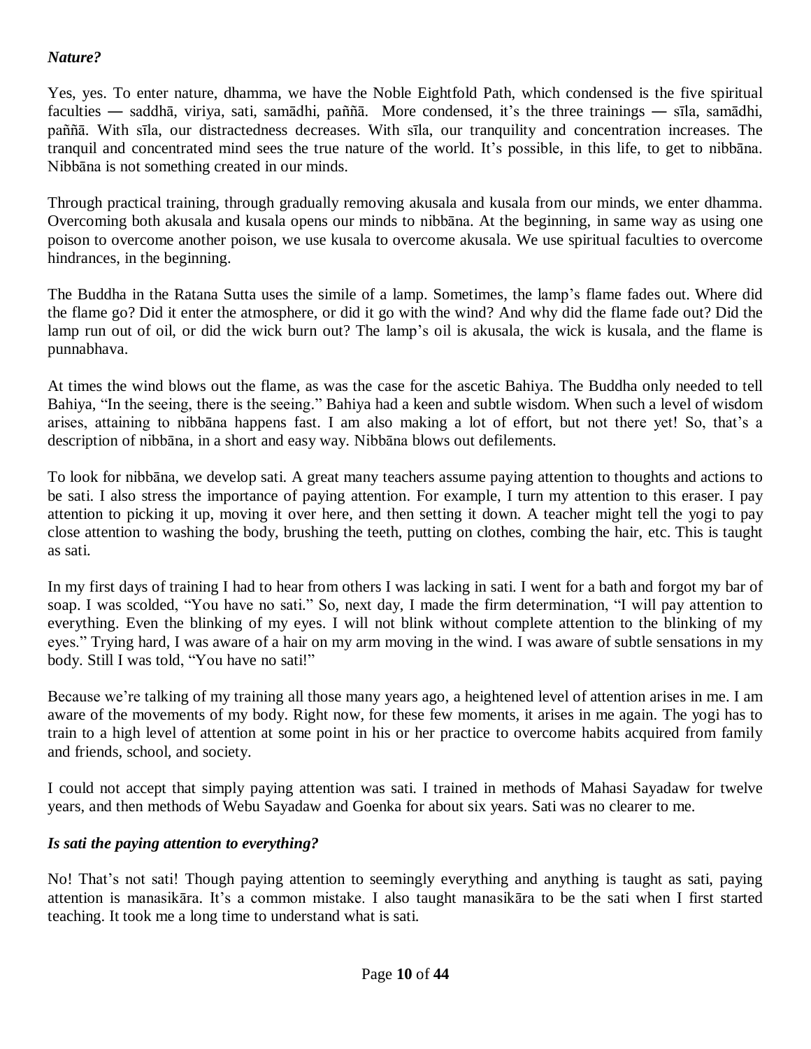***Nature?***

Yes, yes. To enter nature, dhamma, we have the Noble Eightfold Path, which condensed is the five spiritual faculties ― saddhā, viriya, sati, samādhi, paññā. More condensed, it's the three trainings ― sīla, samādhi, paññā. With sīla, our distractedness decreases. With sīla, our tranquility and concentration increases. The tranquil and concentrated mind sees the true nature of the world. It's possible, in this life, to get to nibbāna. Nibbāna is not something created in our minds.

Through practical training, through gradually removing akusala and kusala from our minds, we enter dhamma. Overcoming both akusala and kusala opens our minds to nibbāna. At the beginning, in same way as using one poison to overcome another poison, we use kusala to overcome akusala. We use spiritual faculties to overcome hindrances, in the beginning.

The Buddha in the Ratana Sutta uses the simile of a lamp. Sometimes, the lamp's flame fades out. Where did the flame go? Did it enter the atmosphere, or did it go with the wind? And why did the flame fade out? Did the lamp run out of oil, or did the wick burn out? The lamp's oil is akusala, the wick is kusala, and the flame is punnabhava.

At times the wind blows out the flame, as was the case for the ascetic Bahiya. The Buddha only needed to tell Bahiya, "In the seeing, there is the seeing." Bahiya had a keen and subtle wisdom. When such a level of wisdom arises, attaining to nibbāna happens fast. I am also making a lot of effort, but not there yet! So, that's a description of nibbāna, in a short and easy way. Nibbāna blows out defilements.

To look for nibbāna, we develop sati. A great many teachers assume paying attention to thoughts and actions to be sati. I also stress the importance of paying attention. For example, I turn my attention to this eraser. I pay attention to picking it up, moving it over here, and then setting it down. A teacher might tell the yogi to pay close attention to washing the body, brushing the teeth, putting on clothes, combing the hair, etc. This is taught as sati.

In my first days of training I had to hear from others I was lacking in sati. I went for a bath and forgot my bar of soap. I was scolded, "You have no sati." So, next day, I made the firm determination, "I will pay attention to everything. Even the blinking of my eyes. I will not blink without complete attention to the blinking of my eyes." Trying hard, I was aware of a hair on my arm moving in the wind. I was aware of subtle sensations in my body. Still I was told, "You have no sati!"

Because we're talking of my training all those many years ago, a heightened level of attention arises in me. I am aware of the movements of my body. Right now, for these few moments, it arises in me again. The yogi has to train to a high level of attention at some point in his or her practice to overcome habits acquired from family and friends, school, and society.

I could not accept that simply paying attention was sati. I trained in methods of Mahasi Sayadaw for twelve years, and then methods of Webu Sayadaw and Goenka for about six years. Sati was no clearer to me.

***Is sati the paying attention to everything?***

No! That's not sati! Though paying attention to seemingly everything and anything is taught as sati, paying attention is manasikāra. It's a common mistake. I also taught manasikāra to be the sati when I first started teaching. It took me a long time to understand what is sati.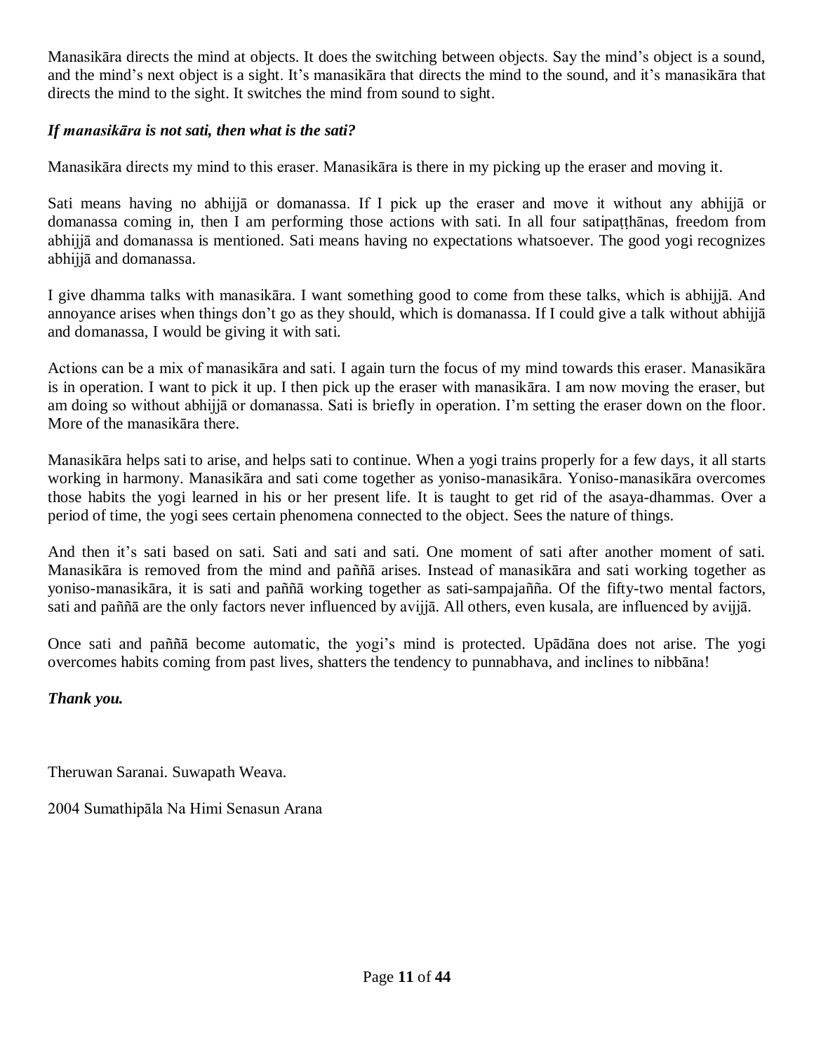Manasikāra directs the mind at objects. It does the switching between objects. Say the mind's object is a sound, and the mind's next object is a sight. It's manasikāra that directs the mind to the sound, and it's manasikāra that directs the mind to the sight. It switches the mind from sound to sight.

***If manasikāra is not sati, then what is the sati?***

Manasikāra directs my mind to this eraser. Manasikāra is there in my picking up the eraser and moving it.

Sati means having no abhijjā or domanassa. If I pick up the eraser and move it without any abhijjā or domanassa coming in, then I am performing those actions with sati. In all four satipaṭṭhānas, freedom from abhijjā and domanassa is mentioned. Sati means having no expectations whatsoever. The good yogi recognizes abhijjā and domanassa.

I give dhamma talks with manasikāra. I want something good to come from these talks, which is abhijjā. And annoyance arises when things don't go as they should, which is domanassa. If I could give a talk without abhijjā and domanassa, I would be giving it with sati.

Actions can be a mix of manasikāra and sati. I again turn the focus of my mind towards this eraser. Manasikāra is in operation. I want to pick it up. I then pick up the eraser with manasikāra. I am now moving the eraser, but am doing so without abhijjā or domanassa. Sati is briefly in operation. I'm setting the eraser down on the floor. More of the manasikāra there.

Manasikāra helps sati to arise, and helps sati to continue. When a yogi trains properly for a few days, it all starts working in harmony. Manasikāra and sati come together as yoniso-manasikāra. Yoniso-manasikāra overcomes those habits the yogi learned in his or her present life. It is taught to get rid of the asaya-dhammas. Over a period of time, the yogi sees certain phenomena connected to the object. Sees the nature of things.

And then it's sati based on sati. Sati and sati and sati. One moment of sati after another moment of sati. Manasikāra is removed from the mind and paññā arises. Instead of manasikāra and sati working together as yoniso-manasikāra, it is sati and paññā working together as sati-sampajañña. Of the fifty-two mental factors, sati and paññā are the only factors never influenced by avijjā. All others, even kusala, are influenced by avijjā.

Once sati and paññā become automatic, the yogi's mind is protected. Upādāna does not arise. The yogi overcomes habits coming from past lives, shatters the tendency to punnabhava, and inclines to nibbāna!

***Thank you.***

Theruwan Saranai. Suwapath Weava.

2004 Sumathipāla Na Himi Senasun Arana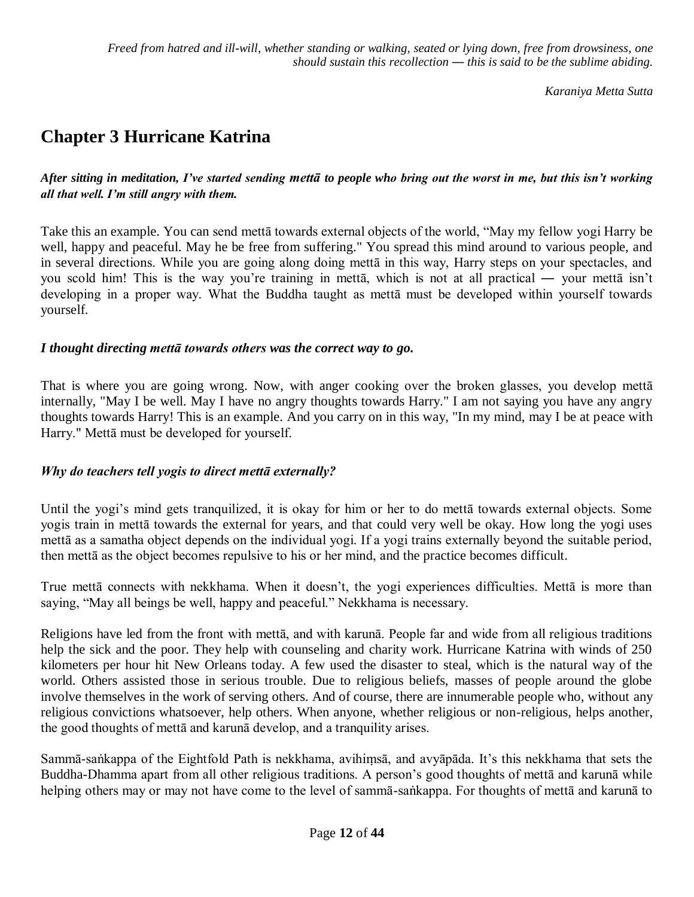*Freed from hatred and ill-will, whether standing or walking, seated or lying down, free from drowsiness, one should sustain this recollection — this is said to be the sublime abiding.*

*Karaniya Metta Sutta*

# Chapter 3 Hurricane Katrina

***After sitting in meditation, I've started sending mettā to people who bring out the worst in me, but this isn't working all that well. I'm still angry with them.***

Take this an example. You can send mettā towards external objects of the world, "May my fellow yogi Harry be well, happy and peaceful. May he be free from suffering." You spread this mind around to various people, and in several directions. While you are going along doing mettā in this way, Harry steps on your spectacles, and you scold him! This is the way you're training in mettā, which is not at all practical — your mettā isn't developing in a proper way. What the Buddha taught as mettā must be developed within yourself towards yourself.

***I thought directing mettā towards others was the correct way to go.***

That is where you are going wrong. Now, with anger cooking over the broken glasses, you develop mettā internally, "May I be well. May I have no angry thoughts towards Harry." I am not saying you have any angry thoughts towards Harry! This is an example. And you carry on in this way, "In my mind, may I be at peace with Harry." Mettā must be developed for yourself.

***Why do teachers tell yogis to direct mettā externally?***

Until the yogi's mind gets tranquilized, it is okay for him or her to do mettā towards external objects. Some yogis train in mettā towards the external for years, and that could very well be okay. How long the yogi uses mettā as a samatha object depends on the individual yogi. If a yogi trains externally beyond the suitable period, then mettā as the object becomes repulsive to his or her mind, and the practice becomes difficult.

True mettā connects with nekkhama. When it doesn't, the yogi experiences difficulties. Mettā is more than saying, "May all beings be well, happy and peaceful." Nekkhama is necessary.

Religions have led from the front with mettā, and with karunā. People far and wide from all religious traditions help the sick and the poor. They help with counseling and charity work. Hurricane Katrina with winds of 250 kilometers per hour hit New Orleans today. A few used the disaster to steal, which is the natural way of the world. Others assisted those in serious trouble. Due to religious beliefs, masses of people around the globe involve themselves in the work of serving others. And of course, there are innumerable people who, without any religious convictions whatsoever, help others. When anyone, whether religious or non-religious, helps another, the good thoughts of mettā and karunā develop, and a tranquility arises.

Sammā-saṅkappa of the Eightfold Path is nekkhama, avihiṃsā, and avyāpāda. It's this nekkhama that sets the Buddha-Dhamma apart from all other religious traditions. A person's good thoughts of mettā and karunā while helping others may or may not have come to the level of sammā-saṅkappa. For thoughts of mettā and karunā to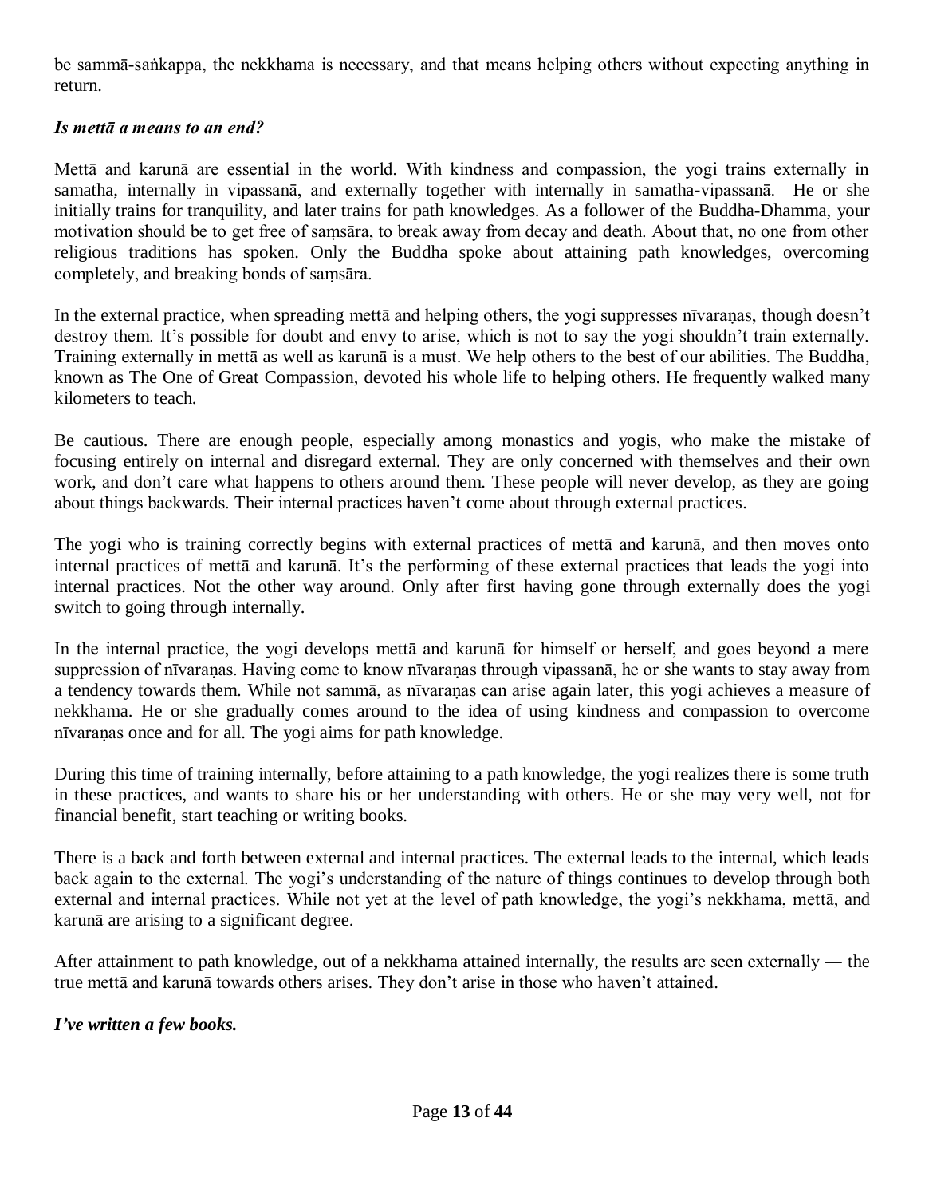be sammā-saṅkappa, the nekkhama is necessary, and that means helping others without expecting anything in return.

***Is mettā a means to an end?***

Mettā and karunā are essential in the world. With kindness and compassion, the yogi trains externally in samatha, internally in vipassanā, and externally together with internally in samatha-vipassanā. He or she initially trains for tranquility, and later trains for path knowledges. As a follower of the Buddha-Dhamma, your motivation should be to get free of saṃsāra, to break away from decay and death. About that, no one from other religious traditions has spoken. Only the Buddha spoke about attaining path knowledges, overcoming completely, and breaking bonds of saṃsāra.

In the external practice, when spreading mettā and helping others, the yogi suppresses nīvaraṇas, though doesn't destroy them. It's possible for doubt and envy to arise, which is not to say the yogi shouldn't train externally. Training externally in mettā as well as karunā is a must. We help others to the best of our abilities. The Buddha, known as The One of Great Compassion, devoted his whole life to helping others. He frequently walked many kilometers to teach.

Be cautious. There are enough people, especially among monastics and yogis, who make the mistake of focusing entirely on internal and disregard external. They are only concerned with themselves and their own work, and don't care what happens to others around them. These people will never develop, as they are going about things backwards. Their internal practices haven't come about through external practices.

The yogi who is training correctly begins with external practices of mettā and karunā, and then moves onto internal practices of mettā and karunā. It's the performing of these external practices that leads the yogi into internal practices. Not the other way around. Only after first having gone through externally does the yogi switch to going through internally.

In the internal practice, the yogi develops mettā and karunā for himself or herself, and goes beyond a mere suppression of nīvaraṇas. Having come to know nīvaraṇas through vipassanā, he or she wants to stay away from a tendency towards them. While not sammā, as nīvaraṇas can arise again later, this yogi achieves a measure of nekkhama. He or she gradually comes around to the idea of using kindness and compassion to overcome nīvaraṇas once and for all. The yogi aims for path knowledge.

During this time of training internally, before attaining to a path knowledge, the yogi realizes there is some truth in these practices, and wants to share his or her understanding with others. He or she may very well, not for financial benefit, start teaching or writing books.

There is a back and forth between external and internal practices. The external leads to the internal, which leads back again to the external. The yogi's understanding of the nature of things continues to develop through both external and internal practices. While not yet at the level of path knowledge, the yogi's nekkhama, mettā, and karunā are arising to a significant degree.

After attainment to path knowledge, out of a nekkhama attained internally, the results are seen externally ― the true mettā and karunā towards others arises. They don't arise in those who haven't attained.

***I've written a few books.***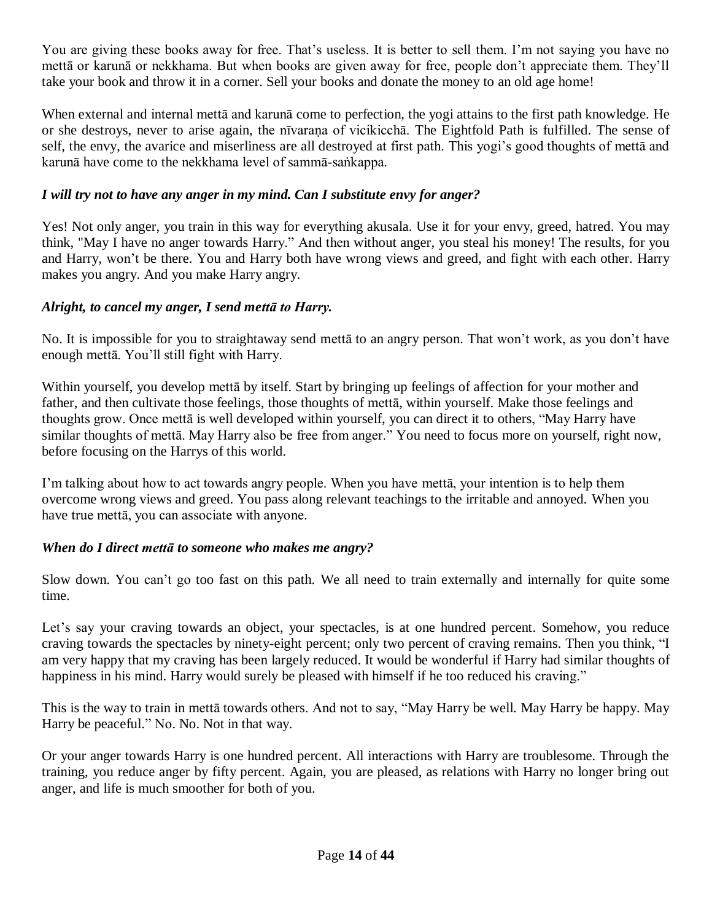You are giving these books away for free. That's useless. It is better to sell them. I'm not saying you have no mettā or karunā or nekkhama. But when books are given away for free, people don't appreciate them. They'll take your book and throw it in a corner. Sell your books and donate the money to an old age home!

When external and internal mettā and karunā come to perfection, the yogi attains to the first path knowledge. He or she destroys, never to arise again, the nīvaraṇa of vicikicchā. The Eightfold Path is fulfilled. The sense of self, the envy, the avarice and miserliness are all destroyed at first path. This yogi's good thoughts of mettā and karunā have come to the nekkhama level of sammā-saṅkappa.

***I will try not to have any anger in my mind. Can I substitute envy for anger?***

Yes! Not only anger, you train in this way for everything akusala. Use it for your envy, greed, hatred. You may think, "May I have no anger towards Harry." And then without anger, you steal his money! The results, for you and Harry, won't be there. You and Harry both have wrong views and greed, and fight with each other. Harry makes you angry. And you make Harry angry.

***Alright, to cancel my anger, I send mettā to Harry.***

No. It is impossible for you to straightaway send mettā to an angry person. That won't work, as you don't have enough mettā. You'll still fight with Harry.

Within yourself, you develop mettā by itself. Start by bringing up feelings of affection for your mother and father, and then cultivate those feelings, those thoughts of mettā, within yourself. Make those feelings and thoughts grow. Once mettā is well developed within yourself, you can direct it to others, "May Harry have similar thoughts of mettā. May Harry also be free from anger." You need to focus more on yourself, right now, before focusing on the Harrys of this world.

I'm talking about how to act towards angry people. When you have mettā, your intention is to help them overcome wrong views and greed. You pass along relevant teachings to the irritable and annoyed. When you have true mettā, you can associate with anyone.

***When do I direct mettā to someone who makes me angry?***

Slow down. You can't go too fast on this path. We all need to train externally and internally for quite some time.

Let's say your craving towards an object, your spectacles, is at one hundred percent. Somehow, you reduce craving towards the spectacles by ninety-eight percent; only two percent of craving remains. Then you think, "I am very happy that my craving has been largely reduced. It would be wonderful if Harry had similar thoughts of happiness in his mind. Harry would surely be pleased with himself if he too reduced his craving."

This is the way to train in mettā towards others. And not to say, "May Harry be well. May Harry be happy. May Harry be peaceful." No. No. Not in that way.

Or your anger towards Harry is one hundred percent. All interactions with Harry are troublesome. Through the training, you reduce anger by fifty percent. Again, you are pleased, as relations with Harry no longer bring out anger, and life is much smoother for both of you.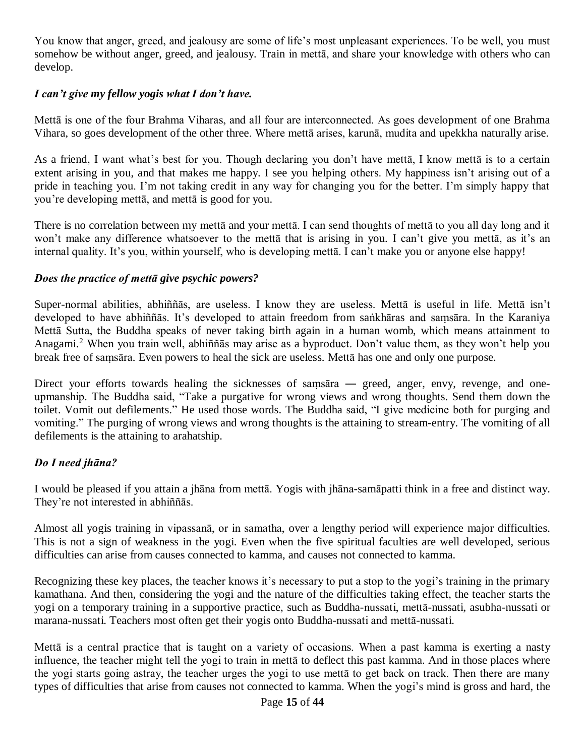You know that anger, greed, and jealousy are some of life's most unpleasant experiences. To be well, you must somehow be without anger, greed, and jealousy. Train in mettā, and share your knowledge with others who can develop.

### *I can't give my fellow yogis what I don't have.*

Mettā is one of the four Brahma Viharas, and all four are interconnected. As goes development of one Brahma Vihara, so goes development of the other three. Where mettā arises, karunā, mudita and upekkha naturally arise.

As a friend, I want what's best for you. Though declaring you don't have mettā, I know mettā is to a certain extent arising in you, and that makes me happy. I see you helping others. My happiness isn't arising out of a pride in teaching you. I'm not taking credit in any way for changing you for the better. I'm simply happy that you're developing mettā, and mettā is good for you.

There is no correlation between my mettā and your mettā. I can send thoughts of mettā to you all day long and it won't make any difference whatsoever to the mettā that is arising in you. I can't give you mettā, as it's an internal quality. It's you, within yourself, who is developing mettā. I can't make you or anyone else happy!

### *Does the practice of mettā give psychic powers?*

Super-normal abilities, abhiññās, are useless. I know they are useless. Mettā is useful in life. Mettā isn't developed to have abhiññās. It's developed to attain freedom from saṅkhāras and saṃsāra. In the Karaniya Mettā Sutta, the Buddha speaks of never taking birth again in a human womb, which means attainment to Anagami.[2] When you train well, abhiññās may arise as a byproduct. Don't value them, as they won't help you break free of saṃsāra. Even powers to heal the sick are useless. Mettā has one and only one purpose.

Direct your efforts towards healing the sicknesses of saṃsāra — greed, anger, envy, revenge, and one-upmanship. The Buddha said, "Take a purgative for wrong views and wrong thoughts. Send them down the toilet. Vomit out defilements." He used those words. The Buddha said, "I give medicine both for purging and vomiting." The purging of wrong views and wrong thoughts is the attaining to stream-entry. The vomiting of all defilements is the attaining to arahatship.

### *Do I need jhāna?*

I would be pleased if you attain a jhāna from mettā. Yogis with jhāna-samāpatti think in a free and distinct way. They're not interested in abhiññās.

Almost all yogis training in vipassanā, or in samatha, over a lengthy period will experience major difficulties. This is not a sign of weakness in the yogi. Even when the five spiritual faculties are well developed, serious difficulties can arise from causes connected to kamma, and causes not connected to kamma.

Recognizing these key places, the teacher knows it's necessary to put a stop to the yogi's training in the primary kamathana. And then, considering the yogi and the nature of the difficulties taking effect, the teacher starts the yogi on a temporary training in a supportive practice, such as Buddha-nussati, mettā-nussati, asubha-nussati or marana-nussati. Teachers most often get their yogis onto Buddha-nussati and mettā-nussati.

Mettā is a central practice that is taught on a variety of occasions. When a past kamma is exerting a nasty influence, the teacher might tell the yogi to train in mettā to deflect this past kamma. And in those places where the yogi starts going astray, the teacher urges the yogi to use mettā to get back on track. Then there are many types of difficulties that arise from causes not connected to kamma. When the yogi's mind is gross and hard, the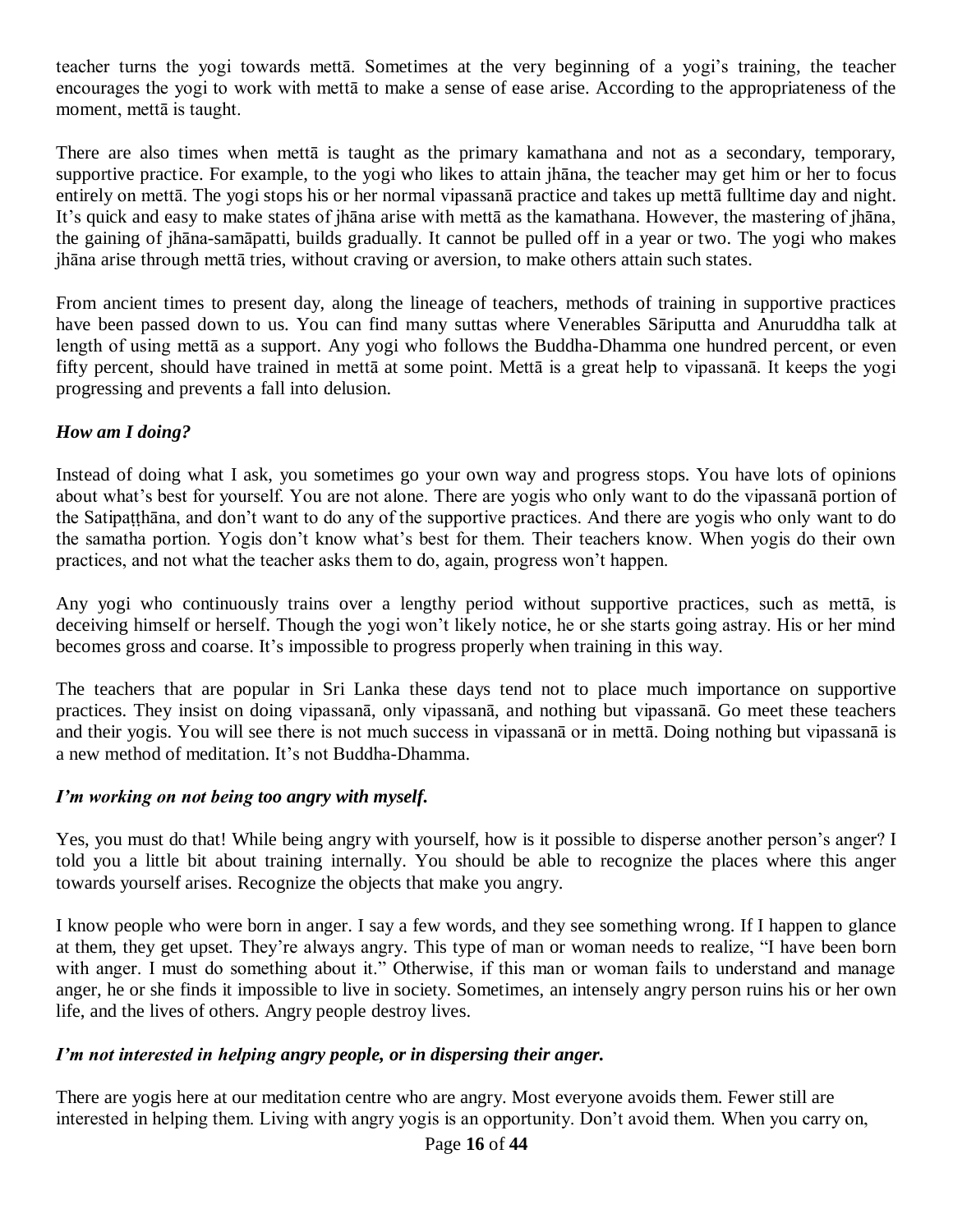teacher turns the yogi towards mettā. Sometimes at the very beginning of a yogi's training, the teacher encourages the yogi to work with mettā to make a sense of ease arise. According to the appropriateness of the moment, mettā is taught.

There are also times when mettā is taught as the primary kamathana and not as a secondary, temporary, supportive practice. For example, to the yogi who likes to attain jhāna, the teacher may get him or her to focus entirely on mettā. The yogi stops his or her normal vipassanā practice and takes up mettā fulltime day and night. It's quick and easy to make states of jhāna arise with mettā as the kamathana. However, the mastering of jhāna, the gaining of jhāna-samāpatti, builds gradually. It cannot be pulled off in a year or two. The yogi who makes jhāna arise through mettā tries, without craving or aversion, to make others attain such states.

From ancient times to present day, along the lineage of teachers, methods of training in supportive practices have been passed down to us. You can find many suttas where Venerables Sāriputta and Anuruddha talk at length of using mettā as a support. Any yogi who follows the Buddha-Dhamma one hundred percent, or even fifty percent, should have trained in mettā at some point. Mettā is a great help to vipassanā. It keeps the yogi progressing and prevents a fall into delusion.

***How am I doing?***

Instead of doing what I ask, you sometimes go your own way and progress stops. You have lots of opinions about what's best for yourself. You are not alone. There are yogis who only want to do the vipassanā portion of the Satipaṭṭhāna, and don't want to do any of the supportive practices. And there are yogis who only want to do the samatha portion. Yogis don't know what's best for them. Their teachers know. When yogis do their own practices, and not what the teacher asks them to do, again, progress won't happen.

Any yogi who continuously trains over a lengthy period without supportive practices, such as mettā, is deceiving himself or herself. Though the yogi won't likely notice, he or she starts going astray. His or her mind becomes gross and coarse. It's impossible to progress properly when training in this way.

The teachers that are popular in Sri Lanka these days tend not to place much importance on supportive practices. They insist on doing vipassanā, only vipassanā, and nothing but vipassanā. Go meet these teachers and their yogis. You will see there is not much success in vipassanā or in mettā. Doing nothing but vipassanā is a new method of meditation. It's not Buddha-Dhamma.

***I'm working on not being too angry with myself.***

Yes, you must do that! While being angry with yourself, how is it possible to disperse another person's anger? I told you a little bit about training internally. You should be able to recognize the places where this anger towards yourself arises. Recognize the objects that make you angry.

I know people who were born in anger. I say a few words, and they see something wrong. If I happen to glance at them, they get upset. They're always angry. This type of man or woman needs to realize, "I have been born with anger. I must do something about it." Otherwise, if this man or woman fails to understand and manage anger, he or she finds it impossible to live in society. Sometimes, an intensely angry person ruins his or her own life, and the lives of others. Angry people destroy lives.

***I'm not interested in helping angry people, or in dispersing their anger.***

There are yogis here at our meditation centre who are angry. Most everyone avoids them. Fewer still are interested in helping them. Living with angry yogis is an opportunity. Don't avoid them. When you carry on,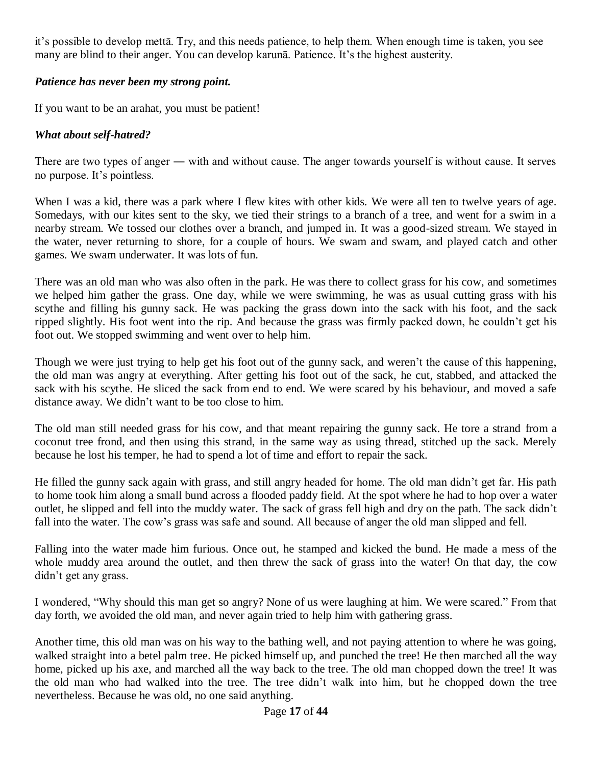it's possible to develop mettā. Try, and this needs patience, to help them. When enough time is taken, you see many are blind to their anger. You can develop karunā. Patience. It's the highest austerity.

***Patience has never been my strong point.***

If you want to be an arahat, you must be patient!

***What about self-hatred?***

There are two types of anger ― with and without cause. The anger towards yourself is without cause. It serves no purpose. It's pointless.

When I was a kid, there was a park where I flew kites with other kids. We were all ten to twelve years of age. Somedays, with our kites sent to the sky, we tied their strings to a branch of a tree, and went for a swim in a nearby stream. We tossed our clothes over a branch, and jumped in. It was a good-sized stream. We stayed in the water, never returning to shore, for a couple of hours. We swam and swam, and played catch and other games. We swam underwater. It was lots of fun.

There was an old man who was also often in the park. He was there to collect grass for his cow, and sometimes we helped him gather the grass. One day, while we were swimming, he was as usual cutting grass with his scythe and filling his gunny sack. He was packing the grass down into the sack with his foot, and the sack ripped slightly. His foot went into the rip. And because the grass was firmly packed down, he couldn't get his foot out. We stopped swimming and went over to help him.

Though we were just trying to help get his foot out of the gunny sack, and weren't the cause of this happening, the old man was angry at everything. After getting his foot out of the sack, he cut, stabbed, and attacked the sack with his scythe. He sliced the sack from end to end. We were scared by his behaviour, and moved a safe distance away. We didn't want to be too close to him.

The old man still needed grass for his cow, and that meant repairing the gunny sack. He tore a strand from a coconut tree frond, and then using this strand, in the same way as using thread, stitched up the sack. Merely because he lost his temper, he had to spend a lot of time and effort to repair the sack.

He filled the gunny sack again with grass, and still angry headed for home. The old man didn't get far. His path to home took him along a small bund across a flooded paddy field. At the spot where he had to hop over a water outlet, he slipped and fell into the muddy water. The sack of grass fell high and dry on the path. The sack didn't fall into the water. The cow's grass was safe and sound. All because of anger the old man slipped and fell.

Falling into the water made him furious. Once out, he stamped and kicked the bund. He made a mess of the whole muddy area around the outlet, and then threw the sack of grass into the water! On that day, the cow didn't get any grass.

I wondered, "Why should this man get so angry? None of us were laughing at him. We were scared." From that day forth, we avoided the old man, and never again tried to help him with gathering grass.

Another time, this old man was on his way to the bathing well, and not paying attention to where he was going, walked straight into a betel palm tree. He picked himself up, and punched the tree! He then marched all the way home, picked up his axe, and marched all the way back to the tree. The old man chopped down the tree! It was the old man who had walked into the tree. The tree didn't walk into him, but he chopped down the tree nevertheless. Because he was old, no one said anything.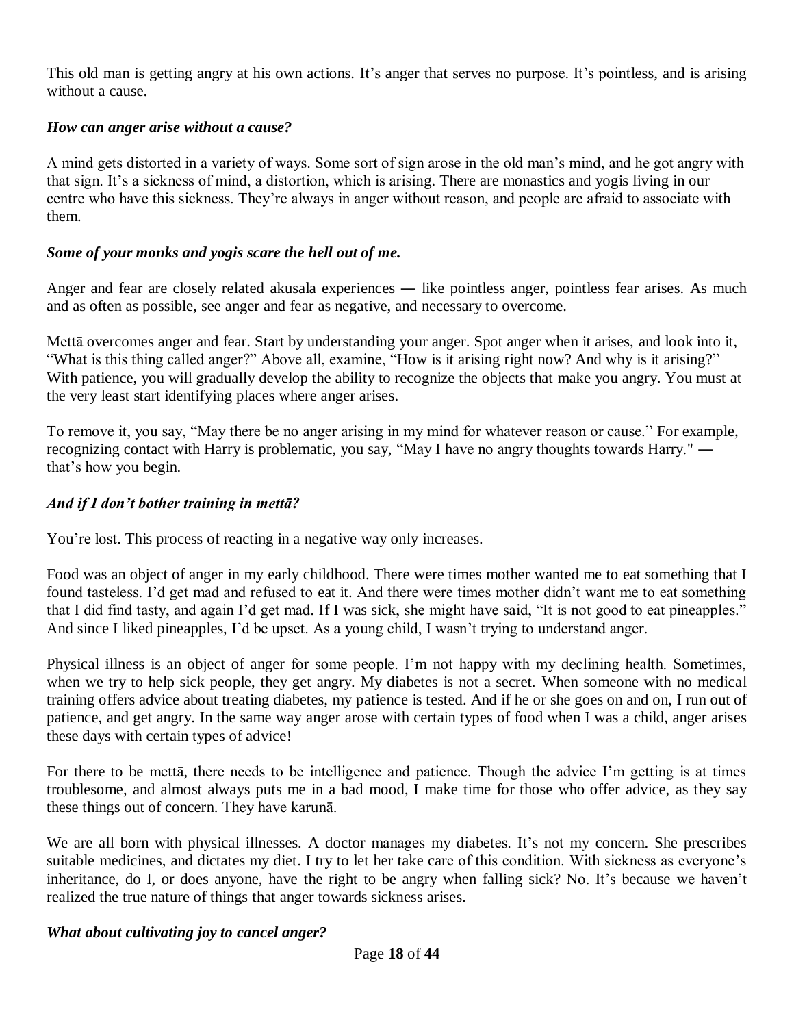This old man is getting angry at his own actions. It's anger that serves no purpose. It's pointless, and is arising without a cause.

***How can anger arise without a cause?***

A mind gets distorted in a variety of ways. Some sort of sign arose in the old man's mind, and he got angry with that sign. It's a sickness of mind, a distortion, which is arising. There are monastics and yogis living in our centre who have this sickness. They're always in anger without reason, and people are afraid to associate with them.

***Some of your monks and yogis scare the hell out of me.***

Anger and fear are closely related akusala experiences ― like pointless anger, pointless fear arises. As much and as often as possible, see anger and fear as negative, and necessary to overcome.

Mettā overcomes anger and fear. Start by understanding your anger. Spot anger when it arises, and look into it, "What is this thing called anger?" Above all, examine, "How is it arising right now? And why is it arising?" With patience, you will gradually develop the ability to recognize the objects that make you angry. You must at the very least start identifying places where anger arises.

To remove it, you say, "May there be no anger arising in my mind for whatever reason or cause." For example, recognizing contact with Harry is problematic, you say, "May I have no angry thoughts towards Harry." ― that's how you begin.

***And if I don't bother training in mettā?***

You're lost. This process of reacting in a negative way only increases.

Food was an object of anger in my early childhood. There were times mother wanted me to eat something that I found tasteless. I'd get mad and refused to eat it. And there were times mother didn't want me to eat something that I did find tasty, and again I'd get mad. If I was sick, she might have said, "It is not good to eat pineapples." And since I liked pineapples, I'd be upset. As a young child, I wasn't trying to understand anger.

Physical illness is an object of anger for some people. I'm not happy with my declining health. Sometimes, when we try to help sick people, they get angry. My diabetes is not a secret. When someone with no medical training offers advice about treating diabetes, my patience is tested. And if he or she goes on and on, I run out of patience, and get angry. In the same way anger arose with certain types of food when I was a child, anger arises these days with certain types of advice!

For there to be mettā, there needs to be intelligence and patience. Though the advice I'm getting is at times troublesome, and almost always puts me in a bad mood, I make time for those who offer advice, as they say these things out of concern. They have karunā.

We are all born with physical illnesses. A doctor manages my diabetes. It's not my concern. She prescribes suitable medicines, and dictates my diet. I try to let her take care of this condition. With sickness as everyone's inheritance, do I, or does anyone, have the right to be angry when falling sick? No. It's because we haven't realized the true nature of things that anger towards sickness arises.

***What about cultivating joy to cancel anger?***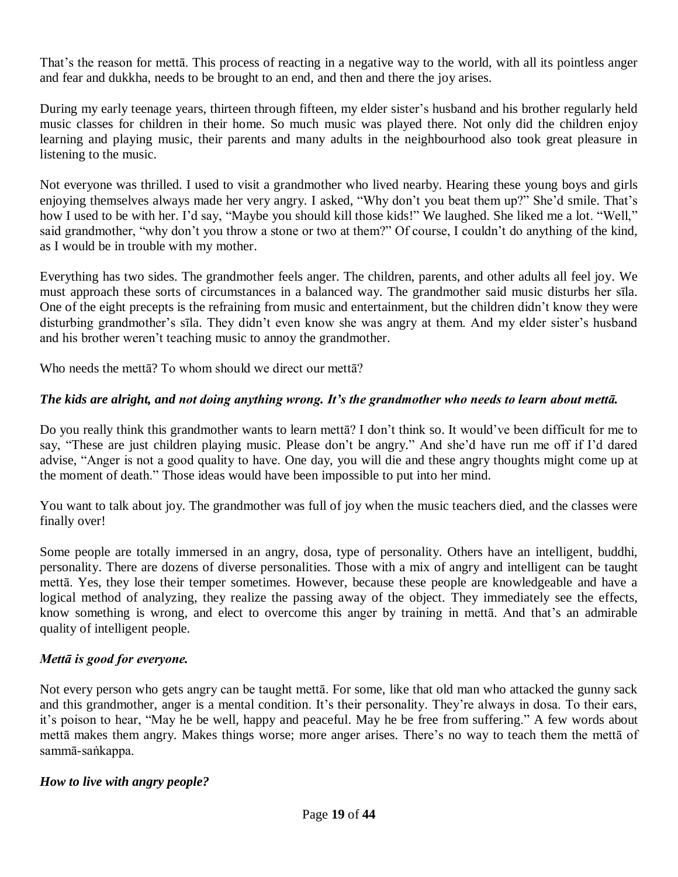That's the reason for mettā. This process of reacting in a negative way to the world, with all its pointless anger and fear and dukkha, needs to be brought to an end, and then and there the joy arises.

During my early teenage years, thirteen through fifteen, my elder sister's husband and his brother regularly held music classes for children in their home. So much music was played there. Not only did the children enjoy learning and playing music, their parents and many adults in the neighbourhood also took great pleasure in listening to the music.

Not everyone was thrilled. I used to visit a grandmother who lived nearby. Hearing these young boys and girls enjoying themselves always made her very angry. I asked, "Why don't you beat them up?" She'd smile. That's how I used to be with her. I'd say, "Maybe you should kill those kids!" We laughed. She liked me a lot. "Well," said grandmother, "why don't you throw a stone or two at them?" Of course, I couldn't do anything of the kind, as I would be in trouble with my mother.

Everything has two sides. The grandmother feels anger. The children, parents, and other adults all feel joy. We must approach these sorts of circumstances in a balanced way. The grandmother said music disturbs her sīla. One of the eight precepts is the refraining from music and entertainment, but the children didn't know they were disturbing grandmother's sīla. They didn't even know she was angry at them. And my elder sister's husband and his brother weren't teaching music to annoy the grandmother.

Who needs the mettā? To whom should we direct our mettā?

***The kids are alright, and not doing anything wrong. It's the grandmother who needs to learn about mettā.***

Do you really think this grandmother wants to learn mettā? I don't think so. It would've been difficult for me to say, "These are just children playing music. Please don't be angry." And she'd have run me off if I'd dared advise, "Anger is not a good quality to have. One day, you will die and these angry thoughts might come up at the moment of death." Those ideas would have been impossible to put into her mind.

You want to talk about joy. The grandmother was full of joy when the music teachers died, and the classes were finally over!

Some people are totally immersed in an angry, dosa, type of personality. Others have an intelligent, buddhi, personality. There are dozens of diverse personalities. Those with a mix of angry and intelligent can be taught mettā. Yes, they lose their temper sometimes. However, because these people are knowledgeable and have a logical method of analyzing, they realize the passing away of the object. They immediately see the effects, know something is wrong, and elect to overcome this anger by training in mettā. And that's an admirable quality of intelligent people.

***Mettā is good for everyone.***

Not every person who gets angry can be taught mettā. For some, like that old man who attacked the gunny sack and this grandmother, anger is a mental condition. It's their personality. They're always in dosa. To their ears, it's poison to hear, "May he be well, happy and peaceful. May he be free from suffering." A few words about mettā makes them angry. Makes things worse; more anger arises. There's no way to teach them the mettā of sammā-saṅkappa.

***How to live with angry people?***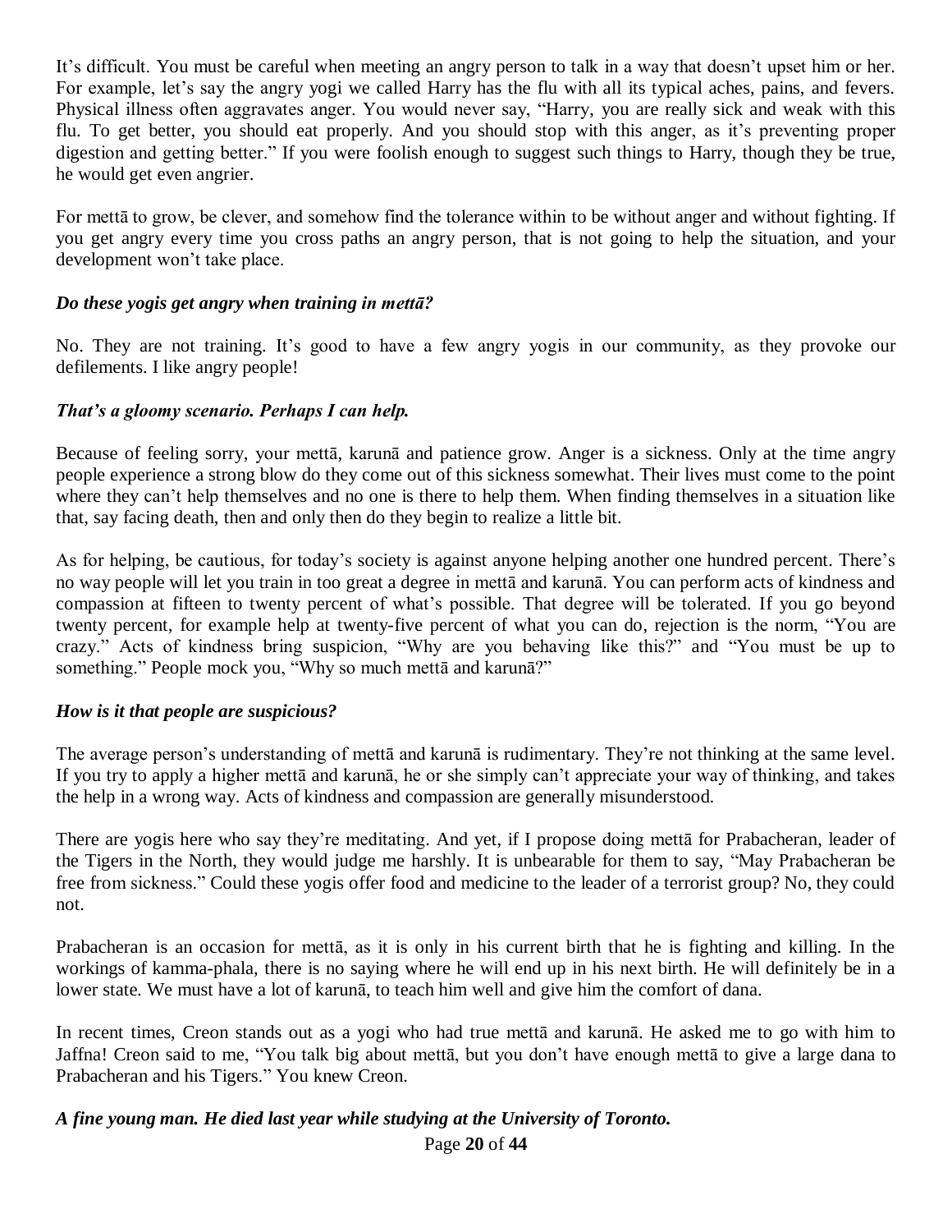It's difficult. You must be careful when meeting an angry person to talk in a way that doesn't upset him or her. For example, let's say the angry yogi we called Harry has the flu with all its typical aches, pains, and fevers. Physical illness often aggravates anger. You would never say, "Harry, you are really sick and weak with this flu. To get better, you should eat properly. And you should stop with this anger, as it's preventing proper digestion and getting better." If you were foolish enough to suggest such things to Harry, though they be true, he would get even angrier.

For mettā to grow, be clever, and somehow find the tolerance within to be without anger and without fighting. If you get angry every time you cross paths an angry person, that is not going to help the situation, and your development won't take place.

***Do these yogis get angry when training in mettā?***

No. They are not training. It's good to have a few angry yogis in our community, as they provoke our defilements. I like angry people!

***That's a gloomy scenario. Perhaps I can help.***

Because of feeling sorry, your mettā, karunā and patience grow. Anger is a sickness. Only at the time angry people experience a strong blow do they come out of this sickness somewhat. Their lives must come to the point where they can't help themselves and no one is there to help them. When finding themselves in a situation like that, say facing death, then and only then do they begin to realize a little bit.

As for helping, be cautious, for today's society is against anyone helping another one hundred percent. There's no way people will let you train in too great a degree in mettā and karunā. You can perform acts of kindness and compassion at fifteen to twenty percent of what's possible. That degree will be tolerated. If you go beyond twenty percent, for example help at twenty-five percent of what you can do, rejection is the norm, "You are crazy." Acts of kindness bring suspicion, "Why are you behaving like this?" and "You must be up to something." People mock you, "Why so much mettā and karunā?"

***How is it that people are suspicious?***

The average person's understanding of mettā and karunā is rudimentary. They're not thinking at the same level. If you try to apply a higher mettā and karunā, he or she simply can't appreciate your way of thinking, and takes the help in a wrong way. Acts of kindness and compassion are generally misunderstood.

There are yogis here who say they're meditating. And yet, if I propose doing mettā for Prabacheran, leader of the Tigers in the North, they would judge me harshly. It is unbearable for them to say, "May Prabacheran be free from sickness." Could these yogis offer food and medicine to the leader of a terrorist group? No, they could not.

Prabacheran is an occasion for mettā, as it is only in his current birth that he is fighting and killing. In the workings of kamma-phala, there is no saying where he will end up in his next birth. He will definitely be in a lower state. We must have a lot of karunā, to teach him well and give him the comfort of dana.

In recent times, Creon stands out as a yogi who had true mettā and karunā. He asked me to go with him to Jaffna! Creon said to me, "You talk big about mettā, but you don't have enough mettā to give a large dana to Prabacheran and his Tigers." You knew Creon.

***A fine young man. He died last year while studying at the University of Toronto.***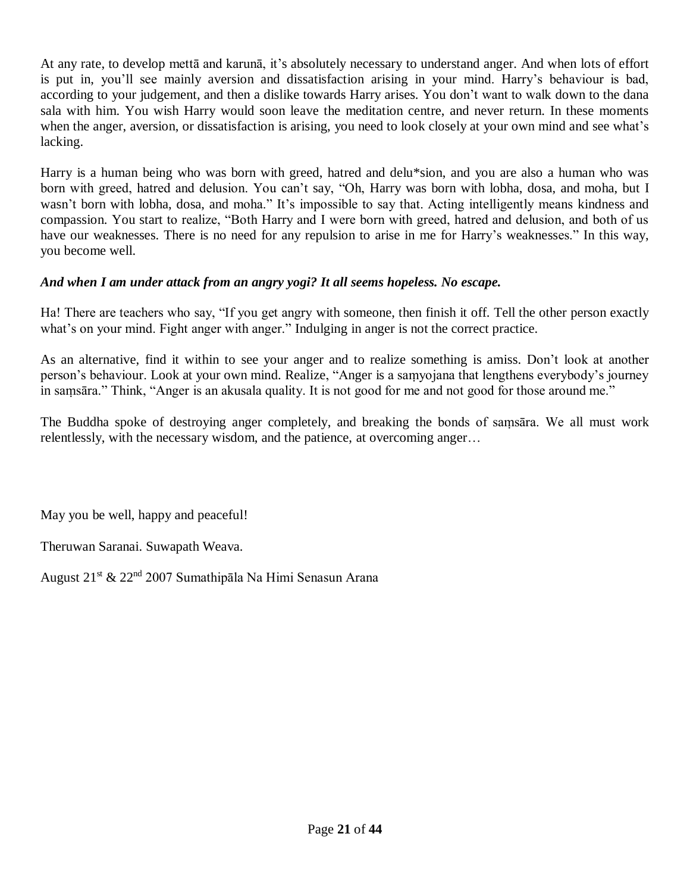At any rate, to develop mettā and karunā, it's absolutely necessary to understand anger. And when lots of effort is put in, you'll see mainly aversion and dissatisfaction arising in your mind. Harry's behaviour is bad, according to your judgement, and then a dislike towards Harry arises. You don't want to walk down to the dana sala with him. You wish Harry would soon leave the meditation centre, and never return. In these moments when the anger, aversion, or dissatisfaction is arising, you need to look closely at your own mind and see what's lacking.

Harry is a human being who was born with greed, hatred and delu*sion, and you are also a human who was born with greed, hatred and delusion. You can't say, "Oh, Harry was born with lobha, dosa, and moha, but I wasn't born with lobha, dosa, and moha." It's impossible to say that. Acting intelligently means kindness and compassion. You start to realize, "Both Harry and I were born with greed, hatred and delusion, and both of us have our weaknesses. There is no need for any repulsion to arise in me for Harry's weaknesses." In this way, you become well.

***And when I am under attack from an angry yogi? It all seems hopeless. No escape.***

Ha! There are teachers who say, "If you get angry with someone, then finish it off. Tell the other person exactly what's on your mind. Fight anger with anger." Indulging in anger is not the correct practice.

As an alternative, find it within to see your anger and to realize something is amiss. Don't look at another person's behaviour. Look at your own mind. Realize, "Anger is a saṃyojana that lengthens everybody's journey in saṃsāra." Think, "Anger is an akusala quality. It is not good for me and not good for those around me."

The Buddha spoke of destroying anger completely, and breaking the bonds of saṃsāra. We all must work relentlessly, with the necessary wisdom, and the patience, at overcoming anger…

May you be well, happy and peaceful!

Theruwan Saranai. Suwapath Weava.

August 21st & 22nd 2007 Sumathipāla Na Himi Senasun Arana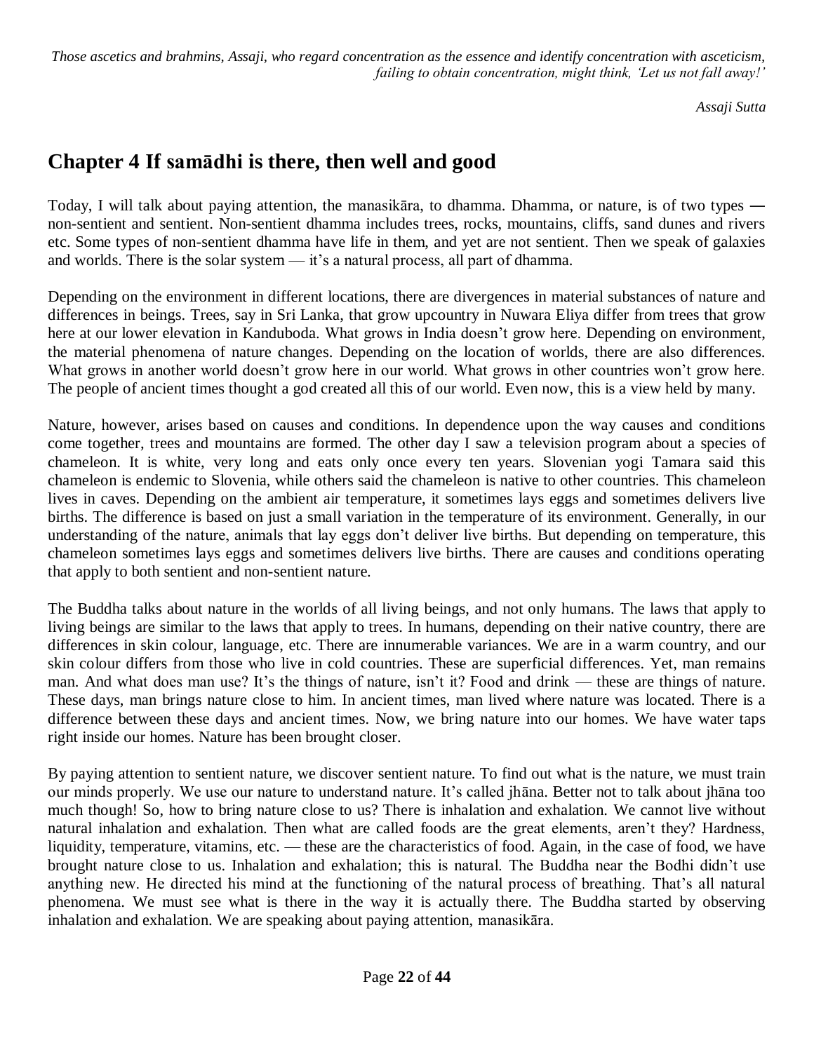*Those ascetics and brahmins, Assaji, who regard concentration as the essence and identify concentration with asceticism, failing to obtain concentration, might think, 'Let us not fall away!'*

*Assaji Sutta*

## Chapter 4 If samādhi is there, then well and good

Today, I will talk about paying attention, the manasikāra, to dhamma. Dhamma, or nature, is of two types — non-sentient and sentient. Non-sentient dhamma includes trees, rocks, mountains, cliffs, sand dunes and rivers etc. Some types of non-sentient dhamma have life in them, and yet are not sentient. Then we speak of galaxies and worlds. There is the solar system — it's a natural process, all part of dhamma.

Depending on the environment in different locations, there are divergences in material substances of nature and differences in beings. Trees, say in Sri Lanka, that grow upcountry in Nuwara Eliya differ from trees that grow here at our lower elevation in Kanduboda. What grows in India doesn't grow here. Depending on environment, the material phenomena of nature changes. Depending on the location of worlds, there are also differences. What grows in another world doesn't grow here in our world. What grows in other countries won't grow here. The people of ancient times thought a god created all this of our world. Even now, this is a view held by many.

Nature, however, arises based on causes and conditions. In dependence upon the way causes and conditions come together, trees and mountains are formed. The other day I saw a television program about a species of chameleon. It is white, very long and eats only once every ten years. Slovenian yogi Tamara said this chameleon is endemic to Slovenia, while others said the chameleon is native to other countries. This chameleon lives in caves. Depending on the ambient air temperature, it sometimes lays eggs and sometimes delivers live births. The difference is based on just a small variation in the temperature of its environment. Generally, in our understanding of the nature, animals that lay eggs don't deliver live births. But depending on temperature, this chameleon sometimes lays eggs and sometimes delivers live births. There are causes and conditions operating that apply to both sentient and non-sentient nature.

The Buddha talks about nature in the worlds of all living beings, and not only humans. The laws that apply to living beings are similar to the laws that apply to trees. In humans, depending on their native country, there are differences in skin colour, language, etc. There are innumerable variances. We are in a warm country, and our skin colour differs from those who live in cold countries. These are superficial differences. Yet, man remains man. And what does man use? It's the things of nature, isn't it? Food and drink — these are things of nature. These days, man brings nature close to him. In ancient times, man lived where nature was located. There is a difference between these days and ancient times. Now, we bring nature into our homes. We have water taps right inside our homes. Nature has been brought closer.

By paying attention to sentient nature, we discover sentient nature. To find out what is the nature, we must train our minds properly. We use our nature to understand nature. It's called jhāna. Better not to talk about jhāna too much though! So, how to bring nature close to us? There is inhalation and exhalation. We cannot live without natural inhalation and exhalation. Then what are called foods are the great elements, aren't they? Hardness, liquidity, temperature, vitamins, etc. — these are the characteristics of food. Again, in the case of food, we have brought nature close to us. Inhalation and exhalation; this is natural. The Buddha near the Bodhi didn't use anything new. He directed his mind at the functioning of the natural process of breathing. That's all natural phenomena. We must see what is there in the way it is actually there. The Buddha started by observing inhalation and exhalation. We are speaking about paying attention, manasikāra.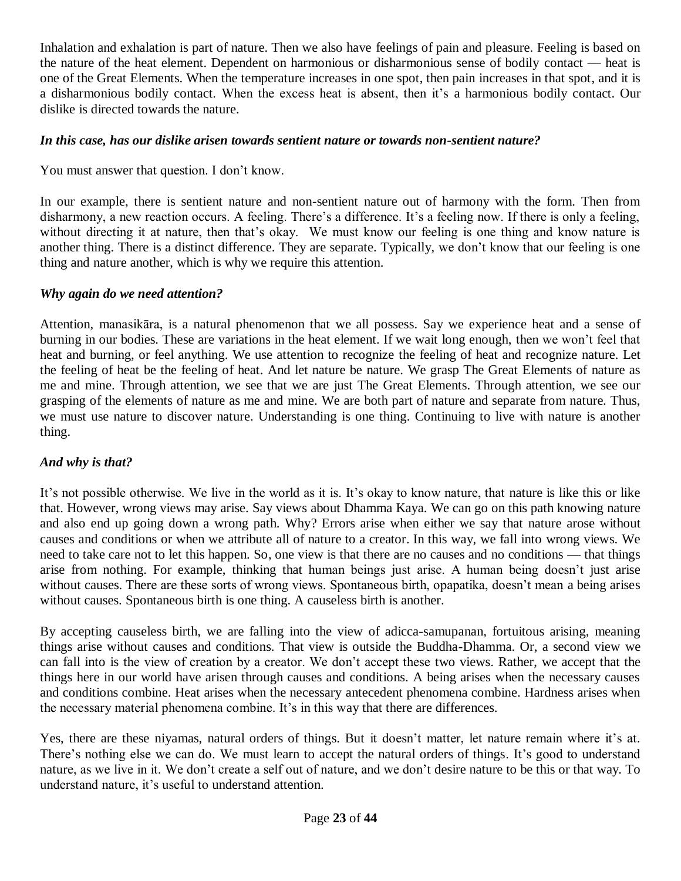Inhalation and exhalation is part of nature. Then we also have feelings of pain and pleasure. Feeling is based on the nature of the heat element. Dependent on harmonious or disharmonious sense of bodily contact — heat is one of the Great Elements. When the temperature increases in one spot, then pain increases in that spot, and it is a disharmonious bodily contact. When the excess heat is absent, then it's a harmonious bodily contact. Our dislike is directed towards the nature.

***In this case, has our dislike arisen towards sentient nature or towards non-sentient nature?***

You must answer that question. I don't know.

In our example, there is sentient nature and non-sentient nature out of harmony with the form. Then from disharmony, a new reaction occurs. A feeling. There's a difference. It's a feeling now. If there is only a feeling, without directing it at nature, then that's okay. We must know our feeling is one thing and know nature is another thing. There is a distinct difference. They are separate. Typically, we don't know that our feeling is one thing and nature another, which is why we require this attention.

***Why again do we need attention?***

Attention, manasikāra, is a natural phenomenon that we all possess. Say we experience heat and a sense of burning in our bodies. These are variations in the heat element. If we wait long enough, then we won't feel that heat and burning, or feel anything. We use attention to recognize the feeling of heat and recognize nature. Let the feeling of heat be the feeling of heat. And let nature be nature. We grasp The Great Elements of nature as me and mine. Through attention, we see that we are just The Great Elements. Through attention, we see our grasping of the elements of nature as me and mine. We are both part of nature and separate from nature. Thus, we must use nature to discover nature. Understanding is one thing. Continuing to live with nature is another thing.

***And why is that?***

It's not possible otherwise. We live in the world as it is. It's okay to know nature, that nature is like this or like that. However, wrong views may arise. Say views about Dhamma Kaya. We can go on this path knowing nature and also end up going down a wrong path. Why? Errors arise when either we say that nature arose without causes and conditions or when we attribute all of nature to a creator. In this way, we fall into wrong views. We need to take care not to let this happen. So, one view is that there are no causes and no conditions — that things arise from nothing. For example, thinking that human beings just arise. A human being doesn't just arise without causes. There are these sorts of wrong views. Spontaneous birth, opapatika, doesn't mean a being arises without causes. Spontaneous birth is one thing. A causeless birth is another.

By accepting causeless birth, we are falling into the view of adicca-samupanan, fortuitous arising, meaning things arise without causes and conditions. That view is outside the Buddha-Dhamma. Or, a second view we can fall into is the view of creation by a creator. We don't accept these two views. Rather, we accept that the things here in our world have arisen through causes and conditions. A being arises when the necessary causes and conditions combine. Heat arises when the necessary antecedent phenomena combine. Hardness arises when the necessary material phenomena combine. It's in this way that there are differences.

Yes, there are these niyamas, natural orders of things. But it doesn't matter, let nature remain where it's at. There's nothing else we can do. We must learn to accept the natural orders of things. It's good to understand nature, as we live in it. We don't create a self out of nature, and we don't desire nature to be this or that way. To understand nature, it's useful to understand attention.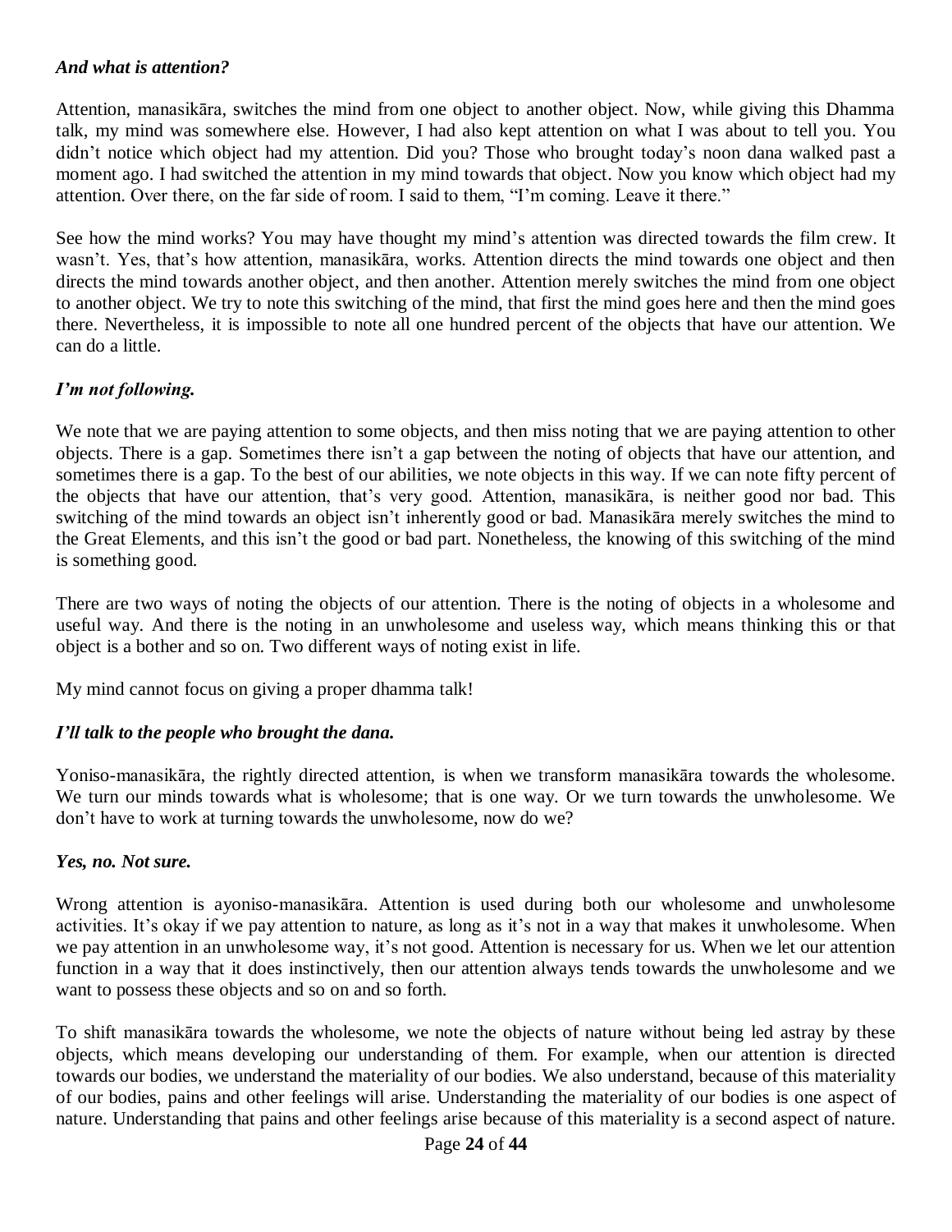***And what is attention?***

Attention, manasikāra, switches the mind from one object to another object. Now, while giving this Dhamma talk, my mind was somewhere else. However, I had also kept attention on what I was about to tell you. You didn't notice which object had my attention. Did you? Those who brought today's noon dana walked past a moment ago. I had switched the attention in my mind towards that object. Now you know which object had my attention. Over there, on the far side of room. I said to them, "I'm coming. Leave it there."

See how the mind works? You may have thought my mind's attention was directed towards the film crew. It wasn't. Yes, that's how attention, manasikāra, works. Attention directs the mind towards one object and then directs the mind towards another object, and then another. Attention merely switches the mind from one object to another object. We try to note this switching of the mind, that first the mind goes here and then the mind goes there. Nevertheless, it is impossible to note all one hundred percent of the objects that have our attention. We can do a little.

***I'm not following.***

We note that we are paying attention to some objects, and then miss noting that we are paying attention to other objects. There is a gap. Sometimes there isn't a gap between the noting of objects that have our attention, and sometimes there is a gap. To the best of our abilities, we note objects in this way. If we can note fifty percent of the objects that have our attention, that's very good. Attention, manasikāra, is neither good nor bad. This switching of the mind towards an object isn't inherently good or bad. Manasikāra merely switches the mind to the Great Elements, and this isn't the good or bad part. Nonetheless, the knowing of this switching of the mind is something good.

There are two ways of noting the objects of our attention. There is the noting of objects in a wholesome and useful way. And there is the noting in an unwholesome and useless way, which means thinking this or that object is a bother and so on. Two different ways of noting exist in life.

My mind cannot focus on giving a proper dhamma talk!

***I'll talk to the people who brought the dana.***

Yoniso-manasikāra, the rightly directed attention, is when we transform manasikāra towards the wholesome. We turn our minds towards what is wholesome; that is one way. Or we turn towards the unwholesome. We don't have to work at turning towards the unwholesome, now do we?

***Yes, no. Not sure.***

Wrong attention is ayoniso-manasikāra. Attention is used during both our wholesome and unwholesome activities. It's okay if we pay attention to nature, as long as it's not in a way that makes it unwholesome. When we pay attention in an unwholesome way, it's not good. Attention is necessary for us. When we let our attention function in a way that it does instinctively, then our attention always tends towards the unwholesome and we want to possess these objects and so on and so forth.

To shift manasikāra towards the wholesome, we note the objects of nature without being led astray by these objects, which means developing our understanding of them. For example, when our attention is directed towards our bodies, we understand the materiality of our bodies. We also understand, because of this materiality of our bodies, pains and other feelings will arise. Understanding the materiality of our bodies is one aspect of nature. Understanding that pains and other feelings arise because of this materiality is a second aspect of nature.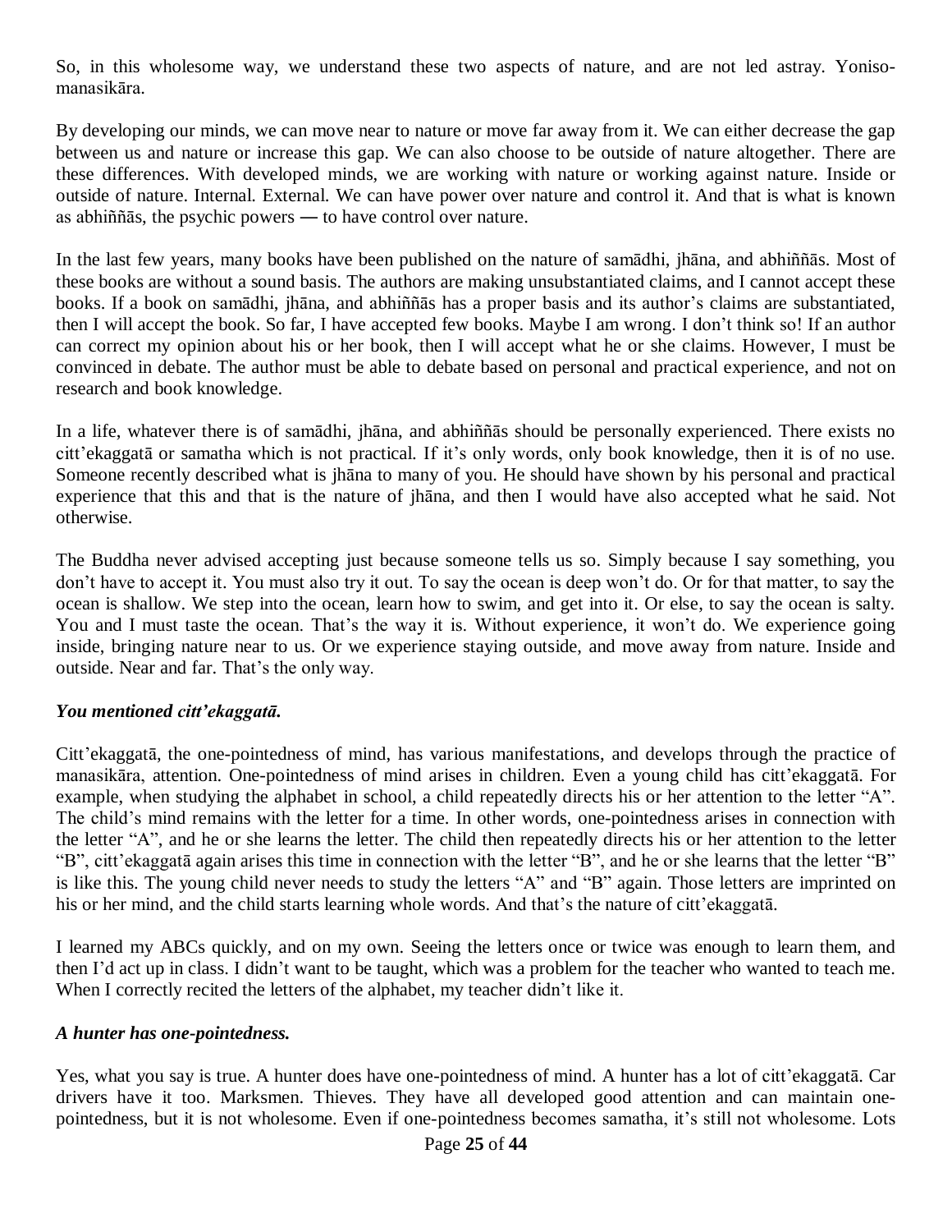So, in this wholesome way, we understand these two aspects of nature, and are not led astray. Yoniso-manasikāra.

By developing our minds, we can move near to nature or move far away from it. We can either decrease the gap between us and nature or increase this gap. We can also choose to be outside of nature altogether. There are these differences. With developed minds, we are working with nature or working against nature. Inside or outside of nature. Internal. External. We can have power over nature and control it. And that is what is known as abhiññās, the psychic powers ― to have control over nature.

In the last few years, many books have been published on the nature of samādhi, jhāna, and abhiññās. Most of these books are without a sound basis. The authors are making unsubstantiated claims, and I cannot accept these books. If a book on samādhi, jhāna, and abhiññās has a proper basis and its author's claims are substantiated, then I will accept the book. So far, I have accepted few books. Maybe I am wrong. I don't think so! If an author can correct my opinion about his or her book, then I will accept what he or she claims. However, I must be convinced in debate. The author must be able to debate based on personal and practical experience, and not on research and book knowledge.

In a life, whatever there is of samādhi, jhāna, and abhiññās should be personally experienced. There exists no citt'ekaggatā or samatha which is not practical. If it's only words, only book knowledge, then it is of no use. Someone recently described what is jhāna to many of you. He should have shown by his personal and practical experience that this and that is the nature of jhāna, and then I would have also accepted what he said. Not otherwise.

The Buddha never advised accepting just because someone tells us so. Simply because I say something, you don't have to accept it. You must also try it out. To say the ocean is deep won't do. Or for that matter, to say the ocean is shallow. We step into the ocean, learn how to swim, and get into it. Or else, to say the ocean is salty. You and I must taste the ocean. That's the way it is. Without experience, it won't do. We experience going inside, bringing nature near to us. Or we experience staying outside, and move away from nature. Inside and outside. Near and far. That's the only way.

***You mentioned citt'ekaggatā.***

Citt'ekaggatā, the one-pointedness of mind, has various manifestations, and develops through the practice of manasikāra, attention. One-pointedness of mind arises in children. Even a young child has citt'ekaggatā. For example, when studying the alphabet in school, a child repeatedly directs his or her attention to the letter "A". The child's mind remains with the letter for a time. In other words, one-pointedness arises in connection with the letter "A", and he or she learns the letter. The child then repeatedly directs his or her attention to the letter "B", citt'ekaggatā again arises this time in connection with the letter "B", and he or she learns that the letter "B" is like this. The young child never needs to study the letters "A" and "B" again. Those letters are imprinted on his or her mind, and the child starts learning whole words. And that's the nature of citt'ekaggatā.

I learned my ABCs quickly, and on my own. Seeing the letters once or twice was enough to learn them, and then I'd act up in class. I didn't want to be taught, which was a problem for the teacher who wanted to teach me. When I correctly recited the letters of the alphabet, my teacher didn't like it.

***A hunter has one-pointedness.***

Yes, what you say is true. A hunter does have one-pointedness of mind. A hunter has a lot of citt'ekaggatā. Car drivers have it too. Marksmen. Thieves. They have all developed good attention and can maintain one-pointedness, but it is not wholesome. Even if one-pointedness becomes samatha, it's still not wholesome. Lots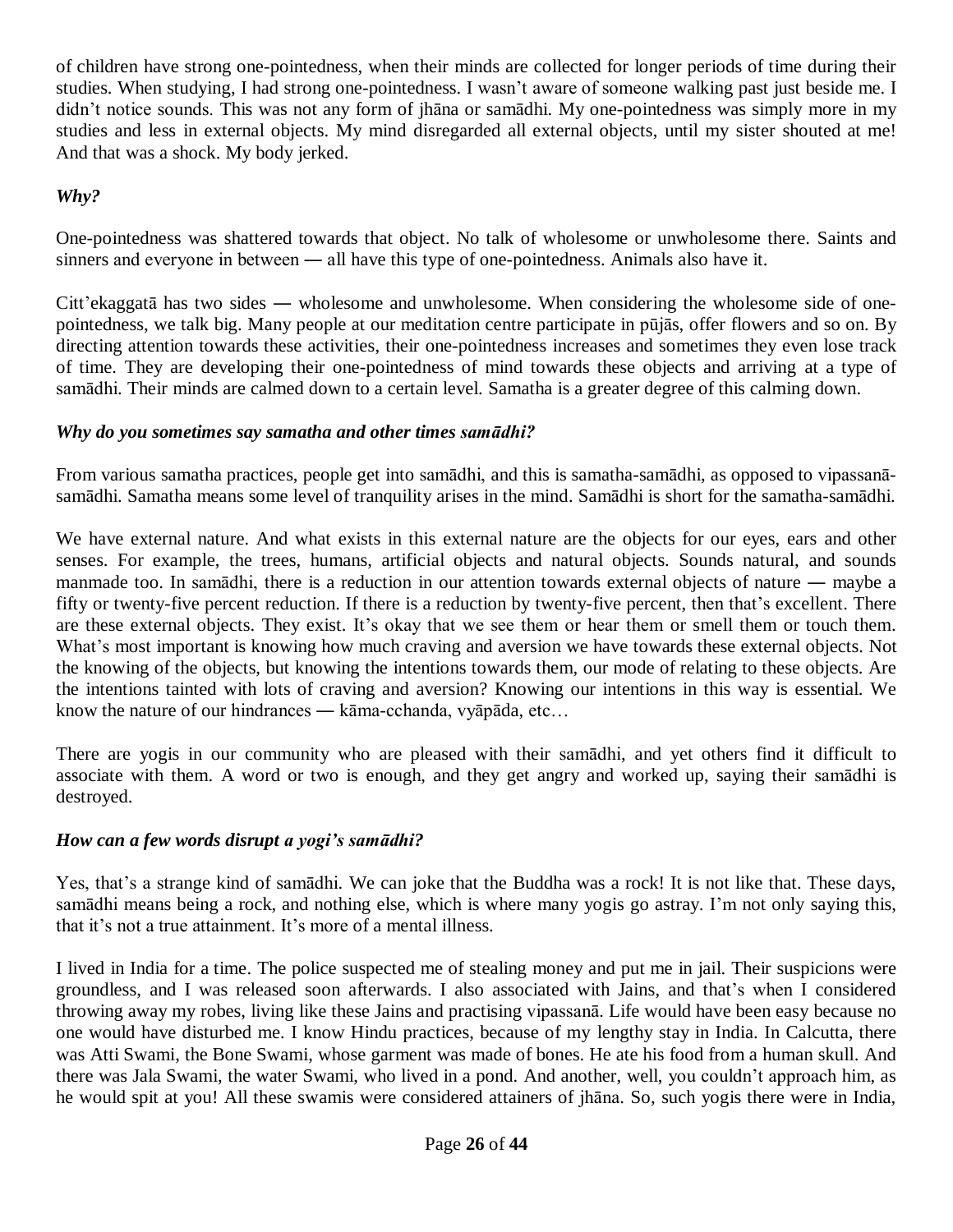of children have strong one-pointedness, when their minds are collected for longer periods of time during their studies. When studying, I had strong one-pointedness. I wasn't aware of someone walking past just beside me. I didn't notice sounds. This was not any form of jhāna or samādhi. My one-pointedness was simply more in my studies and less in external objects. My mind disregarded all external objects, until my sister shouted at me! And that was a shock. My body jerked.

***Why?***

One-pointedness was shattered towards that object. No talk of wholesome or unwholesome there. Saints and sinners and everyone in between — all have this type of one-pointedness. Animals also have it.

Citt'ekaggatā has two sides — wholesome and unwholesome. When considering the wholesome side of one-pointedness, we talk big. Many people at our meditation centre participate in pūjās, offer flowers and so on. By directing attention towards these activities, their one-pointedness increases and sometimes they even lose track of time. They are developing their one-pointedness of mind towards these objects and arriving at a type of samādhi. Their minds are calmed down to a certain level. Samatha is a greater degree of this calming down.

***Why do you sometimes say samatha and other times samādhi?***

From various samatha practices, people get into samādhi, and this is samatha-samādhi, as opposed to vipassanā-samādhi. Samatha means some level of tranquility arises in the mind. Samādhi is short for the samatha-samādhi.

We have external nature. And what exists in this external nature are the objects for our eyes, ears and other senses. For example, the trees, humans, artificial objects and natural objects. Sounds natural, and sounds manmade too. In samādhi, there is a reduction in our attention towards external objects of nature — maybe a fifty or twenty-five percent reduction. If there is a reduction by twenty-five percent, then that's excellent. There are these external objects. They exist. It's okay that we see them or hear them or smell them or touch them. What's most important is knowing how much craving and aversion we have towards these external objects. Not the knowing of the objects, but knowing the intentions towards them, our mode of relating to these objects. Are the intentions tainted with lots of craving and aversion? Knowing our intentions in this way is essential. We know the nature of our hindrances — kāma-cchanda, vyāpāda, etc…

There are yogis in our community who are pleased with their samādhi, and yet others find it difficult to associate with them. A word or two is enough, and they get angry and worked up, saying their samādhi is destroyed.

***How can a few words disrupt a yogi's samādhi?***

Yes, that's a strange kind of samādhi. We can joke that the Buddha was a rock! It is not like that. These days, samādhi means being a rock, and nothing else, which is where many yogis go astray. I'm not only saying this, that it's not a true attainment. It's more of a mental illness.

I lived in India for a time. The police suspected me of stealing money and put me in jail. Their suspicions were groundless, and I was released soon afterwards. I also associated with Jains, and that's when I considered throwing away my robes, living like these Jains and practising vipassanā. Life would have been easy because no one would have disturbed me. I know Hindu practices, because of my lengthy stay in India. In Calcutta, there was Atti Swami, the Bone Swami, whose garment was made of bones. He ate his food from a human skull. And there was Jala Swami, the water Swami, who lived in a pond. And another, well, you couldn't approach him, as he would spit at you! All these swamis were considered attainers of jhāna. So, such yogis there were in India,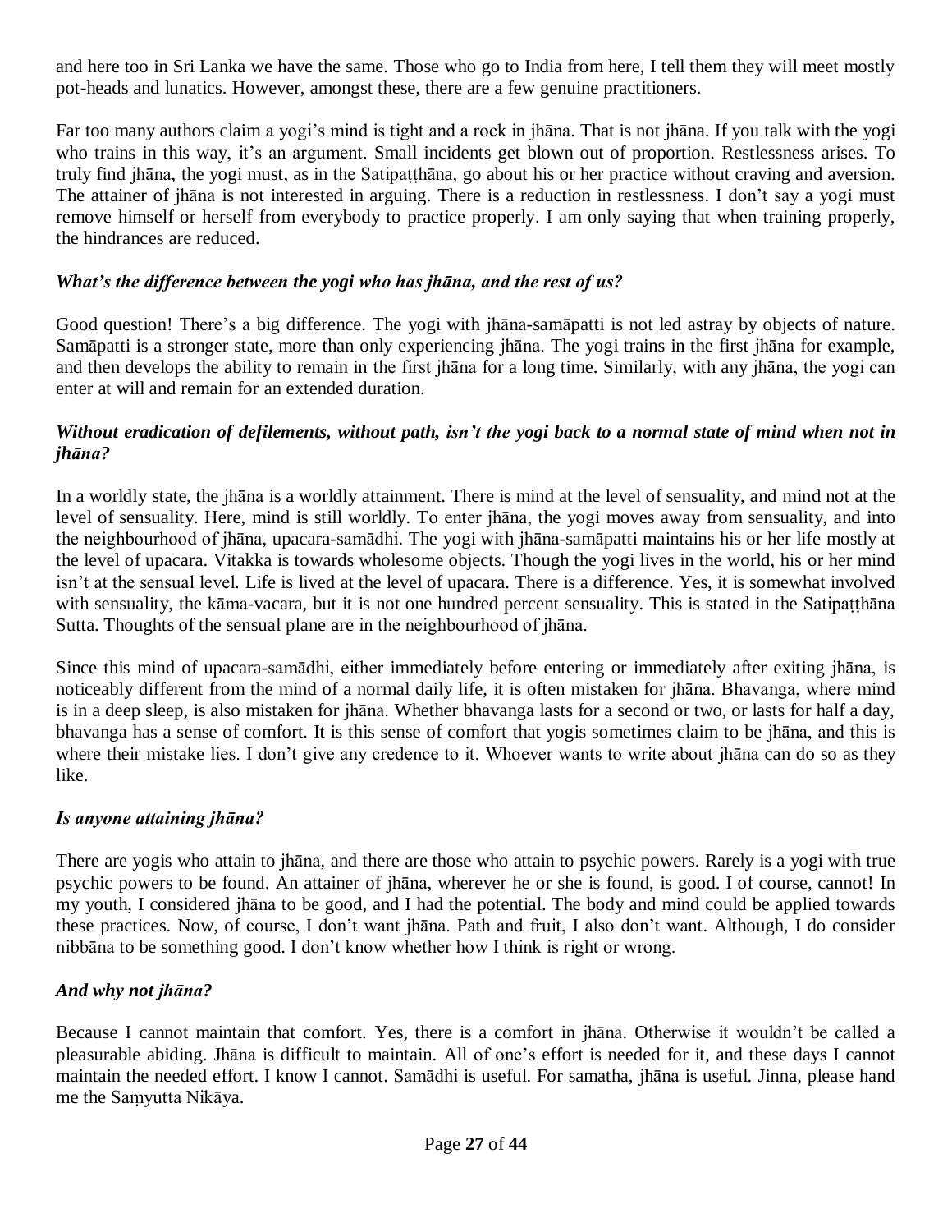and here too in Sri Lanka we have the same. Those who go to India from here, I tell them they will meet mostly pot-heads and lunatics. However, amongst these, there are a few genuine practitioners.

Far too many authors claim a yogi's mind is tight and a rock in jhāna. That is not jhāna. If you talk with the yogi who trains in this way, it's an argument. Small incidents get blown out of proportion. Restlessness arises. To truly find jhāna, the yogi must, as in the Satipaṭṭhāna, go about his or her practice without craving and aversion. The attainer of jhāna is not interested in arguing. There is a reduction in restlessness. I don't say a yogi must remove himself or herself from everybody to practice properly. I am only saying that when training properly, the hindrances are reduced.

***What's the difference between the yogi who has jhāna, and the rest of us?***

Good question! There's a big difference. The yogi with jhāna-samāpatti is not led astray by objects of nature. Samāpatti is a stronger state, more than only experiencing jhāna. The yogi trains in the first jhāna for example, and then develops the ability to remain in the first jhāna for a long time. Similarly, with any jhāna, the yogi can enter at will and remain for an extended duration.

***Without eradication of defilements, without path, isn't the yogi back to a normal state of mind when not in jhāna?***

In a worldly state, the jhāna is a worldly attainment. There is mind at the level of sensuality, and mind not at the level of sensuality. Here, mind is still worldly. To enter jhāna, the yogi moves away from sensuality, and into the neighbourhood of jhāna, upacara-samādhi. The yogi with jhāna-samāpatti maintains his or her life mostly at the level of upacara. Vitakka is towards wholesome objects. Though the yogi lives in the world, his or her mind isn't at the sensual level. Life is lived at the level of upacara. There is a difference. Yes, it is somewhat involved with sensuality, the kāma-vacara, but it is not one hundred percent sensuality. This is stated in the Satipaṭṭhāna Sutta. Thoughts of the sensual plane are in the neighbourhood of jhāna.

Since this mind of upacara-samādhi, either immediately before entering or immediately after exiting jhāna, is noticeably different from the mind of a normal daily life, it is often mistaken for jhāna. Bhavanga, where mind is in a deep sleep, is also mistaken for jhāna. Whether bhavanga lasts for a second or two, or lasts for half a day, bhavanga has a sense of comfort. It is this sense of comfort that yogis sometimes claim to be jhāna, and this is where their mistake lies. I don't give any credence to it. Whoever wants to write about jhāna can do so as they like.

***Is anyone attaining jhāna?***

There are yogis who attain to jhāna, and there are those who attain to psychic powers. Rarely is a yogi with true psychic powers to be found. An attainer of jhāna, wherever he or she is found, is good. I of course, cannot! In my youth, I considered jhāna to be good, and I had the potential. The body and mind could be applied towards these practices. Now, of course, I don't want jhāna. Path and fruit, I also don't want. Although, I do consider nibbāna to be something good. I don't know whether how I think is right or wrong.

***And why not jhāna?***

Because I cannot maintain that comfort. Yes, there is a comfort in jhāna. Otherwise it wouldn't be called a pleasurable abiding. Jhāna is difficult to maintain. All of one's effort is needed for it, and these days I cannot maintain the needed effort. I know I cannot. Samādhi is useful. For samatha, jhāna is useful. Jinna, please hand me the Saṃyutta Nikāya.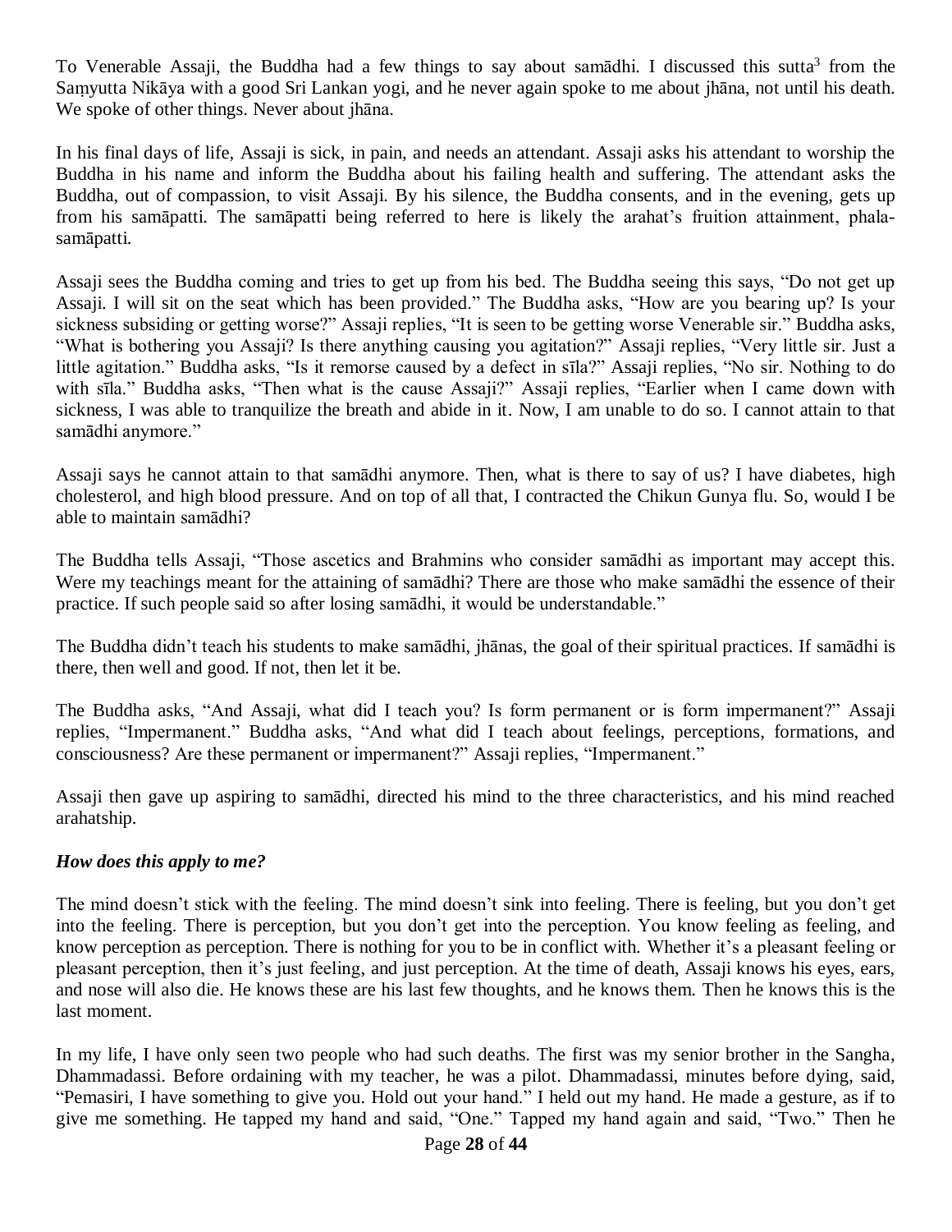To Venerable Assaji, the Buddha had a few things to say about samādhi. I discussed this sutta[3] from the Saṃyutta Nikāya with a good Sri Lankan yogi, and he never again spoke to me about jhāna, not until his death. We spoke of other things. Never about jhāna.

In his final days of life, Assaji is sick, in pain, and needs an attendant. Assaji asks his attendant to worship the Buddha in his name and inform the Buddha about his failing health and suffering. The attendant asks the Buddha, out of compassion, to visit Assaji. By his silence, the Buddha consents, and in the evening, gets up from his samāpatti. The samāpatti being referred to here is likely the arahat's fruition attainment, phala-samāpatti.

Assaji sees the Buddha coming and tries to get up from his bed. The Buddha seeing this says, "Do not get up Assaji. I will sit on the seat which has been provided." The Buddha asks, "How are you bearing up? Is your sickness subsiding or getting worse?" Assaji replies, "It is seen to be getting worse Venerable sir." Buddha asks, "What is bothering you Assaji? Is there anything causing you agitation?" Assaji replies, "Very little sir. Just a little agitation." Buddha asks, "Is it remorse caused by a defect in sīla?" Assaji replies, "No sir. Nothing to do with sīla." Buddha asks, "Then what is the cause Assaji?" Assaji replies, "Earlier when I came down with sickness, I was able to tranquilize the breath and abide in it. Now, I am unable to do so. I cannot attain to that samādhi anymore."

Assaji says he cannot attain to that samādhi anymore. Then, what is there to say of us? I have diabetes, high cholesterol, and high blood pressure. And on top of all that, I contracted the Chikun Gunya flu. So, would I be able to maintain samādhi?

The Buddha tells Assaji, "Those ascetics and Brahmins who consider samādhi as important may accept this. Were my teachings meant for the attaining of samādhi? There are those who make samādhi the essence of their practice. If such people said so after losing samādhi, it would be understandable."

The Buddha didn't teach his students to make samādhi, jhānas, the goal of their spiritual practices. If samādhi is there, then well and good. If not, then let it be.

The Buddha asks, "And Assaji, what did I teach you? Is form permanent or is form impermanent?" Assaji replies, "Impermanent." Buddha asks, "And what did I teach about feelings, perceptions, formations, and consciousness? Are these permanent or impermanent?" Assaji replies, "Impermanent."

Assaji then gave up aspiring to samādhi, directed his mind to the three characteristics, and his mind reached arahatship.

***How does this apply to me?***

The mind doesn't stick with the feeling. The mind doesn't sink into feeling. There is feeling, but you don't get into the feeling. There is perception, but you don't get into the perception. You know feeling as feeling, and know perception as perception. There is nothing for you to be in conflict with. Whether it's a pleasant feeling or pleasant perception, then it's just feeling, and just perception. At the time of death, Assaji knows his eyes, ears, and nose will also die. He knows these are his last few thoughts, and he knows them. Then he knows this is the last moment.

In my life, I have only seen two people who had such deaths. The first was my senior brother in the Sangha, Dhammadassi. Before ordaining with my teacher, he was a pilot. Dhammadassi, minutes before dying, said, "Pemasiri, I have something to give you. Hold out your hand." I held out my hand. He made a gesture, as if to give me something. He tapped my hand and said, "One." Tapped my hand again and said, "Two." Then he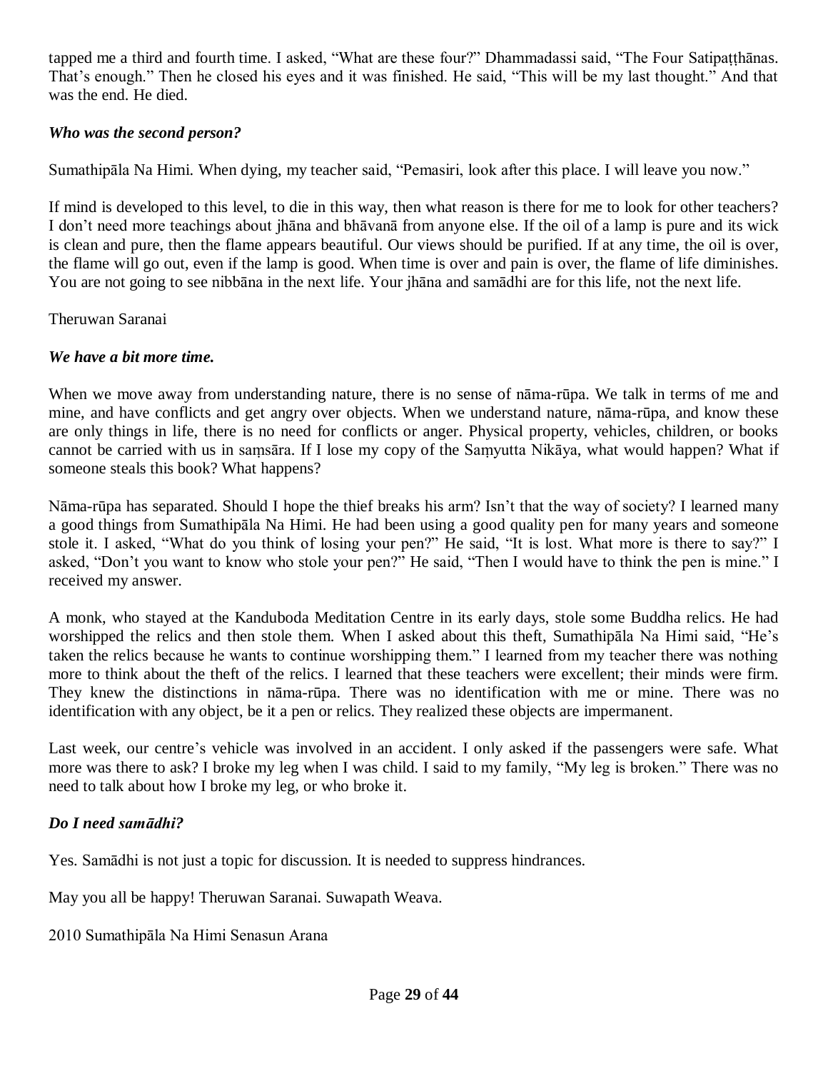tapped me a third and fourth time. I asked, "What are these four?" Dhammadassi said, "The Four Satipaṭṭhānas. That's enough." Then he closed his eyes and it was finished. He said, "This will be my last thought." And that was the end. He died.

***Who was the second person?***

Sumathipāla Na Himi. When dying, my teacher said, "Pemasiri, look after this place. I will leave you now."

If mind is developed to this level, to die in this way, then what reason is there for me to look for other teachers? I don't need more teachings about jhāna and bhāvanā from anyone else. If the oil of a lamp is pure and its wick is clean and pure, then the flame appears beautiful. Our views should be purified. If at any time, the oil is over, the flame will go out, even if the lamp is good. When time is over and pain is over, the flame of life diminishes. You are not going to see nibbāna in the next life. Your jhāna and samādhi are for this life, not the next life.

Theruwan Saranai

***We have a bit more time.***

When we move away from understanding nature, there is no sense of nāma-rūpa. We talk in terms of me and mine, and have conflicts and get angry over objects. When we understand nature, nāma-rūpa, and know these are only things in life, there is no need for conflicts or anger. Physical property, vehicles, children, or books cannot be carried with us in saṃsāra. If I lose my copy of the Saṃyutta Nikāya, what would happen? What if someone steals this book? What happens?

Nāma-rūpa has separated. Should I hope the thief breaks his arm? Isn't that the way of society? I learned many a good things from Sumathipāla Na Himi. He had been using a good quality pen for many years and someone stole it. I asked, "What do you think of losing your pen?" He said, "It is lost. What more is there to say?" I asked, "Don't you want to know who stole your pen?" He said, "Then I would have to think the pen is mine." I received my answer.

A monk, who stayed at the Kanduboda Meditation Centre in its early days, stole some Buddha relics. He had worshipped the relics and then stole them. When I asked about this theft, Sumathipāla Na Himi said, "He's taken the relics because he wants to continue worshipping them." I learned from my teacher there was nothing more to think about the theft of the relics. I learned that these teachers were excellent; their minds were firm. They knew the distinctions in nāma-rūpa. There was no identification with me or mine. There was no identification with any object, be it a pen or relics. They realized these objects are impermanent.

Last week, our centre's vehicle was involved in an accident. I only asked if the passengers were safe. What more was there to ask? I broke my leg when I was child. I said to my family, "My leg is broken." There was no need to talk about how I broke my leg, or who broke it.

***Do I need samādhi?***

Yes. Samādhi is not just a topic for discussion. It is needed to suppress hindrances.

May you all be happy! Theruwan Saranai. Suwapath Weava.

2010 Sumathipāla Na Himi Senasun Arana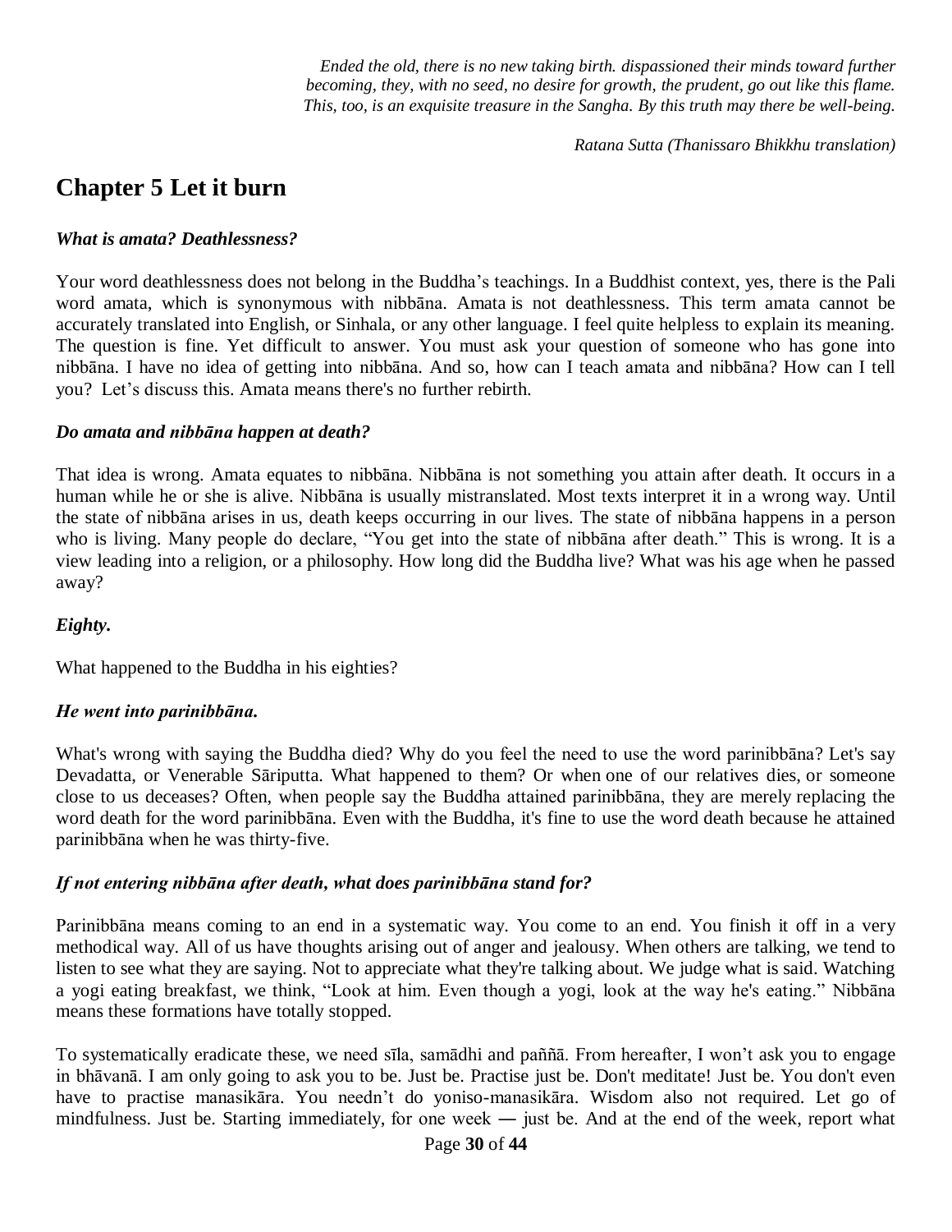*Ended the old, there is no new taking birth. dispassioned their minds toward further becoming, they, with no seed, no desire for growth, the prudent, go out like this flame. This, too, is an exquisite treasure in the Sangha. By this truth may there be well-being.*

*Ratana Sutta (Thanissaro Bhikkhu translation)*

# Chapter 5 Let it burn

***What is amata? Deathlessness?***

Your word deathlessness does not belong in the Buddha's teachings. In a Buddhist context, yes, there is the Pali word amata, which is synonymous with nibbāna. Amata is not deathlessness. This term amata cannot be accurately translated into English, or Sinhala, or any other language. I feel quite helpless to explain its meaning. The question is fine. Yet difficult to answer. You must ask your question of someone who has gone into nibbāna. I have no idea of getting into nibbāna. And so, how can I teach amata and nibbāna? How can I tell you? Let's discuss this. Amata means there's no further rebirth.

***Do amata and nibbāna happen at death?***

That idea is wrong. Amata equates to nibbāna. Nibbāna is not something you attain after death. It occurs in a human while he or she is alive. Nibbāna is usually mistranslated. Most texts interpret it in a wrong way. Until the state of nibbāna arises in us, death keeps occurring in our lives. The state of nibbāna happens in a person who is living. Many people do declare, "You get into the state of nibbāna after death." This is wrong. It is a view leading into a religion, or a philosophy. How long did the Buddha live? What was his age when he passed away?

***Eighty.***

What happened to the Buddha in his eighties?

***He went into parinibbāna.***

What's wrong with saying the Buddha died? Why do you feel the need to use the word parinibbāna? Let's say Devadatta, or Venerable Sāriputta. What happened to them? Or when one of our relatives dies, or someone close to us deceases? Often, when people say the Buddha attained parinibbāna, they are merely replacing the word death for the word parinibbāna. Even with the Buddha, it's fine to use the word death because he attained parinibbāna when he was thirty-five.

***If not entering nibbāna after death, what does parinibbāna stand for?***

Parinibbāna means coming to an end in a systematic way. You come to an end. You finish it off in a very methodical way. All of us have thoughts arising out of anger and jealousy. When others are talking, we tend to listen to see what they are saying. Not to appreciate what they're talking about. We judge what is said. Watching a yogi eating breakfast, we think, "Look at him. Even though a yogi, look at the way he's eating." Nibbāna means these formations have totally stopped.

To systematically eradicate these, we need sīla, samādhi and paññā. From hereafter, I won't ask you to engage in bhāvanā. I am only going to ask you to be. Just be. Practise just be. Don't meditate! Just be. You don't even have to practise manasikāra. You needn't do yoniso-manasikāra. Wisdom also not required. Let go of mindfulness. Just be. Starting immediately, for one week — just be. And at the end of the week, report what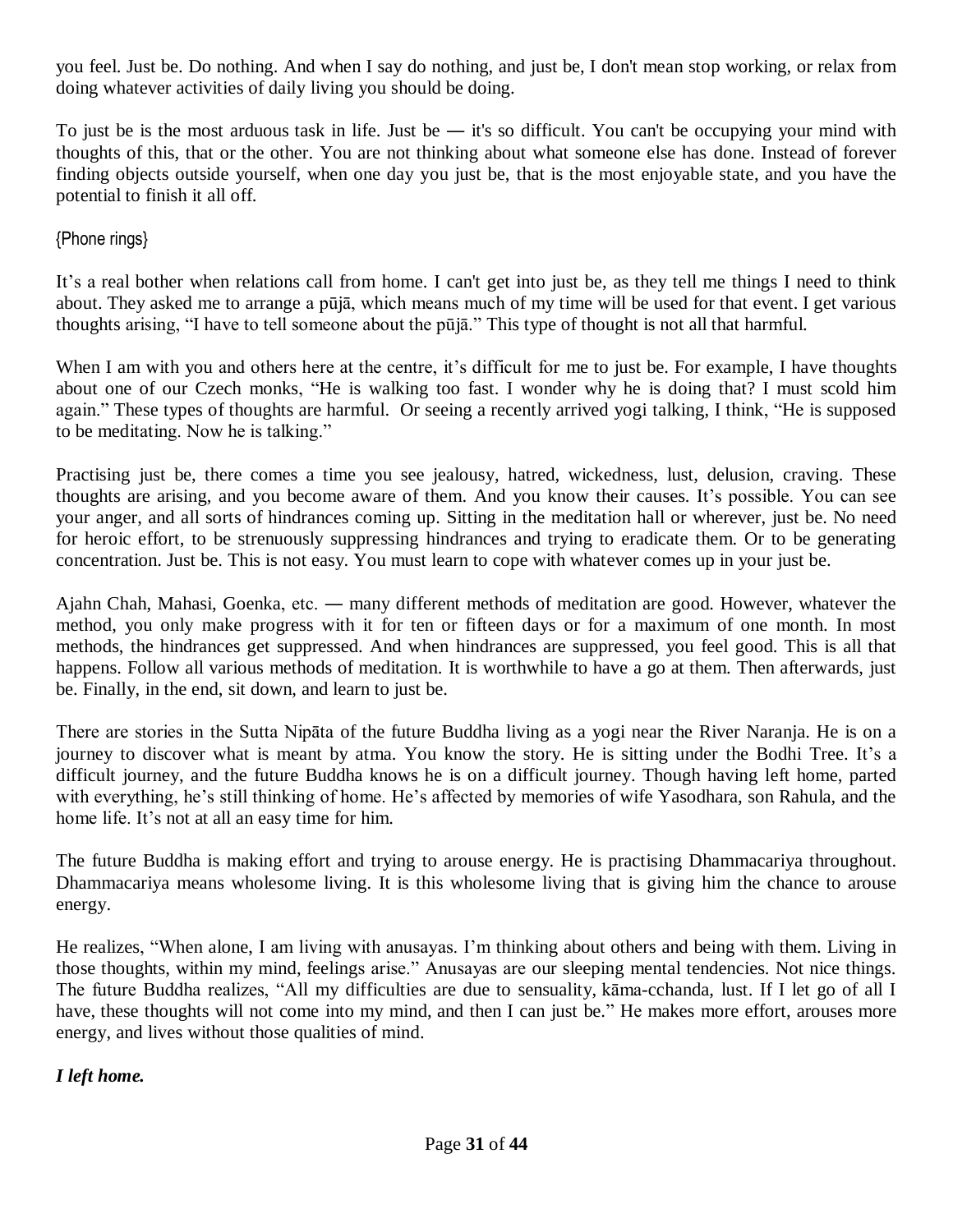you feel. Just be. Do nothing. And when I say do nothing, and just be, I don't mean stop working, or relax from doing whatever activities of daily living you should be doing.

To just be is the most arduous task in life. Just be ― it's so difficult. You can't be occupying your mind with thoughts of this, that or the other. You are not thinking about what someone else has done. Instead of forever finding objects outside yourself, when one day you just be, that is the most enjoyable state, and you have the potential to finish it all off.

{Phone rings}

It's a real bother when relations call from home. I can't get into just be, as they tell me things I need to think about. They asked me to arrange a pūjā, which means much of my time will be used for that event. I get various thoughts arising, "I have to tell someone about the pūjā." This type of thought is not all that harmful.

When I am with you and others here at the centre, it's difficult for me to just be. For example, I have thoughts about one of our Czech monks, "He is walking too fast. I wonder why he is doing that? I must scold him again." These types of thoughts are harmful. Or seeing a recently arrived yogi talking, I think, "He is supposed to be meditating. Now he is talking."

Practising just be, there comes a time you see jealousy, hatred, wickedness, lust, delusion, craving. These thoughts are arising, and you become aware of them. And you know their causes. It's possible. You can see your anger, and all sorts of hindrances coming up. Sitting in the meditation hall or wherever, just be. No need for heroic effort, to be strenuously suppressing hindrances and trying to eradicate them. Or to be generating concentration. Just be. This is not easy. You must learn to cope with whatever comes up in your just be.

Ajahn Chah, Mahasi, Goenka, etc. ― many different methods of meditation are good. However, whatever the method, you only make progress with it for ten or fifteen days or for a maximum of one month. In most methods, the hindrances get suppressed. And when hindrances are suppressed, you feel good. This is all that happens. Follow all various methods of meditation. It is worthwhile to have a go at them. Then afterwards, just be. Finally, in the end, sit down, and learn to just be.

There are stories in the Sutta Nipāta of the future Buddha living as a yogi near the River Naranja. He is on a journey to discover what is meant by atma. You know the story. He is sitting under the Bodhi Tree. It's a difficult journey, and the future Buddha knows he is on a difficult journey. Though having left home, parted with everything, he's still thinking of home. He's affected by memories of wife Yasodhara, son Rahula, and the home life. It's not at all an easy time for him.

The future Buddha is making effort and trying to arouse energy. He is practising Dhammacariya throughout. Dhammacariya means wholesome living. It is this wholesome living that is giving him the chance to arouse energy.

He realizes, "When alone, I am living with anusayas. I'm thinking about others and being with them. Living in those thoughts, within my mind, feelings arise." Anusayas are our sleeping mental tendencies. Not nice things. The future Buddha realizes, "All my difficulties are due to sensuality, kāma-cchanda, lust. If I let go of all I have, these thoughts will not come into my mind, and then I can just be." He makes more effort, arouses more energy, and lives without those qualities of mind.

***I left home.***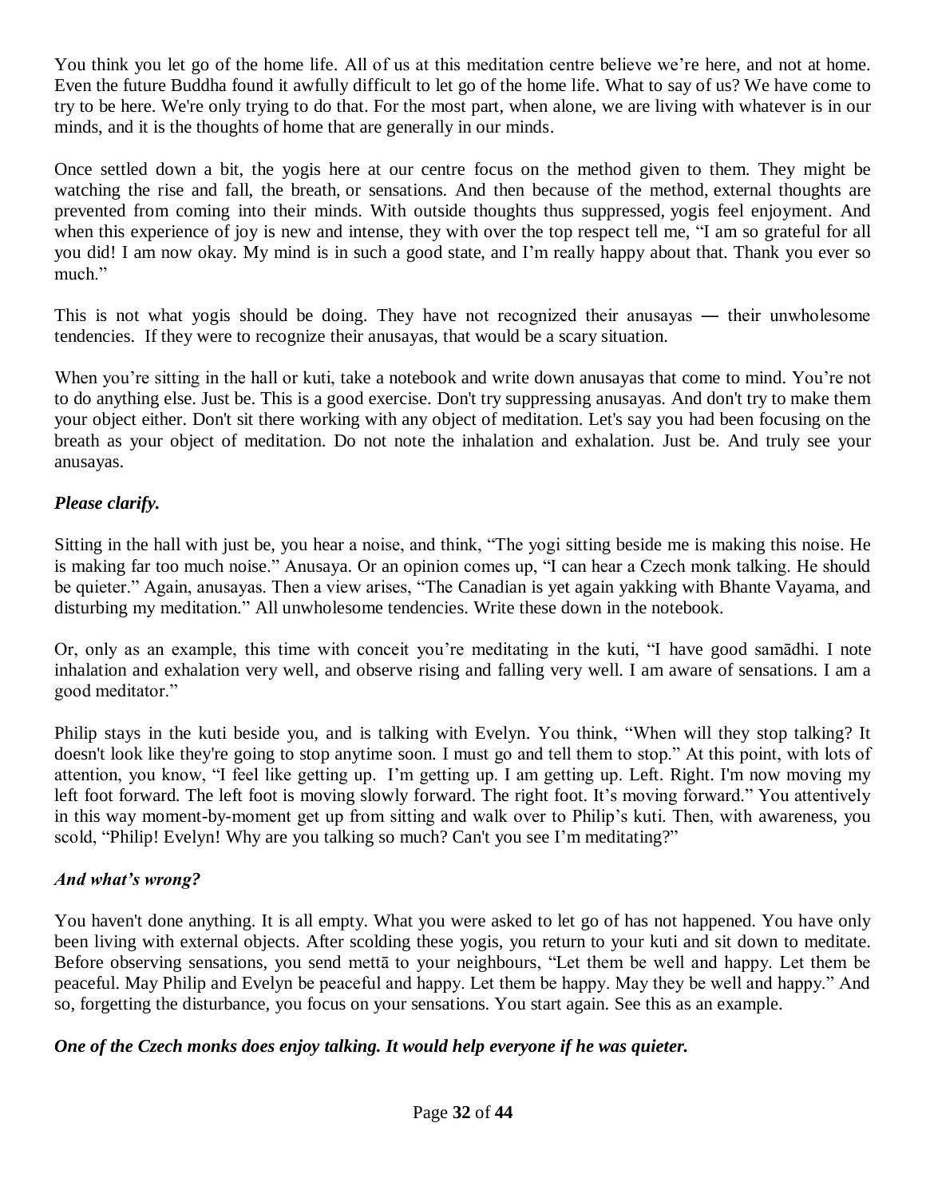You think you let go of the home life. All of us at this meditation centre believe we're here, and not at home. Even the future Buddha found it awfully difficult to let go of the home life. What to say of us? We have come to try to be here. We're only trying to do that. For the most part, when alone, we are living with whatever is in our minds, and it is the thoughts of home that are generally in our minds.

Once settled down a bit, the yogis here at our centre focus on the method given to them. They might be watching the rise and fall, the breath, or sensations. And then because of the method, external thoughts are prevented from coming into their minds. With outside thoughts thus suppressed, yogis feel enjoyment. And when this experience of joy is new and intense, they with over the top respect tell me, "I am so grateful for all you did! I am now okay. My mind is in such a good state, and I'm really happy about that. Thank you ever so much."

This is not what yogis should be doing. They have not recognized their anusayas ― their unwholesome tendencies. If they were to recognize their anusayas, that would be a scary situation.

When you're sitting in the hall or kuti, take a notebook and write down anusayas that come to mind. You're not to do anything else. Just be. This is a good exercise. Don't try suppressing anusayas. And don't try to make them your object either. Don't sit there working with any object of meditation. Let's say you had been focusing on the breath as your object of meditation. Do not note the inhalation and exhalation. Just be. And truly see your anusayas.

***Please clarify.***

Sitting in the hall with just be, you hear a noise, and think, "The yogi sitting beside me is making this noise. He is making far too much noise." Anusaya. Or an opinion comes up, "I can hear a Czech monk talking. He should be quieter." Again, anusayas. Then a view arises, "The Canadian is yet again yakking with Bhante Vayama, and disturbing my meditation." All unwholesome tendencies. Write these down in the notebook.

Or, only as an example, this time with conceit you're meditating in the kuti, "I have good samādhi. I note inhalation and exhalation very well, and observe rising and falling very well. I am aware of sensations. I am a good meditator."

Philip stays in the kuti beside you, and is talking with Evelyn. You think, "When will they stop talking? It doesn't look like they're going to stop anytime soon. I must go and tell them to stop." At this point, with lots of attention, you know, "I feel like getting up. I'm getting up. I am getting up. Left. Right. I'm now moving my left foot forward. The left foot is moving slowly forward. The right foot. It's moving forward." You attentively in this way moment-by-moment get up from sitting and walk over to Philip's kuti. Then, with awareness, you scold, "Philip! Evelyn! Why are you talking so much? Can't you see I'm meditating?"

***And what's wrong?***

You haven't done anything. It is all empty. What you were asked to let go of has not happened. You have only been living with external objects. After scolding these yogis, you return to your kuti and sit down to meditate. Before observing sensations, you send mettā to your neighbours, "Let them be well and happy. Let them be peaceful. May Philip and Evelyn be peaceful and happy. Let them be happy. May they be well and happy." And so, forgetting the disturbance, you focus on your sensations. You start again. See this as an example.

***One of the Czech monks does enjoy talking. It would help everyone if he was quieter.***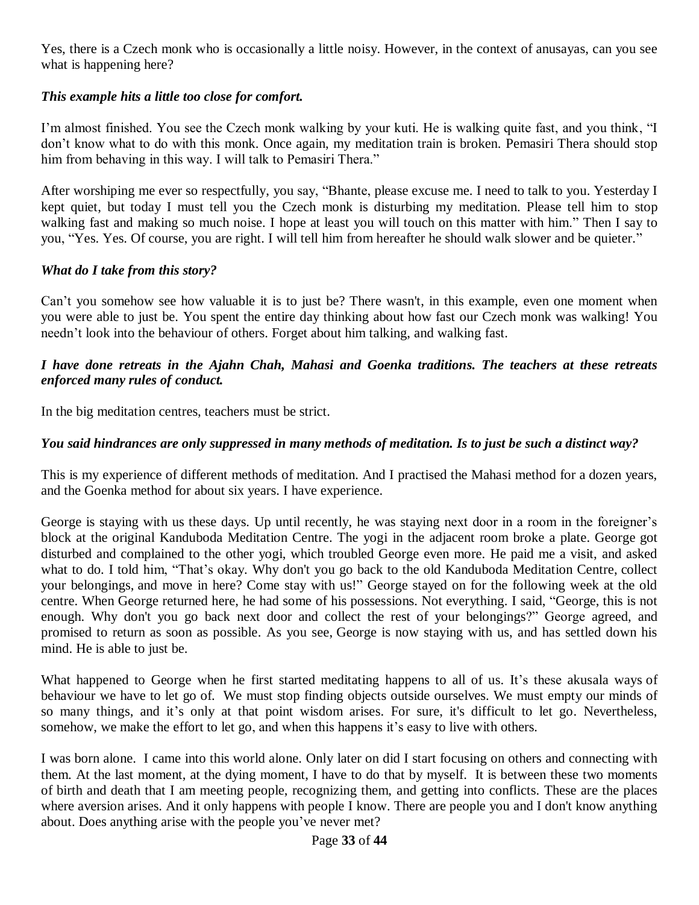Yes, there is a Czech monk who is occasionally a little noisy. However, in the context of anusayas, can you see what is happening here?

***This example hits a little too close for comfort.***

I'm almost finished. You see the Czech monk walking by your kuti. He is walking quite fast, and you think, "I don't know what to do with this monk. Once again, my meditation train is broken. Pemasiri Thera should stop him from behaving in this way. I will talk to Pemasiri Thera."

After worshiping me ever so respectfully, you say, "Bhante, please excuse me. I need to talk to you. Yesterday I kept quiet, but today I must tell you the Czech monk is disturbing my meditation. Please tell him to stop walking fast and making so much noise. I hope at least you will touch on this matter with him." Then I say to you, "Yes. Yes. Of course, you are right. I will tell him from hereafter he should walk slower and be quieter."

***What do I take from this story?***

Can't you somehow see how valuable it is to just be? There wasn't, in this example, even one moment when you were able to just be. You spent the entire day thinking about how fast our Czech monk was walking! You needn't look into the behaviour of others. Forget about him talking, and walking fast.

***I have done retreats in the Ajahn Chah, Mahasi and Goenka traditions. The teachers at these retreats enforced many rules of conduct.***

In the big meditation centres, teachers must be strict.

***You said hindrances are only suppressed in many methods of meditation. Is to just be such a distinct way?***

This is my experience of different methods of meditation. And I practised the Mahasi method for a dozen years, and the Goenka method for about six years. I have experience.

George is staying with us these days. Up until recently, he was staying next door in a room in the foreigner's block at the original Kanduboda Meditation Centre. The yogi in the adjacent room broke a plate. George got disturbed and complained to the other yogi, which troubled George even more. He paid me a visit, and asked what to do. I told him, "That's okay. Why don't you go back to the old Kanduboda Meditation Centre, collect your belongings, and move in here? Come stay with us!" George stayed on for the following week at the old centre. When George returned here, he had some of his possessions. Not everything. I said, "George, this is not enough. Why don't you go back next door and collect the rest of your belongings?" George agreed, and promised to return as soon as possible. As you see, George is now staying with us, and has settled down his mind. He is able to just be.

What happened to George when he first started meditating happens to all of us. It's these akusala ways of behaviour we have to let go of. We must stop finding objects outside ourselves. We must empty our minds of so many things, and it's only at that point wisdom arises. For sure, it's difficult to let go. Nevertheless, somehow, we make the effort to let go, and when this happens it's easy to live with others.

I was born alone. I came into this world alone. Only later on did I start focusing on others and connecting with them. At the last moment, at the dying moment, I have to do that by myself. It is between these two moments of birth and death that I am meeting people, recognizing them, and getting into conflicts. These are the places where aversion arises. And it only happens with people I know. There are people you and I don't know anything about. Does anything arise with the people you've never met?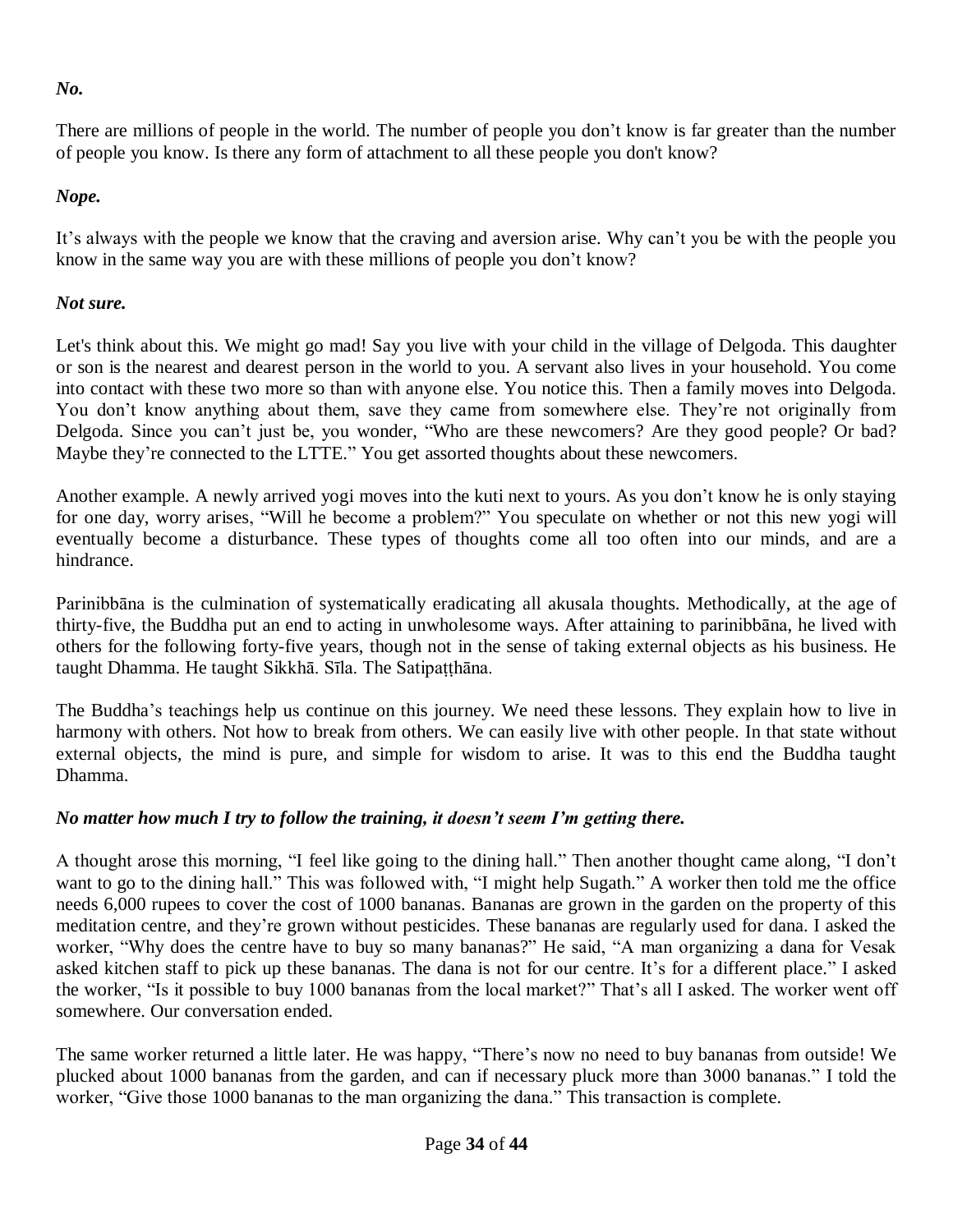***No.***

There are millions of people in the world. The number of people you don't know is far greater than the number of people you know. Is there any form of attachment to all these people you don't know?

***Nope.***

It's always with the people we know that the craving and aversion arise. Why can't you be with the people you know in the same way you are with these millions of people you don't know?

***Not sure.***

Let's think about this. We might go mad! Say you live with your child in the village of Delgoda. This daughter or son is the nearest and dearest person in the world to you. A servant also lives in your household. You come into contact with these two more so than with anyone else. You notice this. Then a family moves into Delgoda. You don't know anything about them, save they came from somewhere else. They're not originally from Delgoda. Since you can't just be, you wonder, "Who are these newcomers? Are they good people? Or bad? Maybe they're connected to the LTTE." You get assorted thoughts about these newcomers.

Another example. A newly arrived yogi moves into the kuti next to yours. As you don't know he is only staying for one day, worry arises, "Will he become a problem?" You speculate on whether or not this new yogi will eventually become a disturbance. These types of thoughts come all too often into our minds, and are a hindrance.

Parinibbāna is the culmination of systematically eradicating all akusala thoughts. Methodically, at the age of thirty-five, the Buddha put an end to acting in unwholesome ways. After attaining to parinibbāna, he lived with others for the following forty-five years, though not in the sense of taking external objects as his business. He taught Dhamma. He taught Sikkhā. Sīla. The Satipaṭṭhāna.

The Buddha's teachings help us continue on this journey. We need these lessons. They explain how to live in harmony with others. Not how to break from others. We can easily live with other people. In that state without external objects, the mind is pure, and simple for wisdom to arise. It was to this end the Buddha taught Dhamma.

***No matter how much I try to follow the training, it doesn't seem I'm getting there.***

A thought arose this morning, "I feel like going to the dining hall." Then another thought came along, "I don't want to go to the dining hall." This was followed with, "I might help Sugath." A worker then told me the office needs 6,000 rupees to cover the cost of 1000 bananas. Bananas are grown in the garden on the property of this meditation centre, and they're grown without pesticides. These bananas are regularly used for dana. I asked the worker, "Why does the centre have to buy so many bananas?" He said, "A man organizing a dana for Vesak asked kitchen staff to pick up these bananas. The dana is not for our centre. It's for a different place." I asked the worker, "Is it possible to buy 1000 bananas from the local market?" That's all I asked. The worker went off somewhere. Our conversation ended.

The same worker returned a little later. He was happy, "There's now no need to buy bananas from outside! We plucked about 1000 bananas from the garden, and can if necessary pluck more than 3000 bananas." I told the worker, "Give those 1000 bananas to the man organizing the dana." This transaction is complete.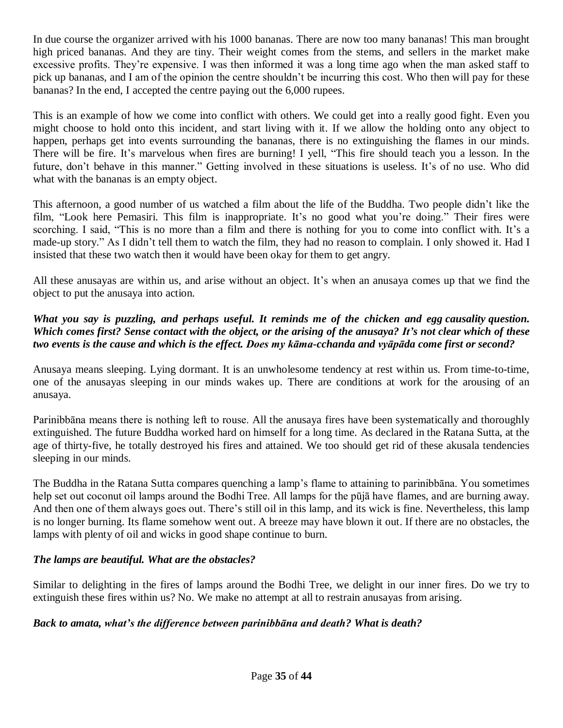In due course the organizer arrived with his 1000 bananas. There are now too many bananas! This man brought high priced bananas. And they are tiny. Their weight comes from the stems, and sellers in the market make excessive profits. They're expensive. I was then informed it was a long time ago when the man asked staff to pick up bananas, and I am of the opinion the centre shouldn't be incurring this cost. Who then will pay for these bananas? In the end, I accepted the centre paying out the 6,000 rupees.

This is an example of how we come into conflict with others. We could get into a really good fight. Even you might choose to hold onto this incident, and start living with it. If we allow the holding onto any object to happen, perhaps get into events surrounding the bananas, there is no extinguishing the flames in our minds. There will be fire. It's marvelous when fires are burning! I yell, "This fire should teach you a lesson. In the future, don't behave in this manner." Getting involved in these situations is useless. It's of no use. Who did what with the bananas is an empty object.

This afternoon, a good number of us watched a film about the life of the Buddha. Two people didn't like the film, "Look here Pemasiri. This film is inappropriate. It's no good what you're doing." Their fires were scorching. I said, "This is no more than a film and there is nothing for you to come into conflict with. It's a made-up story." As I didn't tell them to watch the film, they had no reason to complain. I only showed it. Had I insisted that these two watch then it would have been okay for them to get angry.

All these anusayas are within us, and arise without an object. It's when an anusaya comes up that we find the object to put the anusaya into action.

***What you say is puzzling, and perhaps useful. It reminds me of the chicken and egg causality question. Which comes first? Sense contact with the object, or the arising of the anusaya? It's not clear which of these two events is the cause and which is the effect. Does my kāma-cchanda and vyāpāda come first or second?***

Anusaya means sleeping. Lying dormant. It is an unwholesome tendency at rest within us. From time-to-time, one of the anusayas sleeping in our minds wakes up. There are conditions at work for the arousing of an anusaya.

Parinibbāna means there is nothing left to rouse. All the anusaya fires have been systematically and thoroughly extinguished. The future Buddha worked hard on himself for a long time. As declared in the Ratana Sutta, at the age of thirty-five, he totally destroyed his fires and attained. We too should get rid of these akusala tendencies sleeping in our minds.

The Buddha in the Ratana Sutta compares quenching a lamp's flame to attaining to parinibbāna. You sometimes help set out coconut oil lamps around the Bodhi Tree. All lamps for the pūjā have flames, and are burning away. And then one of them always goes out. There's still oil in this lamp, and its wick is fine. Nevertheless, this lamp is no longer burning. Its flame somehow went out. A breeze may have blown it out. If there are no obstacles, the lamps with plenty of oil and wicks in good shape continue to burn.

***The lamps are beautiful. What are the obstacles?***

Similar to delighting in the fires of lamps around the Bodhi Tree, we delight in our inner fires. Do we try to extinguish these fires within us? No. We make no attempt at all to restrain anusayas from arising.

***Back to amata, what's the difference between parinibbāna and death? What is death?***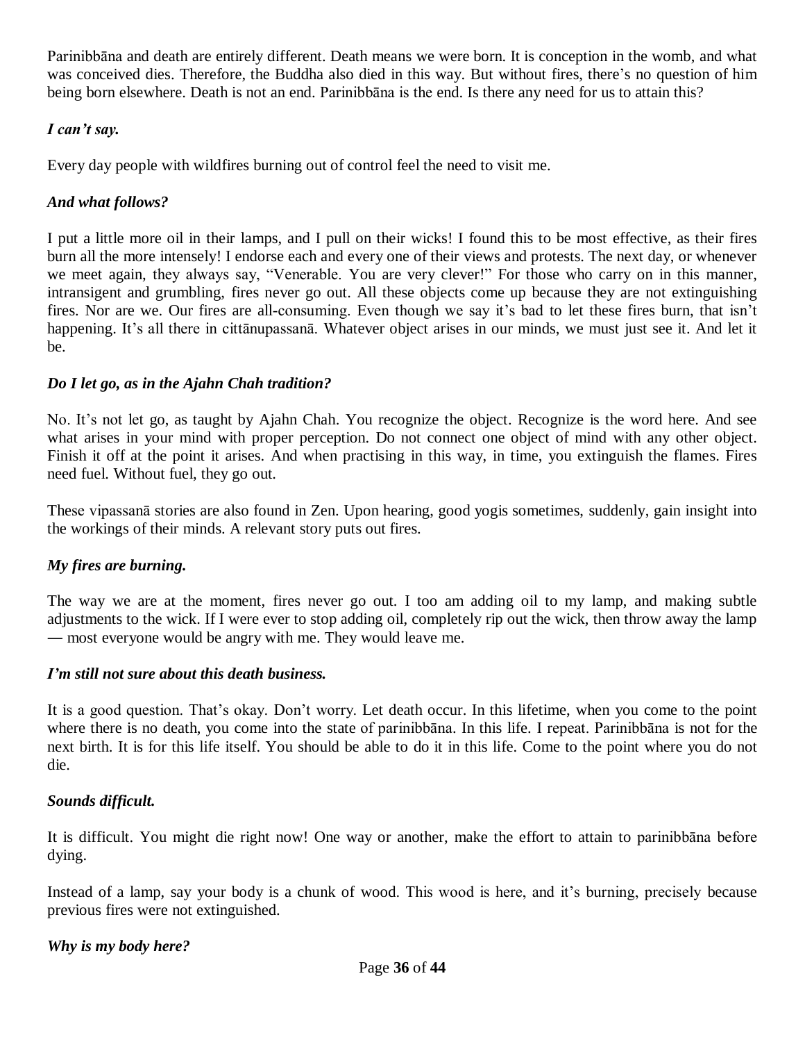Parinibbāna and death are entirely different. Death means we were born. It is conception in the womb, and what was conceived dies. Therefore, the Buddha also died in this way. But without fires, there's no question of him being born elsewhere. Death is not an end. Parinibbāna is the end. Is there any need for us to attain this?

***I can't say.***

Every day people with wildfires burning out of control feel the need to visit me.

***And what follows?***

I put a little more oil in their lamps, and I pull on their wicks! I found this to be most effective, as their fires burn all the more intensely! I endorse each and every one of their views and protests. The next day, or whenever we meet again, they always say, "Venerable. You are very clever!" For those who carry on in this manner, intransigent and grumbling, fires never go out. All these objects come up because they are not extinguishing fires. Nor are we. Our fires are all-consuming. Even though we say it's bad to let these fires burn, that isn't happening. It's all there in cittānupassanā. Whatever object arises in our minds, we must just see it. And let it be.

***Do I let go, as in the Ajahn Chah tradition?***

No. It's not let go, as taught by Ajahn Chah. You recognize the object. Recognize is the word here. And see what arises in your mind with proper perception. Do not connect one object of mind with any other object. Finish it off at the point it arises. And when practising in this way, in time, you extinguish the flames. Fires need fuel. Without fuel, they go out.

These vipassanā stories are also found in Zen. Upon hearing, good yogis sometimes, suddenly, gain insight into the workings of their minds. A relevant story puts out fires.

***My fires are burning.***

The way we are at the moment, fires never go out. I too am adding oil to my lamp, and making subtle adjustments to the wick. If I were ever to stop adding oil, completely rip out the wick, then throw away the lamp ― most everyone would be angry with me. They would leave me.

***I'm still not sure about this death business.***

It is a good question. That's okay. Don't worry. Let death occur. In this lifetime, when you come to the point where there is no death, you come into the state of parinibbāna. In this life. I repeat. Parinibbāna is not for the next birth. It is for this life itself. You should be able to do it in this life. Come to the point where you do not die.

***Sounds difficult.***

It is difficult. You might die right now! One way or another, make the effort to attain to parinibbāna before dying.

Instead of a lamp, say your body is a chunk of wood. This wood is here, and it's burning, precisely because previous fires were not extinguished.

***Why is my body here?***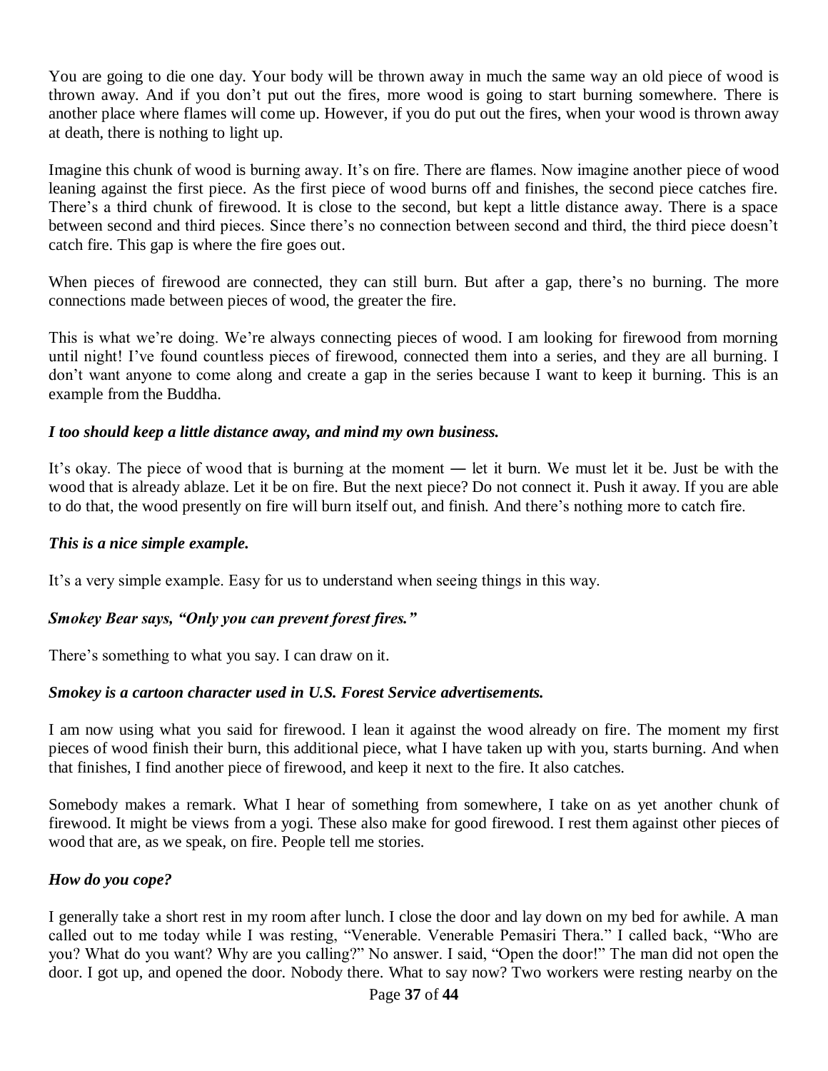You are going to die one day. Your body will be thrown away in much the same way an old piece of wood is thrown away. And if you don't put out the fires, more wood is going to start burning somewhere. There is another place where flames will come up. However, if you do put out the fires, when your wood is thrown away at death, there is nothing to light up.

Imagine this chunk of wood is burning away. It's on fire. There are flames. Now imagine another piece of wood leaning against the first piece. As the first piece of wood burns off and finishes, the second piece catches fire. There's a third chunk of firewood. It is close to the second, but kept a little distance away. There is a space between second and third pieces. Since there's no connection between second and third, the third piece doesn't catch fire. This gap is where the fire goes out.

When pieces of firewood are connected, they can still burn. But after a gap, there's no burning. The more connections made between pieces of wood, the greater the fire.

This is what we're doing. We're always connecting pieces of wood. I am looking for firewood from morning until night! I've found countless pieces of firewood, connected them into a series, and they are all burning. I don't want anyone to come along and create a gap in the series because I want to keep it burning. This is an example from the Buddha.

***I too should keep a little distance away, and mind my own business.***

It's okay. The piece of wood that is burning at the moment ― let it burn. We must let it be. Just be with the wood that is already ablaze. Let it be on fire. But the next piece? Do not connect it. Push it away. If you are able to do that, the wood presently on fire will burn itself out, and finish. And there's nothing more to catch fire.

***This is a nice simple example.***

It's a very simple example. Easy for us to understand when seeing things in this way.

***Smokey Bear says, "Only you can prevent forest fires."***

There's something to what you say. I can draw on it.

***Smokey is a cartoon character used in U.S. Forest Service advertisements.***

I am now using what you said for firewood. I lean it against the wood already on fire. The moment my first pieces of wood finish their burn, this additional piece, what I have taken up with you, starts burning. And when that finishes, I find another piece of firewood, and keep it next to the fire. It also catches.

Somebody makes a remark. What I hear of something from somewhere, I take on as yet another chunk of firewood. It might be views from a yogi. These also make for good firewood. I rest them against other pieces of wood that are, as we speak, on fire. People tell me stories.

***How do you cope?***

I generally take a short rest in my room after lunch. I close the door and lay down on my bed for awhile. A man called out to me today while I was resting, "Venerable. Venerable Pemasiri Thera." I called back, "Who are you? What do you want? Why are you calling?" No answer. I said, "Open the door!" The man did not open the door. I got up, and opened the door. Nobody there. What to say now? Two workers were resting nearby on the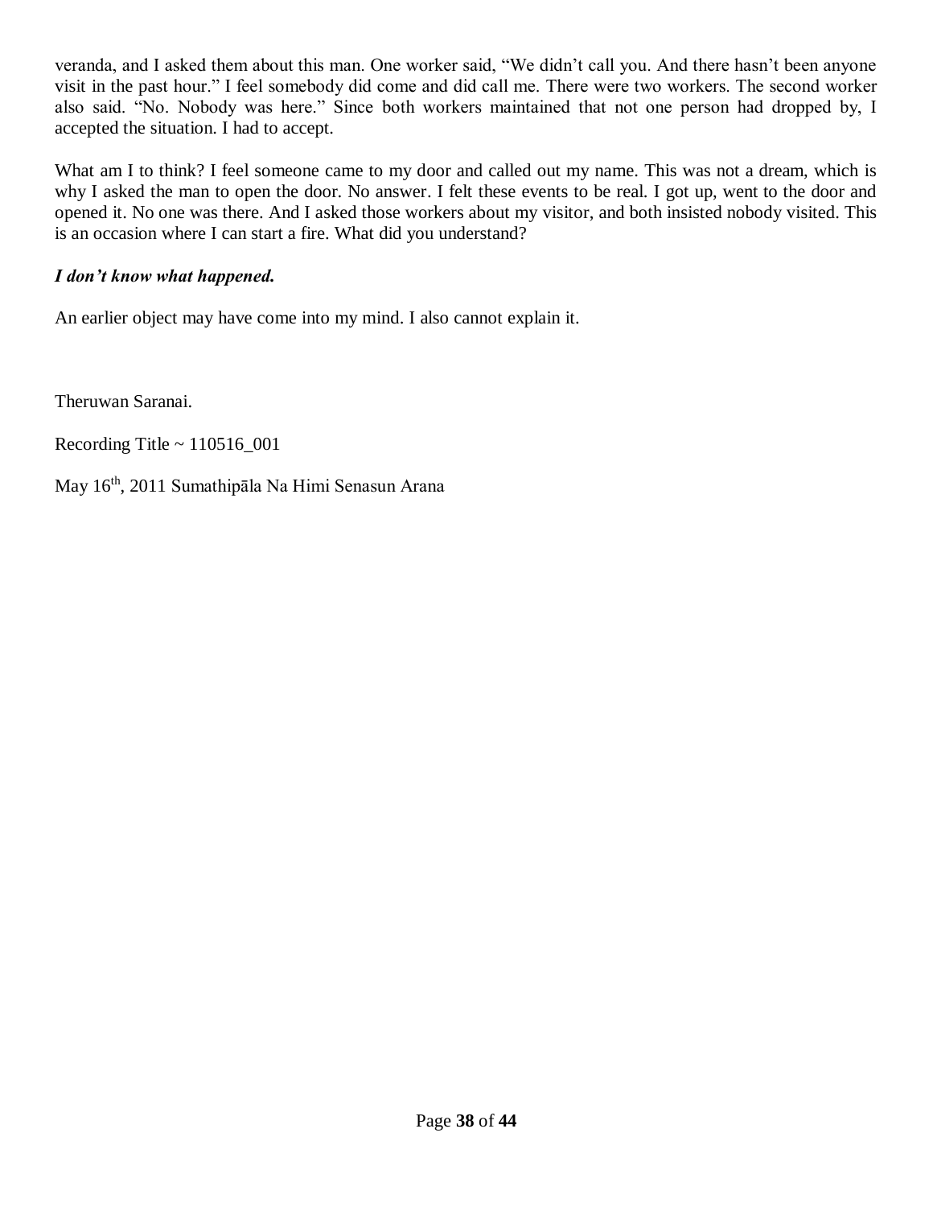veranda, and I asked them about this man. One worker said, “We didn’t call you. And there hasn’t been anyone visit in the past hour.” I feel somebody did come and did call me. There were two workers. The second worker also said. “No. Nobody was here.” Since both workers maintained that not one person had dropped by, I accepted the situation. I had to accept.

What am I to think? I feel someone came to my door and called out my name. This was not a dream, which is why I asked the man to open the door. No answer. I felt these events to be real. I got up, went to the door and opened it. No one was there. And I asked those workers about my visitor, and both insisted nobody visited. This is an occasion where I can start a fire. What did you understand?

***I don’t know what happened.***

An earlier object may have come into my mind. I also cannot explain it.

Theruwan Saranai.

Recording Title ~ 110516_001

May 16th, 2011 Sumathipāla Na Himi Senasun Arana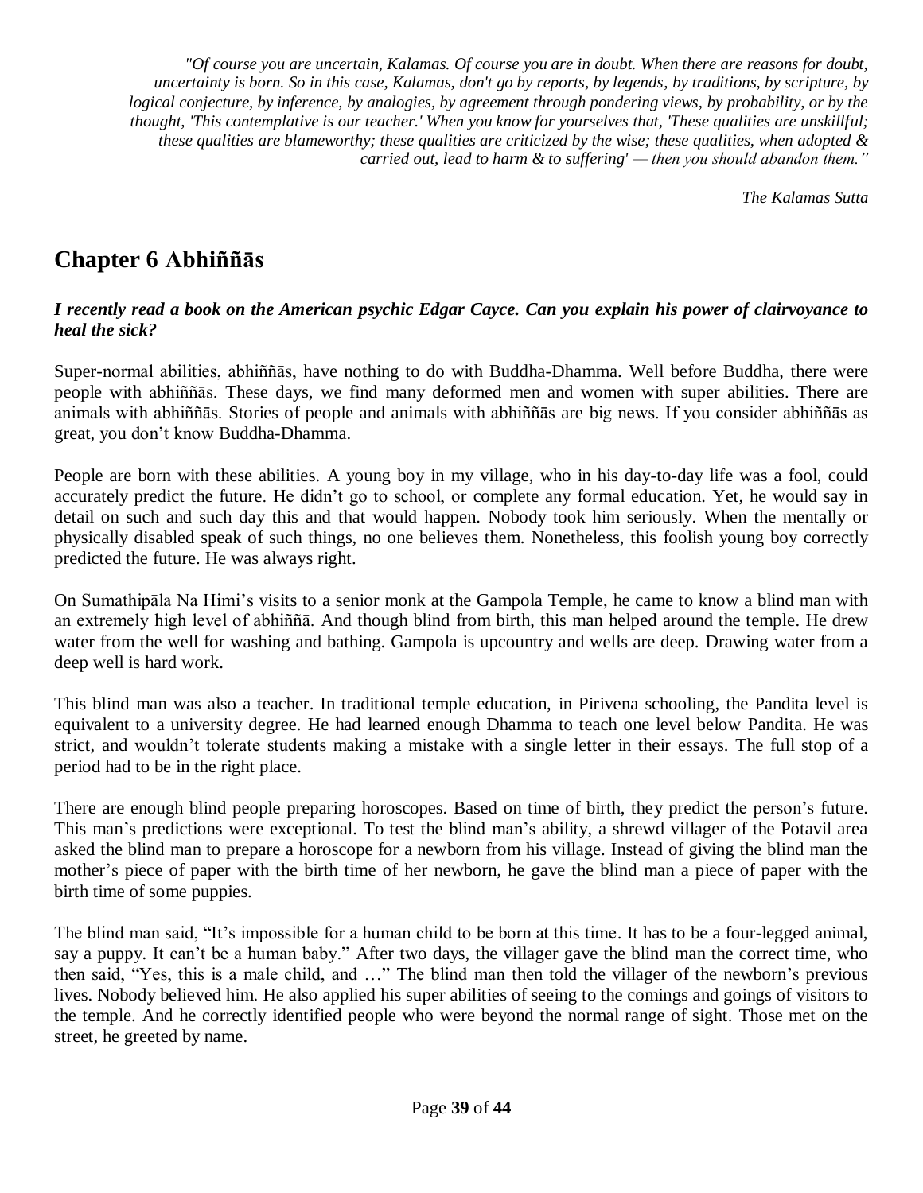*"Of course you are uncertain, Kalamas. Of course you are in doubt. When there are reasons for doubt, uncertainty is born. So in this case, Kalamas, don't go by reports, by legends, by traditions, by scripture, by logical conjecture, by inference, by analogies, by agreement through pondering views, by probability, or by the thought, 'This contemplative is our teacher.' When you know for yourselves that, 'These qualities are unskillful; these qualities are blameworthy; these qualities are criticized by the wise; these qualities, when adopted & carried out, lead to harm & to suffering' — then you should abandon them."*

*The Kalamas Sutta*

# Chapter 6 Abhiññās

***I recently read a book on the American psychic Edgar Cayce. Can you explain his power of clairvoyance to heal the sick?***

Super-normal abilities, abhiññās, have nothing to do with Buddha-Dhamma. Well before Buddha, there were people with abhiññās. These days, we find many deformed men and women with super abilities. There are animals with abhiññās. Stories of people and animals with abhiññās are big news. If you consider abhiññās as great, you don't know Buddha-Dhamma.

People are born with these abilities. A young boy in my village, who in his day-to-day life was a fool, could accurately predict the future. He didn't go to school, or complete any formal education. Yet, he would say in detail on such and such day this and that would happen. Nobody took him seriously. When the mentally or physically disabled speak of such things, no one believes them. Nonetheless, this foolish young boy correctly predicted the future. He was always right.

On Sumathipāla Na Himi's visits to a senior monk at the Gampola Temple, he came to know a blind man with an extremely high level of abhiññā. And though blind from birth, this man helped around the temple. He drew water from the well for washing and bathing. Gampola is upcountry and wells are deep. Drawing water from a deep well is hard work.

This blind man was also a teacher. In traditional temple education, in Pirivena schooling, the Pandita level is equivalent to a university degree. He had learned enough Dhamma to teach one level below Pandita. He was strict, and wouldn't tolerate students making a mistake with a single letter in their essays. The full stop of a period had to be in the right place.

There are enough blind people preparing horoscopes. Based on time of birth, they predict the person's future. This man's predictions were exceptional. To test the blind man's ability, a shrewd villager of the Potavil area asked the blind man to prepare a horoscope for a newborn from his village. Instead of giving the blind man the mother's piece of paper with the birth time of her newborn, he gave the blind man a piece of paper with the birth time of some puppies.

The blind man said, "It's impossible for a human child to be born at this time. It has to be a four-legged animal, say a puppy. It can't be a human baby." After two days, the villager gave the blind man the correct time, who then said, "Yes, this is a male child, and …" The blind man then told the villager of the newborn's previous lives. Nobody believed him. He also applied his super abilities of seeing to the comings and goings of visitors to the temple. And he correctly identified people who were beyond the normal range of sight. Those met on the street, he greeted by name.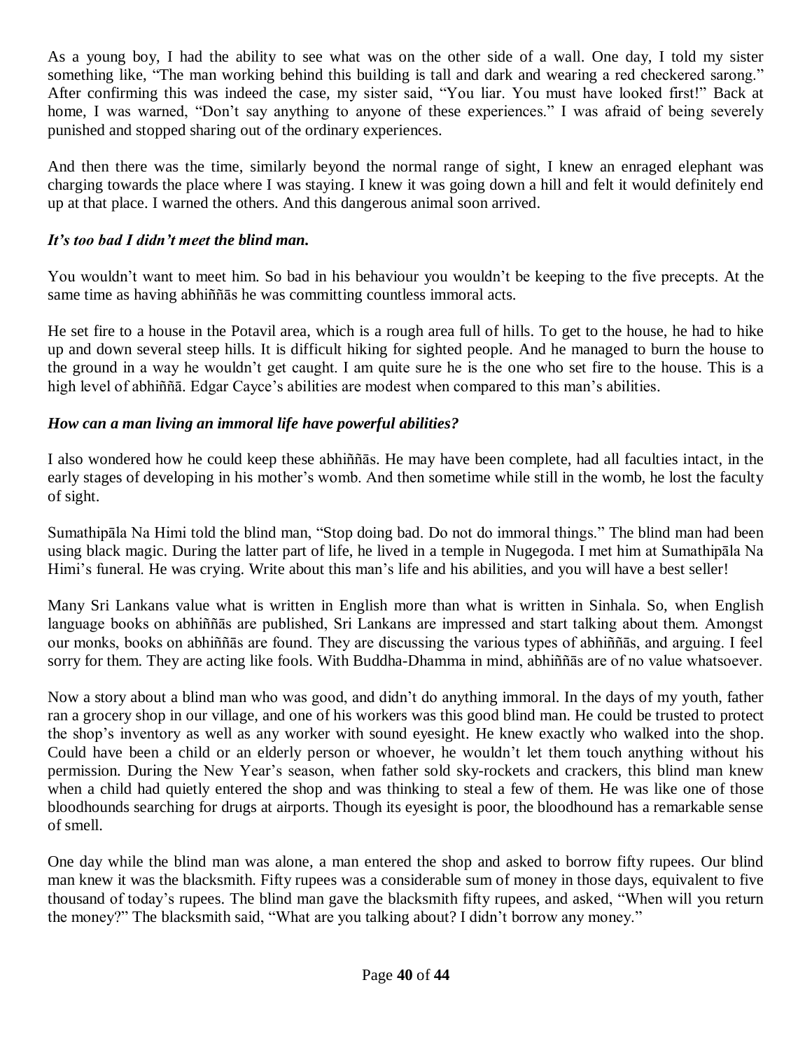As a young boy, I had the ability to see what was on the other side of a wall. One day, I told my sister something like, “The man working behind this building is tall and dark and wearing a red checkered sarong.” After confirming this was indeed the case, my sister said, “You liar. You must have looked first!” Back at home, I was warned, “Don’t say anything to anyone of these experiences.” I was afraid of being severely punished and stopped sharing out of the ordinary experiences.

And then there was the time, similarly beyond the normal range of sight, I knew an enraged elephant was charging towards the place where I was staying. I knew it was going down a hill and felt it would definitely end up at that place. I warned the others. And this dangerous animal soon arrived.

***It’s too bad I didn’t meet the blind man.***

You wouldn’t want to meet him. So bad in his behaviour you wouldn’t be keeping to the five precepts. At the same time as having abhiññās he was committing countless immoral acts.

He set fire to a house in the Potavil area, which is a rough area full of hills. To get to the house, he had to hike up and down several steep hills. It is difficult hiking for sighted people. And he managed to burn the house to the ground in a way he wouldn’t get caught. I am quite sure he is the one who set fire to the house. This is a high level of abhiññā. Edgar Cayce’s abilities are modest when compared to this man’s abilities.

***How can a man living an immoral life have powerful abilities?***

I also wondered how he could keep these abhiññās. He may have been complete, had all faculties intact, in the early stages of developing in his mother’s womb. And then sometime while still in the womb, he lost the faculty of sight.

Sumathipāla Na Himi told the blind man, “Stop doing bad. Do not do immoral things.” The blind man had been using black magic. During the latter part of life, he lived in a temple in Nugegoda. I met him at Sumathipāla Na Himi’s funeral. He was crying. Write about this man’s life and his abilities, and you will have a best seller!

Many Sri Lankans value what is written in English more than what is written in Sinhala. So, when English language books on abhiññās are published, Sri Lankans are impressed and start talking about them. Amongst our monks, books on abhiññās are found. They are discussing the various types of abhiññās, and arguing. I feel sorry for them. They are acting like fools. With Buddha-Dhamma in mind, abhiññās are of no value whatsoever.

Now a story about a blind man who was good, and didn’t do anything immoral. In the days of my youth, father ran a grocery shop in our village, and one of his workers was this good blind man. He could be trusted to protect the shop’s inventory as well as any worker with sound eyesight. He knew exactly who walked into the shop. Could have been a child or an elderly person or whoever, he wouldn’t let them touch anything without his permission. During the New Year’s season, when father sold sky-rockets and crackers, this blind man knew when a child had quietly entered the shop and was thinking to steal a few of them. He was like one of those bloodhounds searching for drugs at airports. Though its eyesight is poor, the bloodhound has a remarkable sense of smell.

One day while the blind man was alone, a man entered the shop and asked to borrow fifty rupees. Our blind man knew it was the blacksmith. Fifty rupees was a considerable sum of money in those days, equivalent to five thousand of today’s rupees. The blind man gave the blacksmith fifty rupees, and asked, “When will you return the money?” The blacksmith said, “What are you talking about? I didn’t borrow any money.”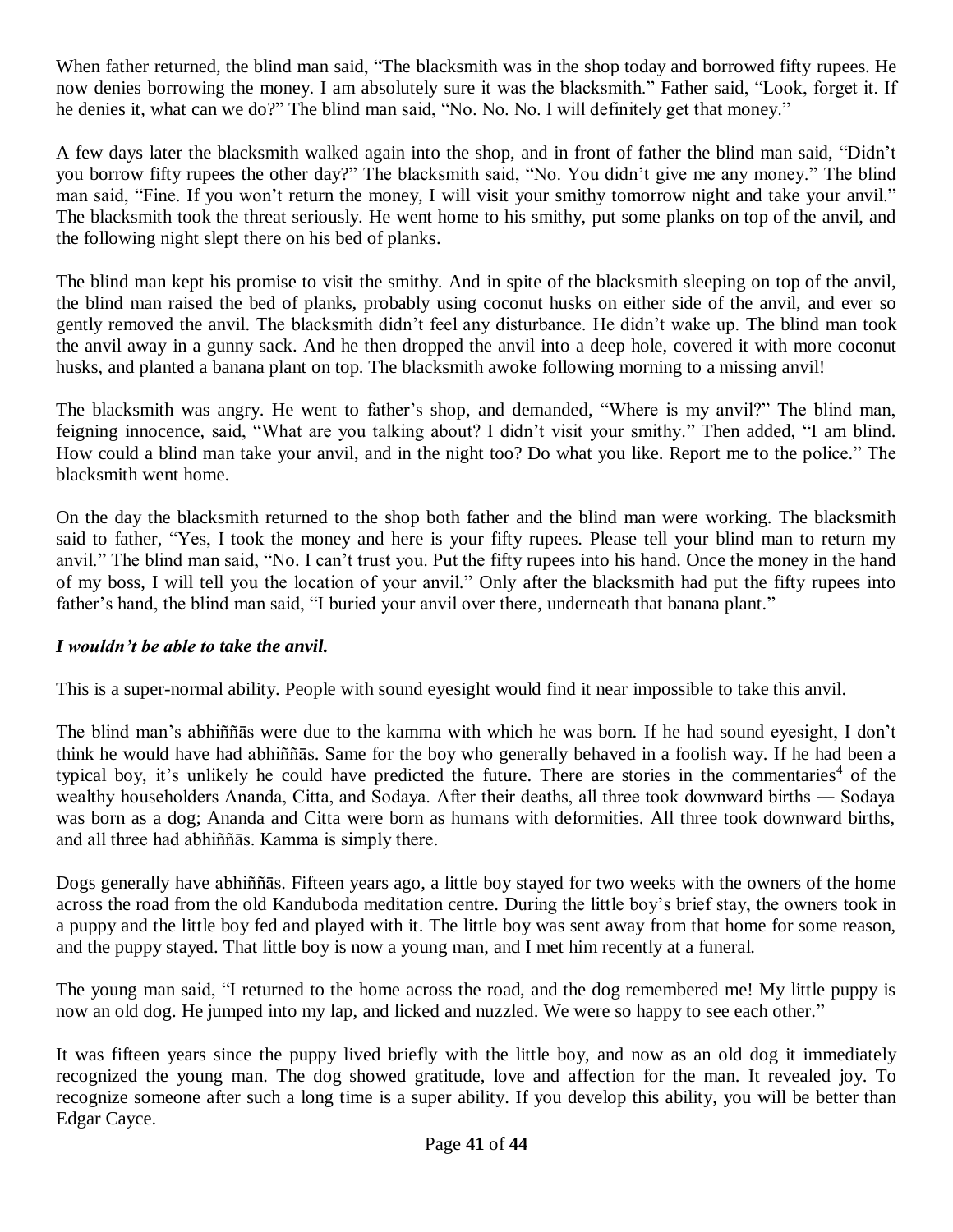When father returned, the blind man said, "The blacksmith was in the shop today and borrowed fifty rupees. He now denies borrowing the money. I am absolutely sure it was the blacksmith." Father said, "Look, forget it. If he denies it, what can we do?" The blind man said, "No. No. No. I will definitely get that money."

A few days later the blacksmith walked again into the shop, and in front of father the blind man said, "Didn't you borrow fifty rupees the other day?" The blacksmith said, "No. You didn't give me any money." The blind man said, "Fine. If you won't return the money, I will visit your smithy tomorrow night and take your anvil." The blacksmith took the threat seriously. He went home to his smithy, put some planks on top of the anvil, and the following night slept there on his bed of planks.

The blind man kept his promise to visit the smithy. And in spite of the blacksmith sleeping on top of the anvil, the blind man raised the bed of planks, probably using coconut husks on either side of the anvil, and ever so gently removed the anvil. The blacksmith didn't feel any disturbance. He didn't wake up. The blind man took the anvil away in a gunny sack. And he then dropped the anvil into a deep hole, covered it with more coconut husks, and planted a banana plant on top. The blacksmith awoke following morning to a missing anvil!

The blacksmith was angry. He went to father's shop, and demanded, "Where is my anvil?" The blind man, feigning innocence, said, "What are you talking about? I didn't visit your smithy." Then added, "I am blind. How could a blind man take your anvil, and in the night too? Do what you like. Report me to the police." The blacksmith went home.

On the day the blacksmith returned to the shop both father and the blind man were working. The blacksmith said to father, "Yes, I took the money and here is your fifty rupees. Please tell your blind man to return my anvil." The blind man said, "No. I can't trust you. Put the fifty rupees into his hand. Once the money in the hand of my boss, I will tell you the location of your anvil." Only after the blacksmith had put the fifty rupees into father's hand, the blind man said, "I buried your anvil over there, underneath that banana plant."

***I wouldn't be able to take the anvil.***

This is a super-normal ability. People with sound eyesight would find it near impossible to take this anvil.

The blind man's abhiññās were due to the kamma with which he was born. If he had sound eyesight, I don't think he would have had abhiññās. Same for the boy who generally behaved in a foolish way. If he had been a typical boy, it's unlikely he could have predicted the future. There are stories in the commentaries[4] of the wealthy householders Ananda, Citta, and Sodaya. After their deaths, all three took downward births ― Sodaya was born as a dog; Ananda and Citta were born as humans with deformities. All three took downward births, and all three had abhiññās. Kamma is simply there.

Dogs generally have abhiññās. Fifteen years ago, a little boy stayed for two weeks with the owners of the home across the road from the old Kanduboda meditation centre. During the little boy's brief stay, the owners took in a puppy and the little boy fed and played with it. The little boy was sent away from that home for some reason, and the puppy stayed. That little boy is now a young man, and I met him recently at a funeral.

The young man said, "I returned to the home across the road, and the dog remembered me! My little puppy is now an old dog. He jumped into my lap, and licked and nuzzled. We were so happy to see each other."

It was fifteen years since the puppy lived briefly with the little boy, and now as an old dog it immediately recognized the young man. The dog showed gratitude, love and affection for the man. It revealed joy. To recognize someone after such a long time is a super ability. If you develop this ability, you will be better than Edgar Cayce.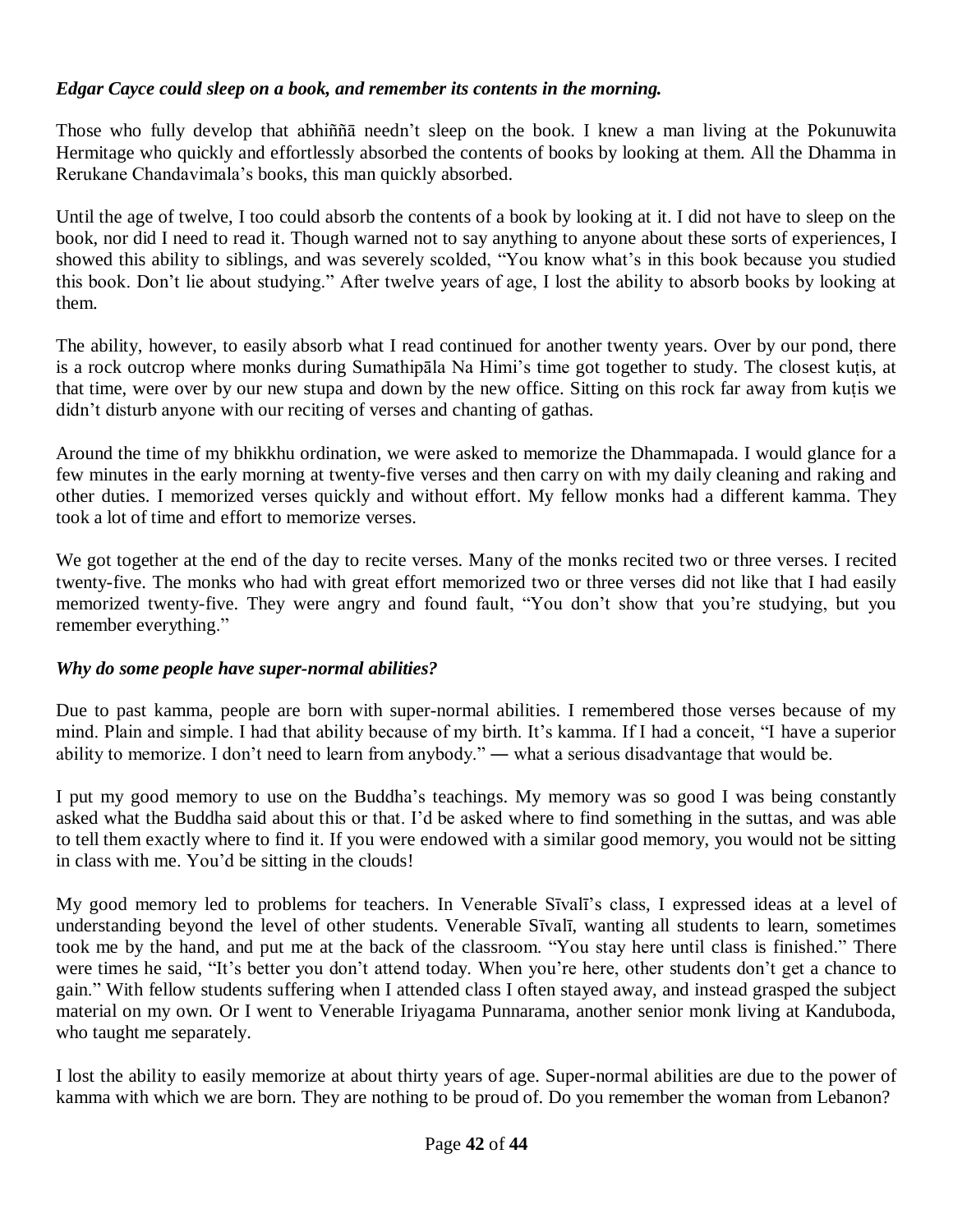***Edgar Cayce could sleep on a book, and remember its contents in the morning.***

Those who fully develop that abhiññā needn't sleep on the book. I knew a man living at the Pokunuwita Hermitage who quickly and effortlessly absorbed the contents of books by looking at them. All the Dhamma in Rerukane Chandavimala's books, this man quickly absorbed.

Until the age of twelve, I too could absorb the contents of a book by looking at it. I did not have to sleep on the book, nor did I need to read it. Though warned not to say anything to anyone about these sorts of experiences, I showed this ability to siblings, and was severely scolded, "You know what's in this book because you studied this book. Don't lie about studying." After twelve years of age, I lost the ability to absorb books by looking at them.

The ability, however, to easily absorb what I read continued for another twenty years. Over by our pond, there is a rock outcrop where monks during Sumathipāla Na Himi's time got together to study. The closest kuṭis, at that time, were over by our new stupa and down by the new office. Sitting on this rock far away from kuṭis we didn't disturb anyone with our reciting of verses and chanting of gathas.

Around the time of my bhikkhu ordination, we were asked to memorize the Dhammapada. I would glance for a few minutes in the early morning at twenty-five verses and then carry on with my daily cleaning and raking and other duties. I memorized verses quickly and without effort. My fellow monks had a different kamma. They took a lot of time and effort to memorize verses.

We got together at the end of the day to recite verses. Many of the monks recited two or three verses. I recited twenty-five. The monks who had with great effort memorized two or three verses did not like that I had easily memorized twenty-five. They were angry and found fault, "You don't show that you're studying, but you remember everything."

***Why do some people have super-normal abilities?***

Due to past kamma, people are born with super-normal abilities. I remembered those verses because of my mind. Plain and simple. I had that ability because of my birth. It's kamma. If I had a conceit, "I have a superior ability to memorize. I don't need to learn from anybody." ― what a serious disadvantage that would be.

I put my good memory to use on the Buddha's teachings. My memory was so good I was being constantly asked what the Buddha said about this or that. I'd be asked where to find something in the suttas, and was able to tell them exactly where to find it. If you were endowed with a similar good memory, you would not be sitting in class with me. You'd be sitting in the clouds!

My good memory led to problems for teachers. In Venerable Sīvalī's class, I expressed ideas at a level of understanding beyond the level of other students. Venerable Sīvalī, wanting all students to learn, sometimes took me by the hand, and put me at the back of the classroom. "You stay here until class is finished." There were times he said, "It's better you don't attend today. When you're here, other students don't get a chance to gain." With fellow students suffering when I attended class I often stayed away, and instead grasped the subject material on my own. Or I went to Venerable Iriyagama Punnarama, another senior monk living at Kanduboda, who taught me separately.

I lost the ability to easily memorize at about thirty years of age. Super-normal abilities are due to the power of kamma with which we are born. They are nothing to be proud of. Do you remember the woman from Lebanon?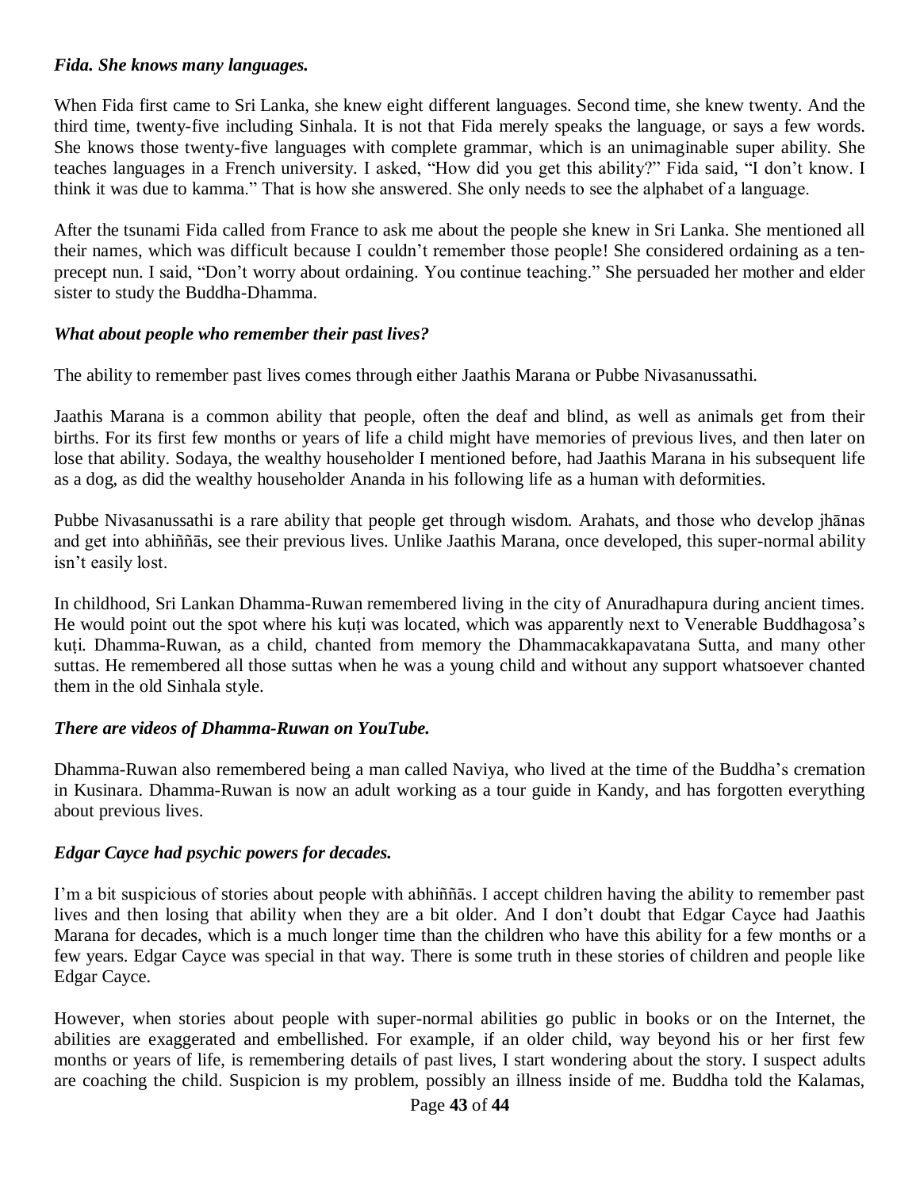***Fida. She knows many languages.***

When Fida first came to Sri Lanka, she knew eight different languages. Second time, she knew twenty. And the third time, twenty-five including Sinhala. It is not that Fida merely speaks the language, or says a few words. She knows those twenty-five languages with complete grammar, which is an unimaginable super ability. She teaches languages in a French university. I asked, "How did you get this ability?" Fida said, "I don't know. I think it was due to kamma." That is how she answered. She only needs to see the alphabet of a language.

After the tsunami Fida called from France to ask me about the people she knew in Sri Lanka. She mentioned all their names, which was difficult because I couldn't remember those people! She considered ordaining as a ten-precept nun. I said, "Don't worry about ordaining. You continue teaching." She persuaded her mother and elder sister to study the Buddha-Dhamma.

***What about people who remember their past lives?***

The ability to remember past lives comes through either Jaathis Marana or Pubbe Nivasanussathi.

Jaathis Marana is a common ability that people, often the deaf and blind, as well as animals get from their births. For its first few months or years of life a child might have memories of previous lives, and then later on lose that ability. Sodaya, the wealthy householder I mentioned before, had Jaathis Marana in his subsequent life as a dog, as did the wealthy householder Ananda in his following life as a human with deformities.

Pubbe Nivasanussathi is a rare ability that people get through wisdom. Arahats, and those who develop jhānas and get into abhiññās, see their previous lives. Unlike Jaathis Marana, once developed, this super-normal ability isn't easily lost.

In childhood, Sri Lankan Dhamma-Ruwan remembered living in the city of Anuradhapura during ancient times. He would point out the spot where his kuṭi was located, which was apparently next to Venerable Buddhagosa's kuṭi. Dhamma-Ruwan, as a child, chanted from memory the Dhammacakkapavatana Sutta, and many other suttas. He remembered all those suttas when he was a young child and without any support whatsoever chanted them in the old Sinhala style.

***There are videos of Dhamma-Ruwan on YouTube.***

Dhamma-Ruwan also remembered being a man called Naviya, who lived at the time of the Buddha's cremation in Kusinara. Dhamma-Ruwan is now an adult working as a tour guide in Kandy, and has forgotten everything about previous lives.

***Edgar Cayce had psychic powers for decades.***

I'm a bit suspicious of stories about people with abhiññās. I accept children having the ability to remember past lives and then losing that ability when they are a bit older. And I don't doubt that Edgar Cayce had Jaathis Marana for decades, which is a much longer time than the children who have this ability for a few months or a few years. Edgar Cayce was special in that way. There is some truth in these stories of children and people like Edgar Cayce.

However, when stories about people with super-normal abilities go public in books or on the Internet, the abilities are exaggerated and embellished. For example, if an older child, way beyond his or her first few months or years of life, is remembering details of past lives, I start wondering about the story. I suspect adults are coaching the child. Suspicion is my problem, possibly an illness inside of me. Buddha told the Kalamas,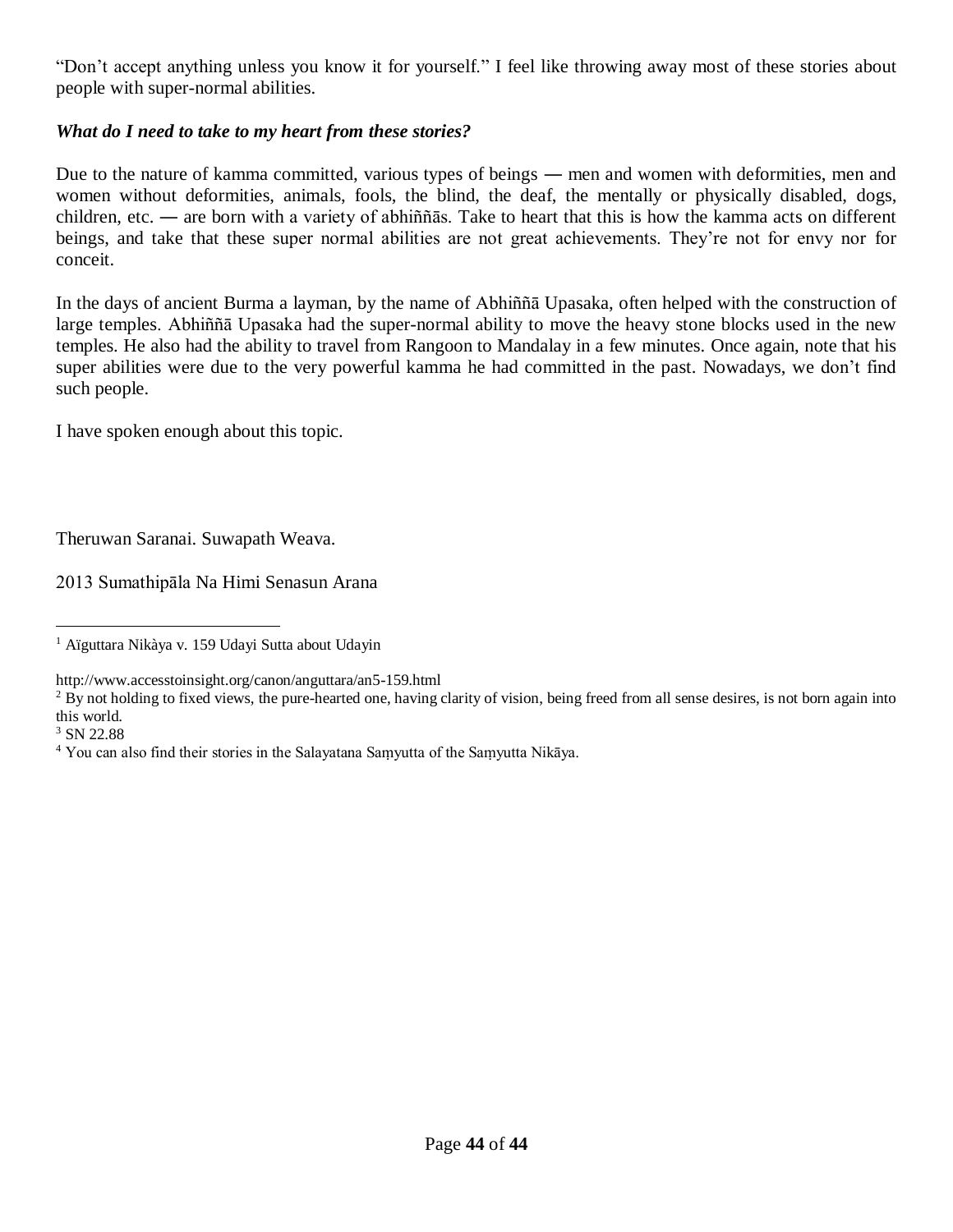"Don't accept anything unless you know it for yourself." I feel like throwing away most of these stories about people with super-normal abilities.

***What do I need to take to my heart from these stories?***

Due to the nature of kamma committed, various types of beings ― men and women with deformities, men and women without deformities, animals, fools, the blind, the deaf, the mentally or physically disabled, dogs, children, etc. ― are born with a variety of abhiññās. Take to heart that this is how the kamma acts on different beings, and take that these super normal abilities are not great achievements. They're not for envy nor for conceit.

In the days of ancient Burma a layman, by the name of Abhiññā Upasaka, often helped with the construction of large temples. Abhiññā Upasaka had the super-normal ability to move the heavy stone blocks used in the new temples. He also had the ability to travel from Rangoon to Mandalay in a few minutes. Once again, note that his super abilities were due to the very powerful kamma he had committed in the past. Nowadays, we don't find such people.

I have spoken enough about this topic.

Theruwan Saranai. Suwapath Weava.

2013 Sumathipāla Na Himi Senasun Arana

---

[1] Aïguttara Nikàya v. 159 Udayi Sutta about Udayin

http://www.accesstoinsight.org/canon/anguttara/an5-159.html

[2] By not holding to fixed views, the pure-hearted one, having clarity of vision, being freed from all sense desires, is not born again into this world.

[3] SN 22.88

[4] You can also find their stories in the Salayatana Saṃyutta of the Saṃyutta Nikāya.